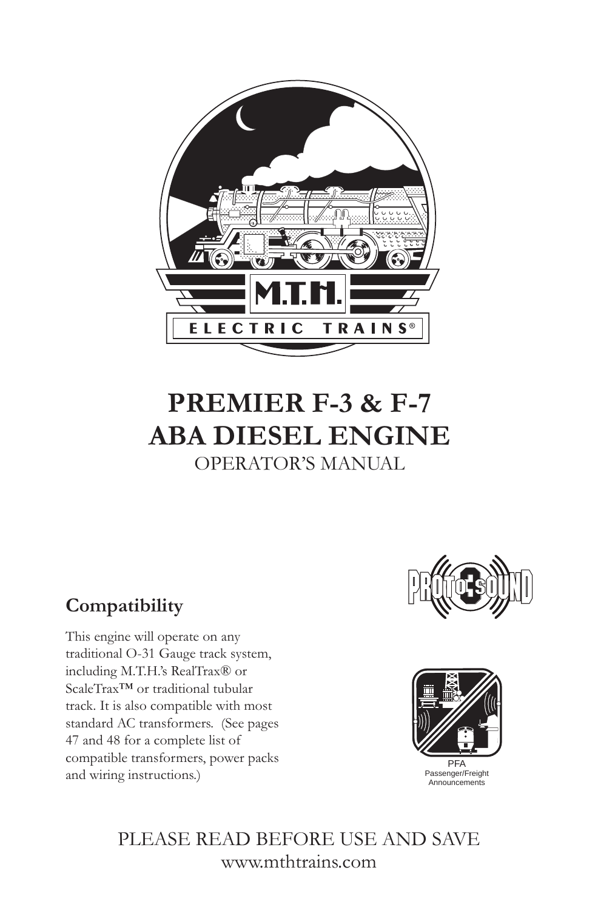# PREMIER F-3 & F-7 ABA DIESEL ENGINE

OPERATOR'S MANUAL

## Compatibility

This engine will operate on any traditional O-31 Gauge track system, including M.T.H.'s RealTrax® or ScaleTrax™ or traditional tubular track. It is also compatible with most standard AC transformers. (See pages 47 and 48 for a complete list of compatible transformers, power packs and wiring instructions.)

PFA
Passenger/Freight Announcements

PLEASE READ BEFORE USE AND SAVE
www.mthtrains.com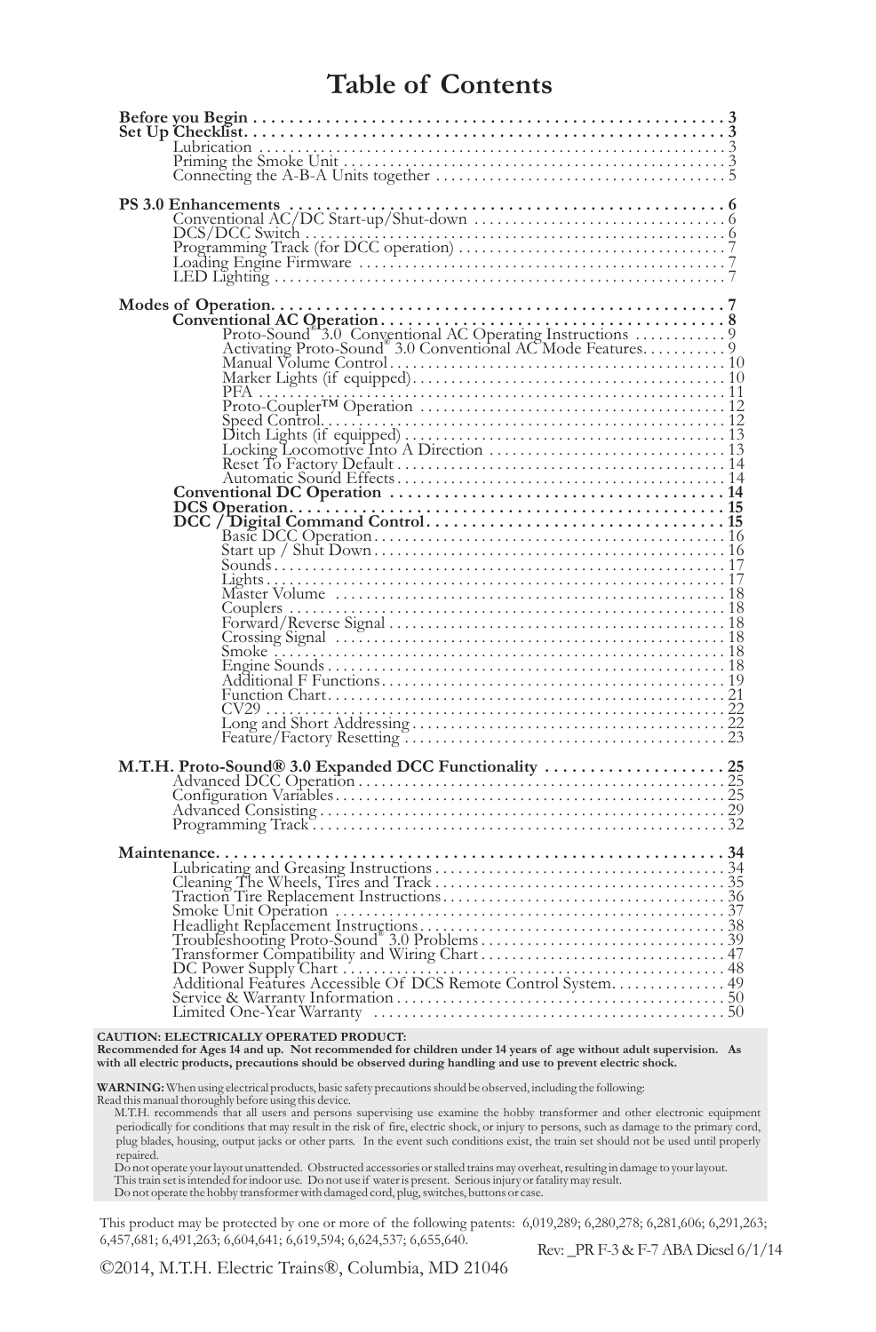# Table of Contents

**Before you Begin** . . . . . . . . . . 3
**Set Up Checklist** . . . . . . . . . . 3
- Lubrication . . . . . . . . . . 3
- Priming the Smoke Unit . . . . . . . . . . 3
- Connecting the A-B-A Units together . . . . . . . . . . 5

**PS 3.0 Enhancements** . . . . . . . . . . 6
- Conventional AC/DC Start-up/Shut-down . . . . . . . . . . 6
- DCS/DCC Switch . . . . . . . . . . 6
- Programming Track (for DCC operation) . . . . . . . . . . 7
- Loading Engine Firmware . . . . . . . . . . 7
- LED Lighting . . . . . . . . . . 7

**Modes of Operation** . . . . . . . . . . 7
- **Conventional AC Operation** . . . . . . . . . . 8
  - Proto-Sound® 3.0 Conventional AC Operating Instructions . . . . . . . . . . 9
  - Activating Proto-Sound® 3.0 Conventional AC Mode Features . . . . . . . . . . 9
  - Manual Volume Control . . . . . . . . . . 10
  - Marker Lights (if equipped) . . . . . . . . . . 10
  - PFA . . . . . . . . . . 11
  - Proto-Coupler™ Operation . . . . . . . . . . 12
  - Speed Control . . . . . . . . . . 12
  - Ditch Lights (if equipped) . . . . . . . . . . 13
  - Locking Locomotive Into A Direction . . . . . . . . . . 13
  - Reset To Factory Default . . . . . . . . . . 14
  - Automatic Sound Effects . . . . . . . . . . 14
- **Conventional DC Operation** . . . . . . . . . . 14
- **DCS Operation** . . . . . . . . . . 15
- **DCC / Digital Command Control** . . . . . . . . . . 15
  - Basic DCC Operation . . . . . . . . . . 16
  - Start up / Shut Down . . . . . . . . . . 16
  - Sounds . . . . . . . . . . 17
  - Lights . . . . . . . . . . 17
  - Master Volume . . . . . . . . . . 18
  - Couplers . . . . . . . . . . 18
  - Forward/Reverse Signal . . . . . . . . . . 18
  - Crossing Signal . . . . . . . . . . 18
  - Smoke . . . . . . . . . . 18
  - Engine Sounds . . . . . . . . . . 18
  - Additional F Functions . . . . . . . . . . 19
  - Function Chart . . . . . . . . . . 21
  - CV29 . . . . . . . . . . 22
  - Long and Short Addressing . . . . . . . . . . 22
  - Feature/Factory Resetting . . . . . . . . . . 23

**M.T.H. Proto-Sound® 3.0 Expanded DCC Functionality** . . . . . . . . . . 25
- Advanced DCC Operation . . . . . . . . . . 25
- Configuration Variables . . . . . . . . . . 25
- Advanced Consisting . . . . . . . . . . 29
- Programming Track . . . . . . . . . . 32

**Maintenance** . . . . . . . . . . 34
- Lubricating and Greasing Instructions . . . . . . . . . . 34
- Cleaning The Wheels, Tires and Track . . . . . . . . . . 35
- Traction Tire Replacement Instructions . . . . . . . . . . 36
- Smoke Unit Operation . . . . . . . . . . 37
- Headlight Replacement Instructions . . . . . . . . . . 38
- Troubleshooting Proto-Sound® 3.0 Problems . . . . . . . . . . 39
- Transformer Compatibility and Wiring Chart . . . . . . . . . . 47
- DC Power Supply Chart . . . . . . . . . . 48
- Additional Features Accessible Of DCS Remote Control System . . . . . . . . . . 49
- Service & Warranty Information . . . . . . . . . . 50
- Limited One-Year Warranty . . . . . . . . . . 50

**CAUTION: ELECTRICALLY OPERATED PRODUCT:**
**Recommended for Ages 14 and up. Not recommended for children under 14 years of age without adult supervision. As with all electric products, precautions should be observed during handling and use to prevent electric shock.**

**WARNING:** When using electrical products, basic safety precautions should be observed, including the following:
Read this manual thoroughly before using this device.
M.T.H. recommends that all users and persons supervising use examine the hobby transformer and other electronic equipment periodically for conditions that may result in the risk of fire, electric shock, or injury to persons, such as damage to the primary cord, plug blades, housing, output jacks or other parts. In the event such conditions exist, the train set should not be used until properly repaired.
Do not operate your layout unattended. Obstructed accessories or stalled trains may overheat, resulting in damage to your layout.
This train set is intended for indoor use. Do not use if water is present. Serious injury or fatality may result.
Do not operate the hobby transformer with damaged cord, plug, switches, buttons or case.

This product may be protected by one or more of the following patents: 6,019,289; 6,280,278; 6,281,606; 6,291,263; 6,457,681; 6,491,263; 6,604,641; 6,619,594; 6,624,537; 6,655,640.

Rev: _PR F-3 & F-7 ABA Diesel 6/1/14

©2014, M.T.H. Electric Trains®, Columbia, MD 21046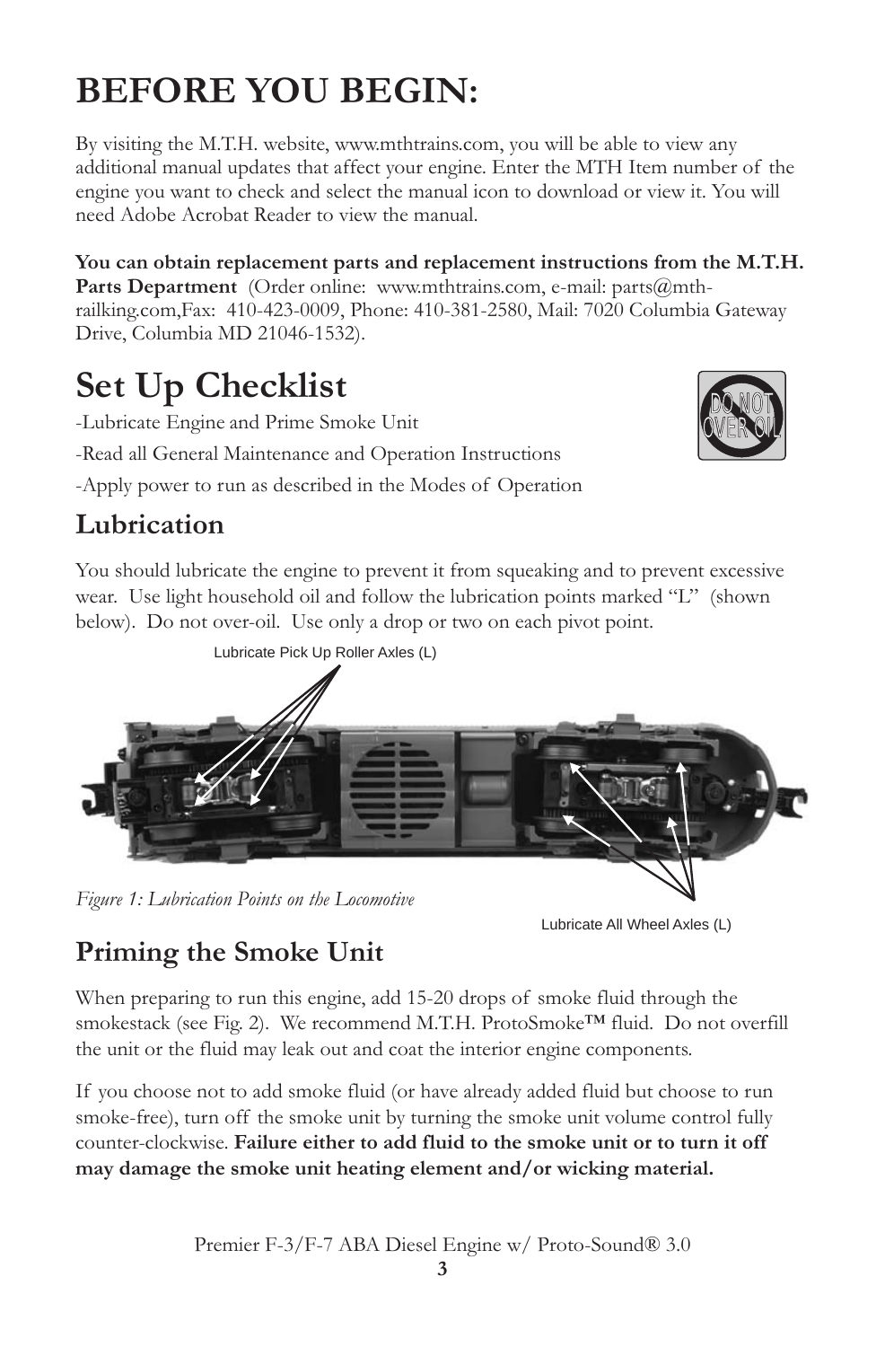# BEFORE YOU BEGIN:

By visiting the M.T.H. website, www.mthtrains.com, you will be able to view any additional manual updates that affect your engine. Enter the MTH Item number of the engine you want to check and select the manual icon to download or view it. You will need Adobe Acrobat Reader to view the manual.

**You can obtain replacement parts and replacement instructions from the M.T.H. Parts Department** (Order online: www.mthtrains.com, e-mail: parts@mth-railking.com,Fax: 410-423-0009, Phone: 410-381-2580, Mail: 7020 Columbia Gateway Drive, Columbia MD 21046-1532).

# Set Up Checklist

DO NOT OVER OIL

-Lubricate Engine and Prime Smoke Unit

-Read all General Maintenance and Operation Instructions

-Apply power to run as described in the Modes of Operation

## Lubrication

You should lubricate the engine to prevent it from squeaking and to prevent excessive wear. Use light household oil and follow the lubrication points marked "L" (shown below). Do not over-oil. Use only a drop or two on each pivot point.

Lubricate Pick Up Roller Axles (L)

Lubricate All Wheel Axles (L)

*Figure 1: Lubrication Points on the Locomotive*

## Priming the Smoke Unit

When preparing to run this engine, add 15-20 drops of smoke fluid through the smokestack (see Fig. 2). We recommend M.T.H. ProtoSmoke™ fluid. Do not overfill the unit or the fluid may leak out and coat the interior engine components.

If you choose not to add smoke fluid (or have already added fluid but choose to run smoke-free), turn off the smoke unit by turning the smoke unit volume control fully counter-clockwise. **Failure either to add fluid to the smoke unit or to turn it off may damage the smoke unit heating element and/or wicking material.**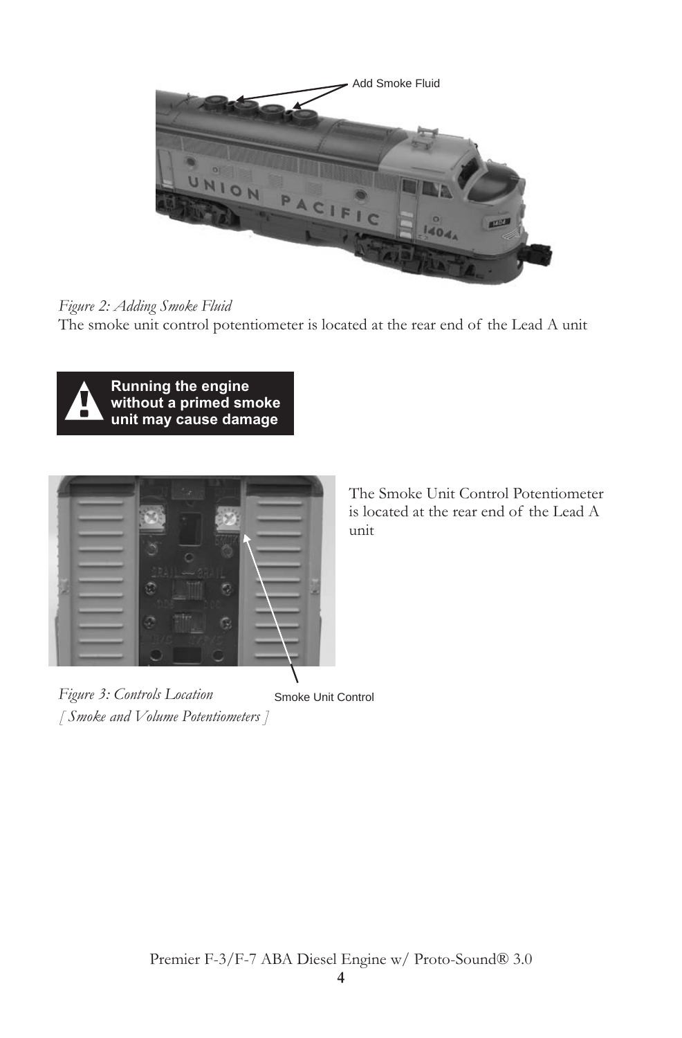Add Smoke Fluid

*Figure 2: Adding Smoke Fluid*

The smoke unit control potentiometer is located at the rear end of the Lead A unit

**Running the engine without a primed smoke unit may cause damage**

The Smoke Unit Control Potentiometer is located at the rear end of the Lead A unit

*Figure 3: Controls Location*
*[ Smoke and Volume Potentiometers ]*

Smoke Unit Control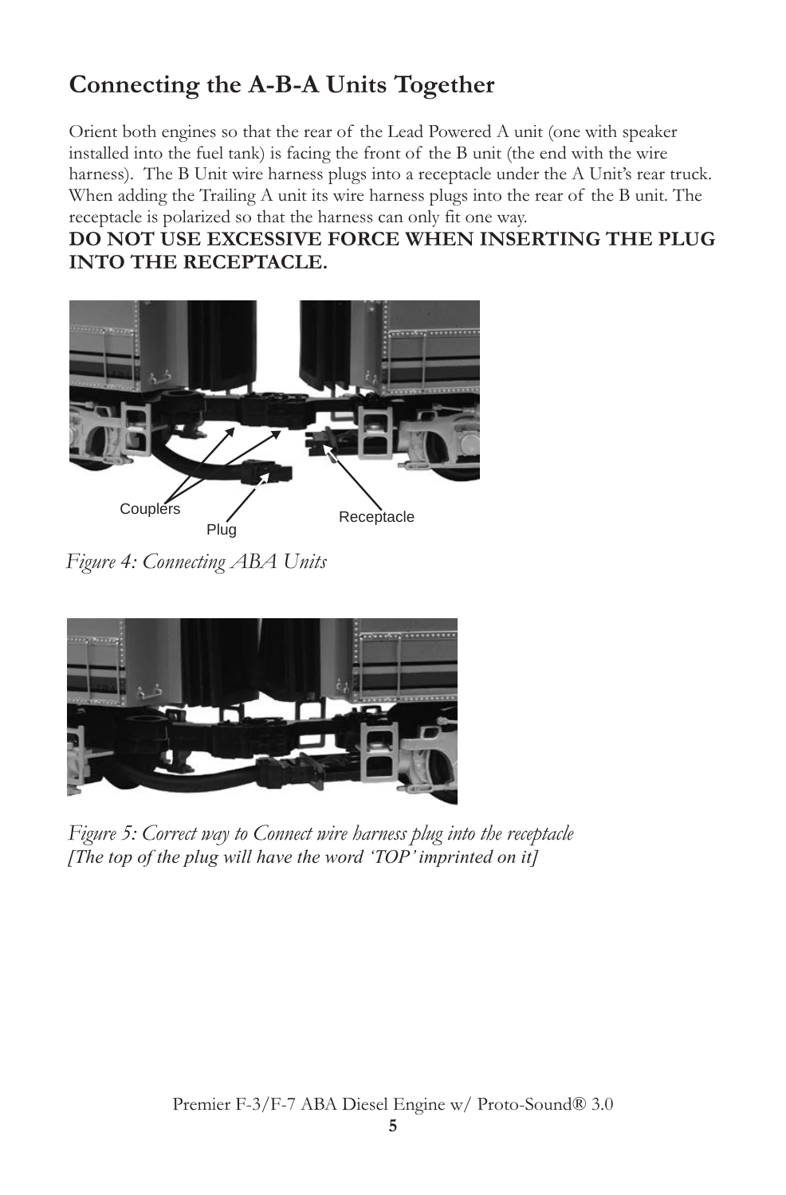## Connecting the A-B-A Units Together

Orient both engines so that the rear of the Lead Powered A unit (one with speaker installed into the fuel tank) is facing the front of the B unit (the end with the wire harness). The B Unit wire harness plugs into a receptacle under the A Unit's rear truck. When adding the Trailing A unit its wire harness plugs into the rear of the B unit. The receptacle is polarized so that the harness can only fit one way.

**DO NOT USE EXCESSIVE FORCE WHEN INSERTING THE PLUG INTO THE RECEPTACLE.**

*Figure 4: Connecting ABA Units*

*Figure 5: Correct way to Connect wire harness plug into the receptacle*
*[The top of the plug will have the word 'TOP' imprinted on it]*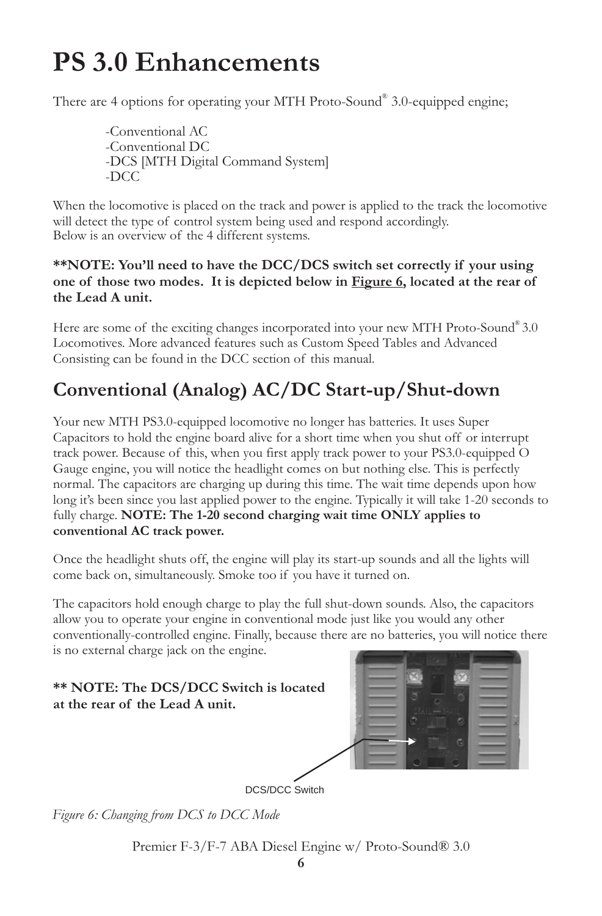# PS 3.0 Enhancements

There are 4 options for operating your MTH Proto-Sound® 3.0-equipped engine;

- -Conventional AC
- -Conventional DC
- -DCS [MTH Digital Command System]
- -DCC

When the locomotive is placed on the track and power is applied to the track the locomotive will detect the type of control system being used and respond accordingly.
Below is an overview of the 4 different systems.

**\*\*NOTE: You'll need to have the DCC/DCS switch set correctly if your using one of those two modes. It is depicted below in Figure 6, located at the rear of the Lead A unit.**

Here are some of the exciting changes incorporated into your new MTH Proto-Sound® 3.0 Locomotives. More advanced features such as Custom Speed Tables and Advanced Consisting can be found in the DCC section of this manual.

## Conventional (Analog) AC/DC Start-up/Shut-down

Your new MTH PS3.0-equipped locomotive no longer has batteries. It uses Super Capacitors to hold the engine board alive for a short time when you shut off or interrupt track power. Because of this, when you first apply track power to your PS3.0-equipped O Gauge engine, you will notice the headlight comes on but nothing else. This is perfectly normal. The capacitors are charging up during this time. The wait time depends upon how long it's been since you last applied power to the engine. Typically it will take 1-20 seconds to fully charge. **NOTE: The 1-20 second charging wait time ONLY applies to conventional AC track power.**

Once the headlight shuts off, the engine will play its start-up sounds and all the lights will come back on, simultaneously. Smoke too if you have it turned on.

The capacitors hold enough charge to play the full shut-down sounds. Also, the capacitors allow you to operate your engine in conventional mode just like you would any other conventionally-controlled engine. Finally, because there are no batteries, you will notice there is no external charge jack on the engine.

**\*\* NOTE: The DCS/DCC Switch is located at the rear of the Lead A unit.**

DCS/DCC Switch

*Figure 6: Changing from DCS to DCC Mode*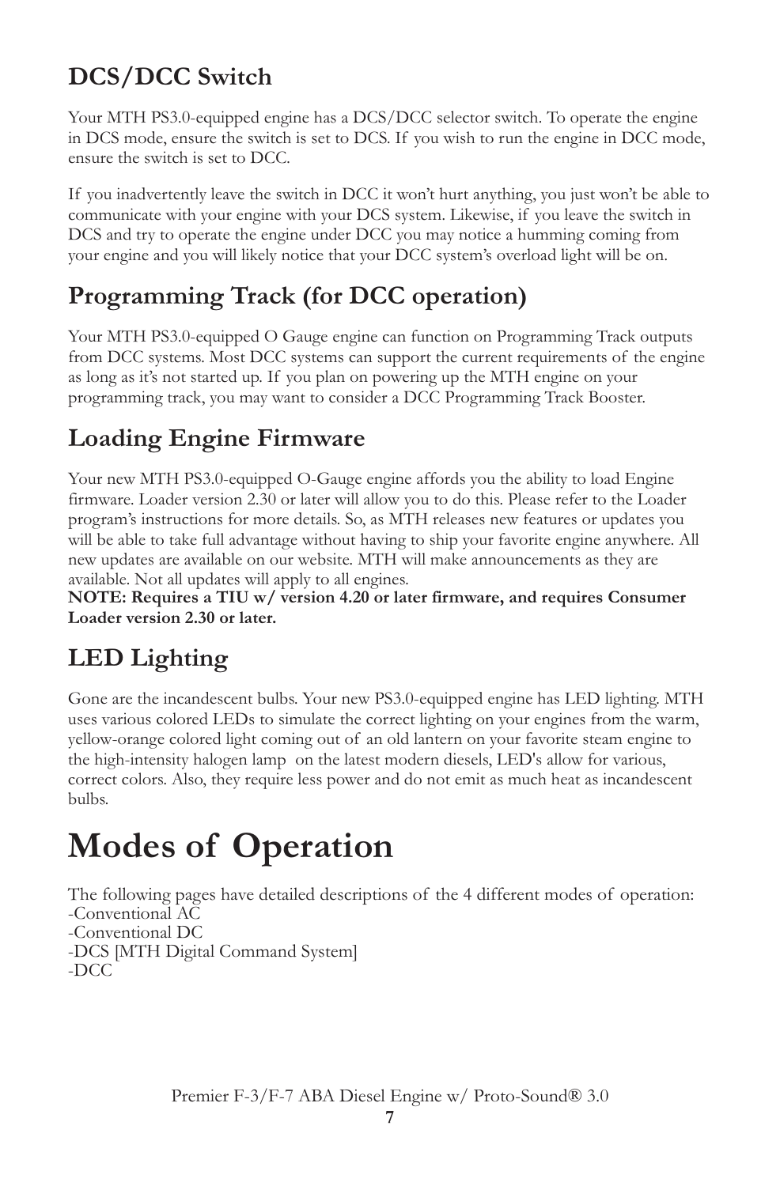## DCS/DCC Switch

Your MTH PS3.0-equipped engine has a DCS/DCC selector switch. To operate the engine in DCS mode, ensure the switch is set to DCS. If you wish to run the engine in DCC mode, ensure the switch is set to DCC.

If you inadvertently leave the switch in DCC it won't hurt anything, you just won't be able to communicate with your engine with your DCS system. Likewise, if you leave the switch in DCS and try to operate the engine under DCC you may notice a humming coming from your engine and you will likely notice that your DCC system's overload light will be on.

## Programming Track (for DCC operation)

Your MTH PS3.0-equipped O Gauge engine can function on Programming Track outputs from DCC systems. Most DCC systems can support the current requirements of the engine as long as it's not started up. If you plan on powering up the MTH engine on your programming track, you may want to consider a DCC Programming Track Booster.

## Loading Engine Firmware

Your new MTH PS3.0-equipped O-Gauge engine affords you the ability to load Engine firmware. Loader version 2.30 or later will allow you to do this. Please refer to the Loader program's instructions for more details. So, as MTH releases new features or updates you will be able to take full advantage without having to ship your favorite engine anywhere. All new updates are available on our website. MTH will make announcements as they are available. Not all updates will apply to all engines.
**NOTE: Requires a TIU w/ version 4.20 or later firmware, and requires Consumer Loader version 2.30 or later.**

## LED Lighting

Gone are the incandescent bulbs. Your new PS3.0-equipped engine has LED lighting. MTH uses various colored LEDs to simulate the correct lighting on your engines from the warm, yellow-orange colored light coming out of an old lantern on your favorite steam engine to the high-intensity halogen lamp on the latest modern diesels, LED's allow for various, correct colors. Also, they require less power and do not emit as much heat as incandescent bulbs.

# Modes of Operation

The following pages have detailed descriptions of the 4 different modes of operation:
-Conventional AC
-Conventional DC
-DCS [MTH Digital Command System]
-DCC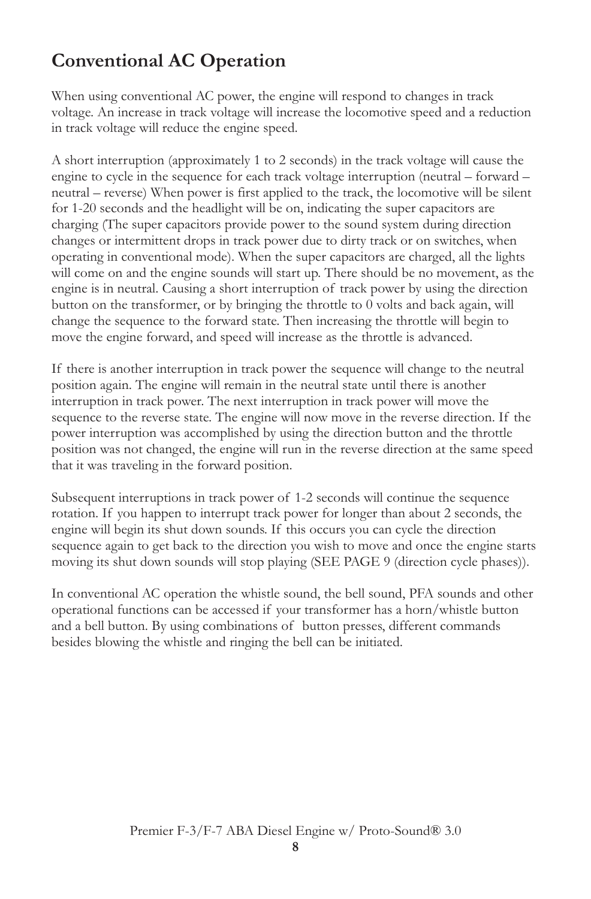## Conventional AC Operation

When using conventional AC power, the engine will respond to changes in track voltage. An increase in track voltage will increase the locomotive speed and a reduction in track voltage will reduce the engine speed.

A short interruption (approximately 1 to 2 seconds) in the track voltage will cause the engine to cycle in the sequence for each track voltage interruption (neutral – forward – neutral – reverse) When power is first applied to the track, the locomotive will be silent for 1-20 seconds and the headlight will be on, indicating the super capacitors are charging (The super capacitors provide power to the sound system during direction changes or intermittent drops in track power due to dirty track or on switches, when operating in conventional mode). When the super capacitors are charged, all the lights will come on and the engine sounds will start up. There should be no movement, as the engine is in neutral. Causing a short interruption of track power by using the direction button on the transformer, or by bringing the throttle to 0 volts and back again, will change the sequence to the forward state. Then increasing the throttle will begin to move the engine forward, and speed will increase as the throttle is advanced.

If there is another interruption in track power the sequence will change to the neutral position again. The engine will remain in the neutral state until there is another interruption in track power. The next interruption in track power will move the sequence to the reverse state. The engine will now move in the reverse direction. If the power interruption was accomplished by using the direction button and the throttle position was not changed, the engine will run in the reverse direction at the same speed that it was traveling in the forward position.

Subsequent interruptions in track power of 1-2 seconds will continue the sequence rotation. If you happen to interrupt track power for longer than about 2 seconds, the engine will begin its shut down sounds. If this occurs you can cycle the direction sequence again to get back to the direction you wish to move and once the engine starts moving its shut down sounds will stop playing (SEE PAGE 9 (direction cycle phases)).

In conventional AC operation the whistle sound, the bell sound, PFA sounds and other operational functions can be accessed if your transformer has a horn/whistle button and a bell button. By using combinations of button presses, different commands besides blowing the whistle and ringing the bell can be initiated.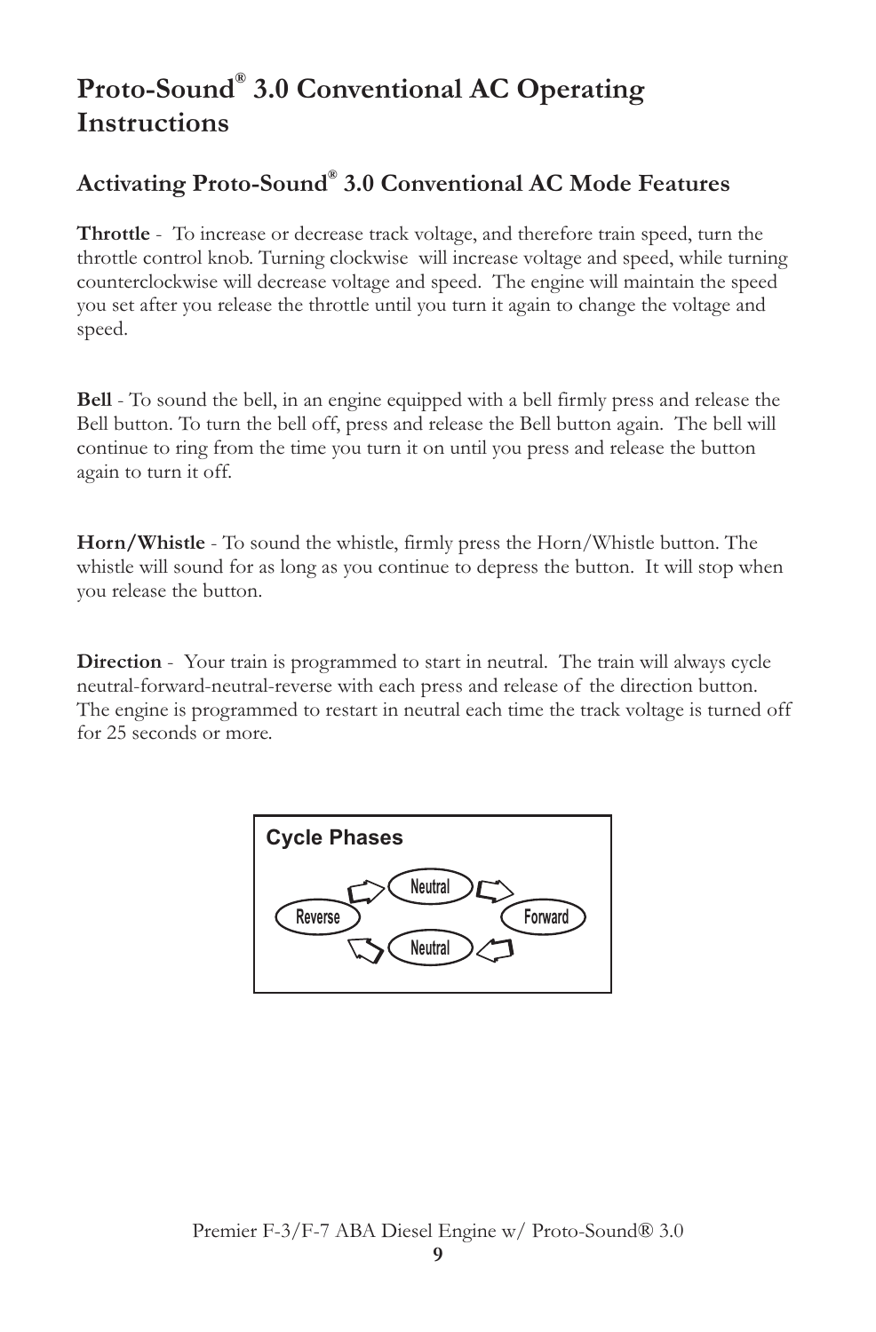# Proto-Sound® 3.0 Conventional AC Operating Instructions

## Activating Proto-Sound® 3.0 Conventional AC Mode Features

**Throttle** - To increase or decrease track voltage, and therefore train speed, turn the throttle control knob. Turning clockwise will increase voltage and speed, while turning counterclockwise will decrease voltage and speed. The engine will maintain the speed you set after you release the throttle until you turn it again to change the voltage and speed.

**Bell** - To sound the bell, in an engine equipped with a bell firmly press and release the Bell button. To turn the bell off, press and release the Bell button again. The bell will continue to ring from the time you turn it on until you press and release the button again to turn it off.

**Horn/Whistle** - To sound the whistle, firmly press the Horn/Whistle button. The whistle will sound for as long as you continue to depress the button. It will stop when you release the button.

**Direction** - Your train is programmed to start in neutral. The train will always cycle neutral-forward-neutral-reverse with each press and release of the direction button. The engine is programmed to restart in neutral each time the track voltage is turned off for 25 seconds or more.

**Cycle Phases**

Neutral → Forward → Neutral → Reverse → Neutral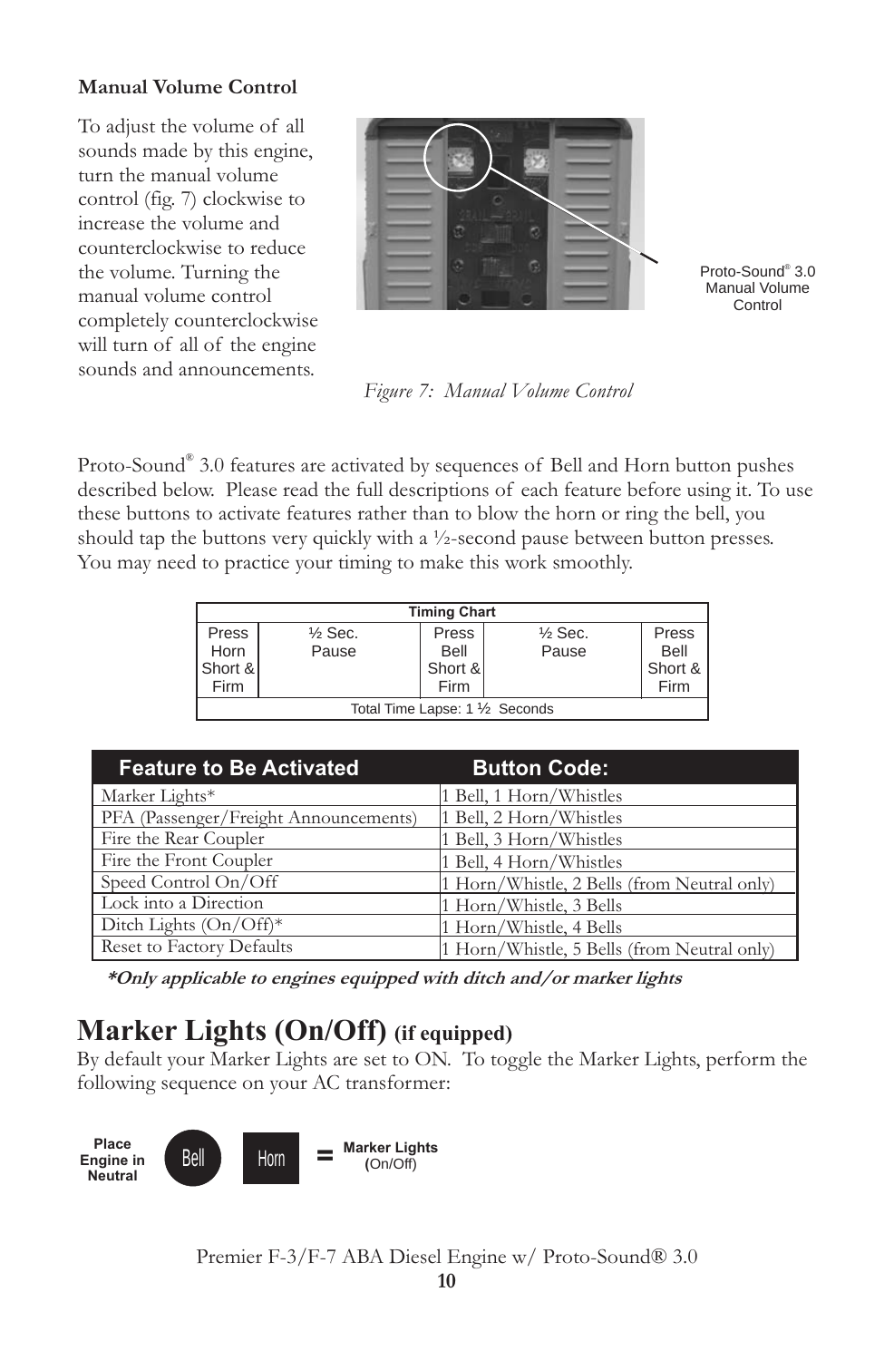**Manual Volume Control**

To adjust the volume of all sounds made by this engine, turn the manual volume control (fig. 7) clockwise to increase the volume and counterclockwise to reduce the volume. Turning the manual volume control completely counterclockwise will turn of all of the engine sounds and announcements.

Proto-Sound® 3.0 Manual Volume Control

*Figure 7: Manual Volume Control*

Proto-Sound® 3.0 features are activated by sequences of Bell and Horn button pushes described below. Please read the full descriptions of each feature before using it. To use these buttons to activate features rather than to blow the horn or ring the bell, you should tap the buttons very quickly with a ½-second pause between button presses. You may need to practice your timing to make this work smoothly.

| Timing Chart | | | | |
|---|---|---|---|---|
| Press Horn Short & Firm | ½ Sec. Pause | Press Bell Short & Firm | ½ Sec. Pause | Press Bell Short & Firm |
| Total Time Lapse: 1 ½ Seconds | | | | |

| Feature to Be Activated | Button Code: |
|---|---|
| Marker Lights* | 1 Bell, 1 Horn/Whistles |
| PFA (Passenger/Freight Announcements) | 1 Bell, 2 Horn/Whistles |
| Fire the Rear Coupler | 1 Bell, 3 Horn/Whistles |
| Fire the Front Coupler | 1 Bell, 4 Horn/Whistles |
| Speed Control On/Off | 1 Horn/Whistle, 2 Bells (from Neutral only) |
| Lock into a Direction | 1 Horn/Whistle, 3 Bells |
| Ditch Lights (On/Off)* | 1 Horn/Whistle, 4 Bells |
| Reset to Factory Defaults | 1 Horn/Whistle, 5 Bells (from Neutral only) |

***Only applicable to engines equipped with ditch and/or marker lights***

# Marker Lights (On/Off) (if equipped)

By default your Marker Lights are set to ON. To toggle the Marker Lights, perform the following sequence on your AC transformer:

**Place Engine in Neutral** → Bell → Horn = **Marker Lights** (On/Off)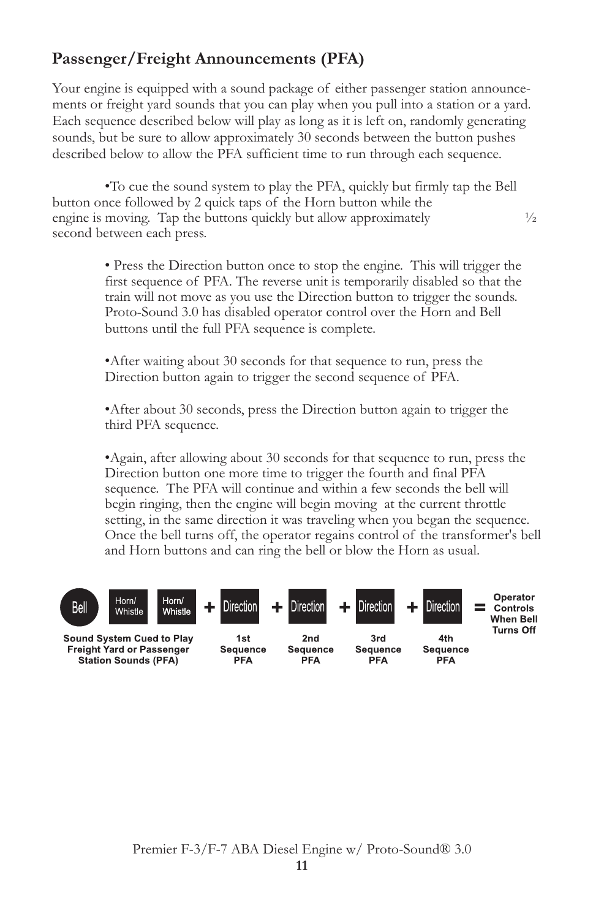## Passenger/Freight Announcements (PFA)

Your engine is equipped with a sound package of either passenger station announcements or freight yard sounds that you can play when you pull into a station or a yard. Each sequence described below will play as long as it is left on, randomly generating sounds, but be sure to allow approximately 30 seconds between the button pushes described below to allow the PFA sufficient time to run through each sequence.

•To cue the sound system to play the PFA, quickly but firmly tap the Bell button once followed by 2 quick taps of the Horn button while the engine is moving. Tap the buttons quickly but allow approximately ½ second between each press.

• Press the Direction button once to stop the engine. This will trigger the first sequence of PFA. The reverse unit is temporarily disabled so that the train will not move as you use the Direction button to trigger the sounds. Proto-Sound 3.0 has disabled operator control over the Horn and Bell buttons until the full PFA sequence is complete.

•After waiting about 30 seconds for that sequence to run, press the Direction button again to trigger the second sequence of PFA.

•After about 30 seconds, press the Direction button again to trigger the third PFA sequence.

•Again, after allowing about 30 seconds for that sequence to run, press the Direction button one more time to trigger the fourth and final PFA sequence. The PFA will continue and within a few seconds the bell will begin ringing, then the engine will begin moving at the current throttle setting, in the same direction it was traveling when you began the sequence. Once the bell turns off, the operator regains control of the transformer's bell and Horn buttons and can ring the bell or blow the Horn as usual.

Bell | Horn/Whistle | Horn/Whistle + Direction + Direction + Direction + Direction = Operator Controls When Bell Turns Off

| Bell, Horn/Whistle, Horn/Whistle | Direction | Direction | Direction | Direction | |
|---|---|---|---|---|---|
| Sound System Cued to Play Freight Yard or Passenger Station Sounds (PFA) | 1st Sequence PFA | 2nd Sequence PFA | 3rd Sequence PFA | 4th Sequence PFA | Operator Controls When Bell Turns Off |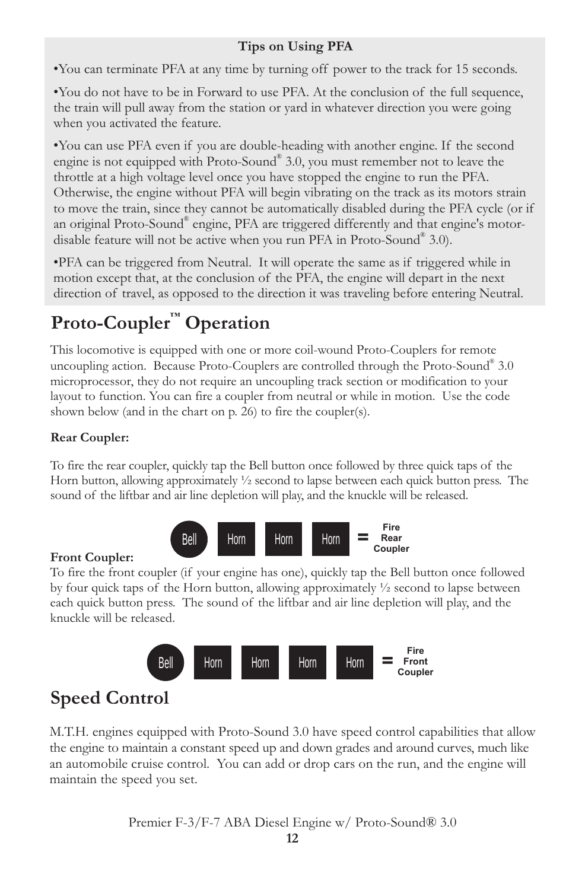**Tips on Using PFA**

•You can terminate PFA at any time by turning off power to the track for 15 seconds.

•You do not have to be in Forward to use PFA. At the conclusion of the full sequence, the train will pull away from the station or yard in whatever direction you were going when you activated the feature.

•You can use PFA even if you are double-heading with another engine. If the second engine is not equipped with Proto-Sound® 3.0, you must remember not to leave the throttle at a high voltage level once you have stopped the engine to run the PFA. Otherwise, the engine without PFA will begin vibrating on the track as its motors strain to move the train, since they cannot be automatically disabled during the PFA cycle (or if an original Proto-Sound® engine, PFA are triggered differently and that engine's motor-disable feature will not be active when you run PFA in Proto-Sound® 3.0).

•PFA can be triggered from Neutral. It will operate the same as if triggered while in motion except that, at the conclusion of the PFA, the engine will depart in the next direction of travel, as opposed to the direction it was traveling before entering Neutral.

# Proto-Coupler™ Operation

This locomotive is equipped with one or more coil-wound Proto-Couplers for remote uncoupling action. Because Proto-Couplers are controlled through the Proto-Sound® 3.0 microprocessor, they do not require an uncoupling track section or modification to your layout to function. You can fire a coupler from neutral or while in motion. Use the code shown below (and in the chart on p. 26) to fire the coupler(s).

**Rear Coupler:**

To fire the rear coupler, quickly tap the Bell button once followed by three quick taps of the Horn button, allowing approximately ½ second to lapse between each quick button press. The sound of the liftbar and air line depletion will play, and the knuckle will be released.

Bell Horn Horn Horn = Fire Rear Coupler

**Front Coupler:**

To fire the front coupler (if your engine has one), quickly tap the Bell button once followed by four quick taps of the Horn button, allowing approximately ½ second to lapse between each quick button press. The sound of the liftbar and air line depletion will play, and the knuckle will be released.

Bell Horn Horn Horn Horn = Fire Front Coupler

# Speed Control

M.T.H. engines equipped with Proto-Sound 3.0 have speed control capabilities that allow the engine to maintain a constant speed up and down grades and around curves, much like an automobile cruise control. You can add or drop cars on the run, and the engine will maintain the speed you set.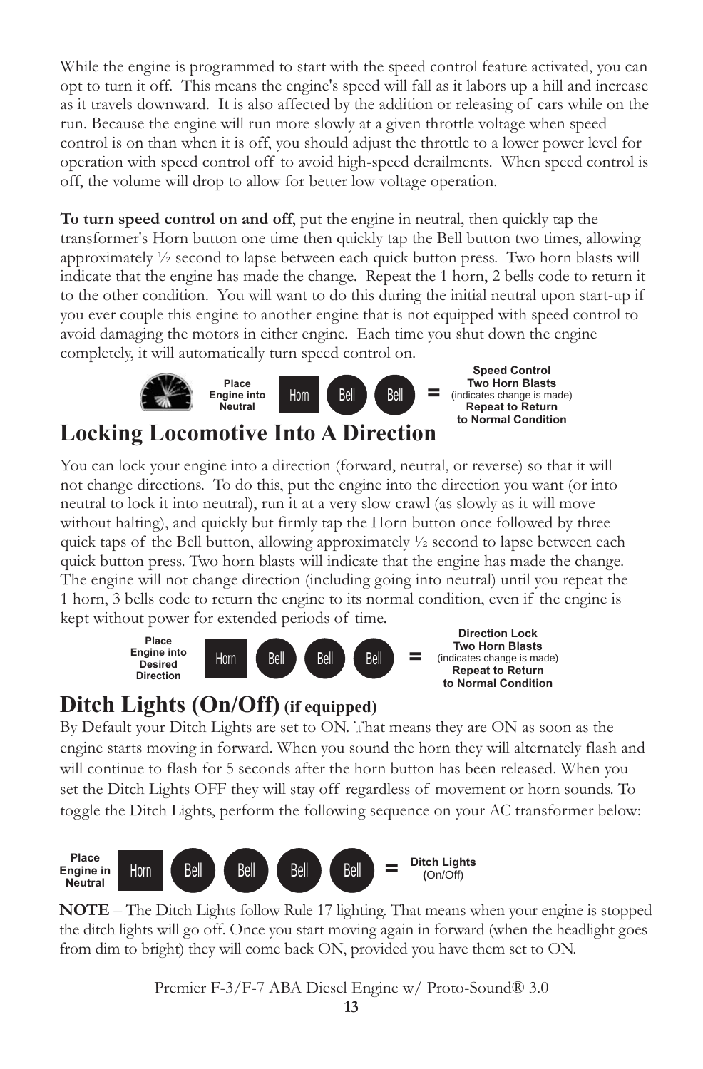While the engine is programmed to start with the speed control feature activated, you can opt to turn it off. This means the engine's speed will fall as it labors up a hill and increase as it travels downward. It is also affected by the addition or releasing of cars while on the run. Because the engine will run more slowly at a given throttle voltage when speed control is on than when it is off, you should adjust the throttle to a lower power level for operation with speed control off to avoid high-speed derailments. When speed control is off, the volume will drop to allow for better low voltage operation.

**To turn speed control on and off**, put the engine in neutral, then quickly tap the transformer's Horn button one time then quickly tap the Bell button two times, allowing approximately ½ second to lapse between each quick button press. Two horn blasts will indicate that the engine has made the change. Repeat the 1 horn, 2 bells code to return it to the other condition. You will want to do this during the initial neutral upon start-up if you ever couple this engine to another engine that is not equipped with speed control to avoid damaging the motors in either engine. Each time you shut down the engine completely, it will automatically turn speed control on.

**Place Engine into Neutral** — Horn, Bell, Bell = **Speed Control Two Horn Blasts** (indicates change is made) **Repeat to Return to Normal Condition**

# Locking Locomotive Into A Direction

You can lock your engine into a direction (forward, neutral, or reverse) so that it will not change directions. To do this, put the engine into the direction you want (or into neutral to lock it into neutral), run it at a very slow crawl (as slowly as it will move without halting), and quickly but firmly tap the Horn button once followed by three quick taps of the Bell button, allowing approximately ½ second to lapse between each quick button press. Two horn blasts will indicate that the engine has made the change. The engine will not change direction (including going into neutral) until you repeat the 1 horn, 3 bells code to return the engine to its normal condition, even if the engine is kept without power for extended periods of time.

**Place Engine into Desired Direction** — Horn, Bell, Bell, Bell = **Direction Lock Two Horn Blasts** (indicates change is made) **Repeat to Return to Normal Condition**

# Ditch Lights (On/Off) (if equipped)

By Default your Ditch Lights are set to ON. That means they are ON as soon as the engine starts moving in forward. When you sound the horn they will alternately flash and will continue to flash for 5 seconds after the horn button has been released. When you set the Ditch Lights OFF they will stay off regardless of movement or horn sounds. To toggle the Ditch Lights, perform the following sequence on your AC transformer below:

**Place Engine in Neutral** — Horn, Bell, Bell, Bell, Bell = **Ditch Lights** (On/Off)

**NOTE** – The Ditch Lights follow Rule 17 lighting. That means when your engine is stopped the ditch lights will go off. Once you start moving again in forward (when the headlight goes from dim to bright) they will come back ON, provided you have them set to ON.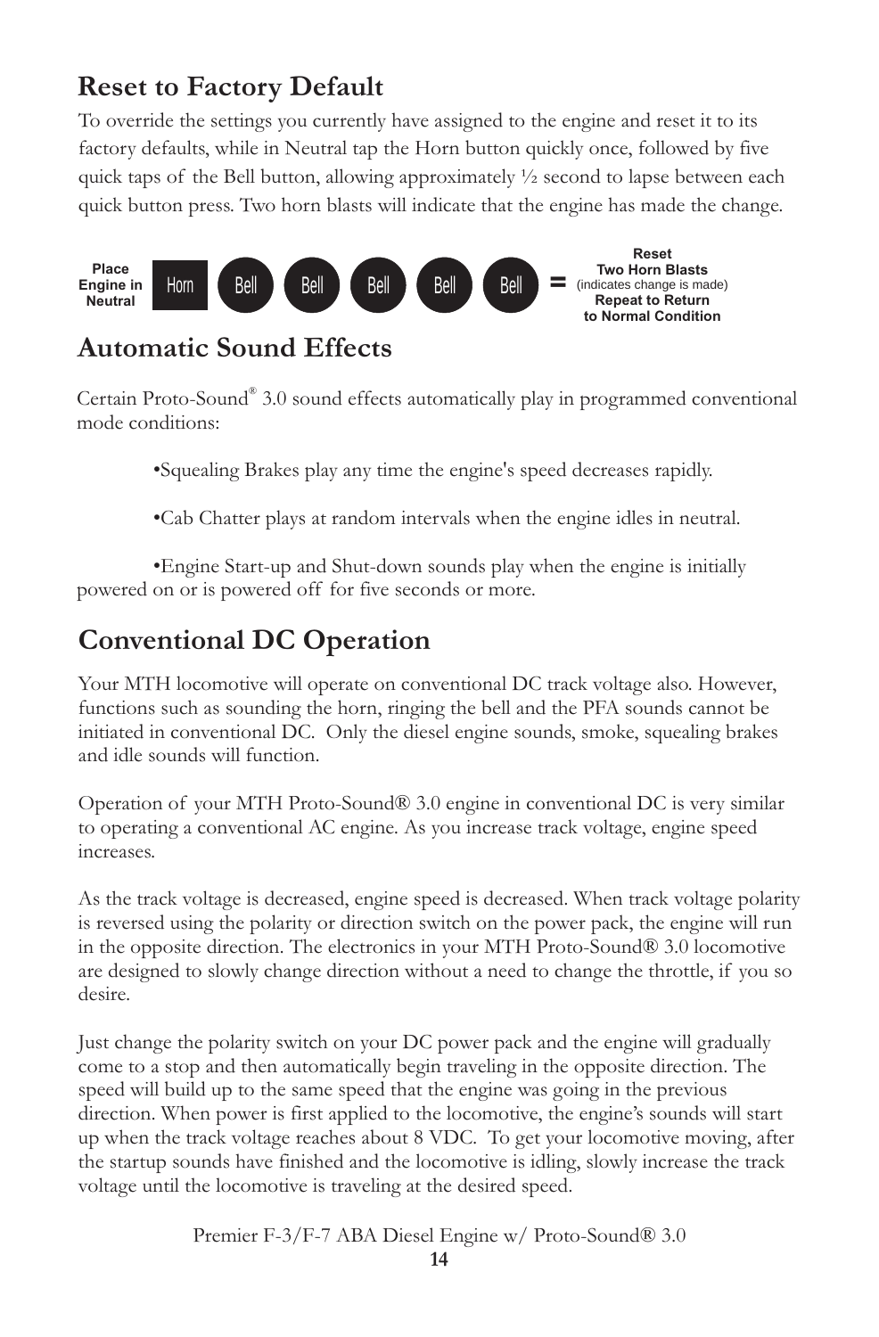## Reset to Factory Default

To override the settings you currently have assigned to the engine and reset it to its factory defaults, while in Neutral tap the Horn button quickly once, followed by five quick taps of the Bell button, allowing approximately ½ second to lapse between each quick button press. Two horn blasts will indicate that the engine has made the change.

**Place Engine in Neutral** Horn Bell Bell Bell Bell Bell = **Reset Two Horn Blasts** (indicates change is made) **Repeat to Return to Normal Condition**

## Automatic Sound Effects

Certain Proto-Sound® 3.0 sound effects automatically play in programmed conventional mode conditions:

•Squealing Brakes play any time the engine's speed decreases rapidly.

•Cab Chatter plays at random intervals when the engine idles in neutral.

•Engine Start-up and Shut-down sounds play when the engine is initially powered on or is powered off for five seconds or more.

## Conventional DC Operation

Your MTH locomotive will operate on conventional DC track voltage also. However, functions such as sounding the horn, ringing the bell and the PFA sounds cannot be initiated in conventional DC. Only the diesel engine sounds, smoke, squealing brakes and idle sounds will function.

Operation of your MTH Proto-Sound® 3.0 engine in conventional DC is very similar to operating a conventional AC engine. As you increase track voltage, engine speed increases.

As the track voltage is decreased, engine speed is decreased. When track voltage polarity is reversed using the polarity or direction switch on the power pack, the engine will run in the opposite direction. The electronics in your MTH Proto-Sound® 3.0 locomotive are designed to slowly change direction without a need to change the throttle, if you so desire.

Just change the polarity switch on your DC power pack and the engine will gradually come to a stop and then automatically begin traveling in the opposite direction. The speed will build up to the same speed that the engine was going in the previous direction. When power is first applied to the locomotive, the engine's sounds will start up when the track voltage reaches about 8 VDC. To get your locomotive moving, after the startup sounds have finished and the locomotive is idling, slowly increase the track voltage until the locomotive is traveling at the desired speed.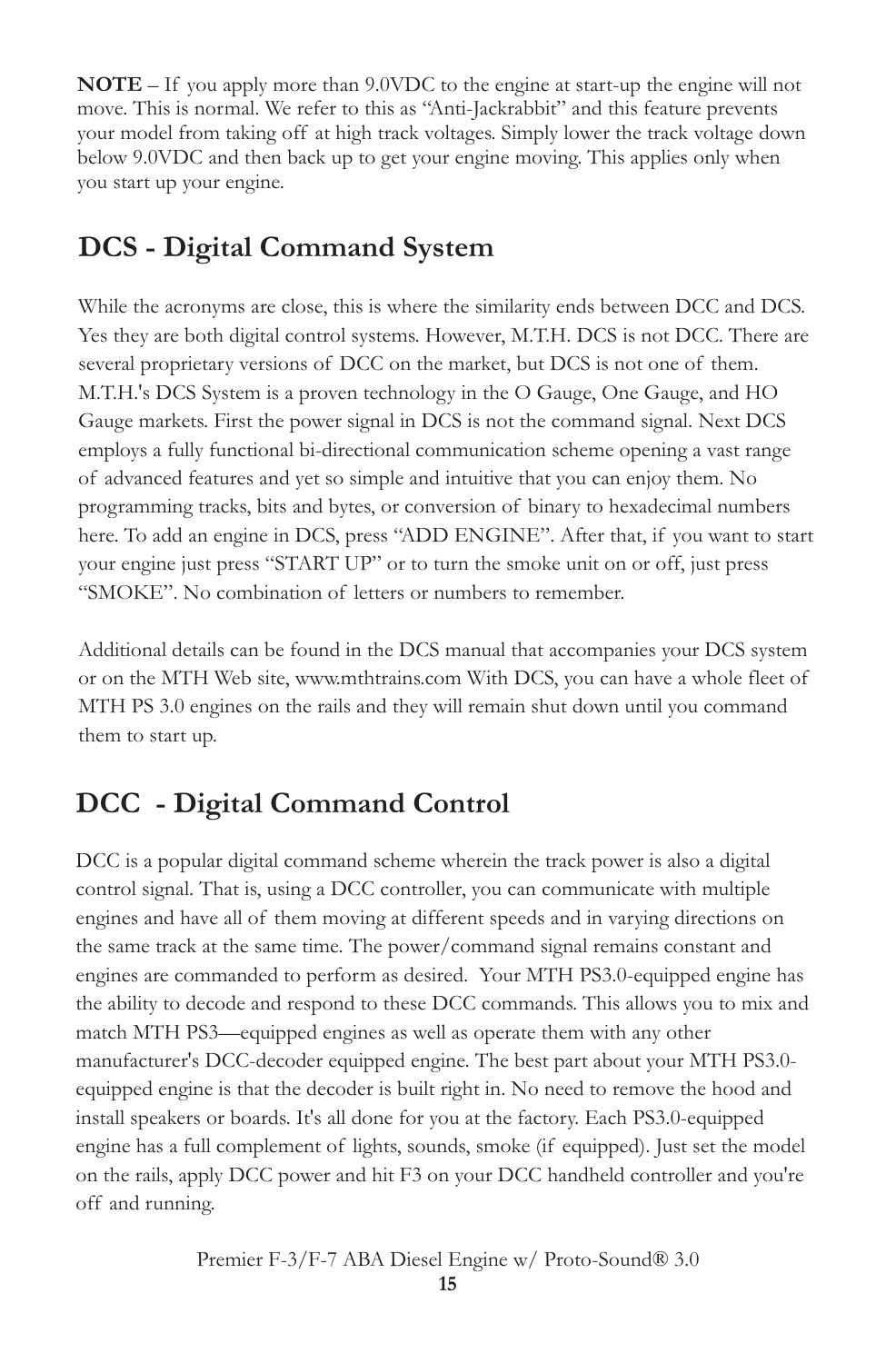**NOTE** – If you apply more than 9.0VDC to the engine at start-up the engine will not move. This is normal. We refer to this as "Anti-Jackrabbit" and this feature prevents your model from taking off at high track voltages. Simply lower the track voltage down below 9.0VDC and then back up to get your engine moving. This applies only when you start up your engine.

## DCS - Digital Command System

While the acronyms are close, this is where the similarity ends between DCC and DCS. Yes they are both digital control systems. However, M.T.H. DCS is not DCC. There are several proprietary versions of DCC on the market, but DCS is not one of them. M.T.H.'s DCS System is a proven technology in the O Gauge, One Gauge, and HO Gauge markets. First the power signal in DCS is not the command signal. Next DCS employs a fully functional bi-directional communication scheme opening a vast range of advanced features and yet so simple and intuitive that you can enjoy them. No programming tracks, bits and bytes, or conversion of binary to hexadecimal numbers here. To add an engine in DCS, press "ADD ENGINE". After that, if you want to start your engine just press "START UP" or to turn the smoke unit on or off, just press "SMOKE". No combination of letters or numbers to remember.

Additional details can be found in the DCS manual that accompanies your DCS system or on the MTH Web site, www.mthtrains.com With DCS, you can have a whole fleet of MTH PS 3.0 engines on the rails and they will remain shut down until you command them to start up.

## DCC - Digital Command Control

DCC is a popular digital command scheme wherein the track power is also a digital control signal. That is, using a DCC controller, you can communicate with multiple engines and have all of them moving at different speeds and in varying directions on the same track at the same time. The power/command signal remains constant and engines are commanded to perform as desired. Your MTH PS3.0-equipped engine has the ability to decode and respond to these DCC commands. This allows you to mix and match MTH PS3—equipped engines as well as operate them with any other manufacturer's DCC-decoder equipped engine. The best part about your MTH PS3.0-equipped engine is that the decoder is built right in. No need to remove the hood and install speakers or boards. It's all done for you at the factory. Each PS3.0-equipped engine has a full complement of lights, sounds, smoke (if equipped). Just set the model on the rails, apply DCC power and hit F3 on your DCC handheld controller and you're off and running.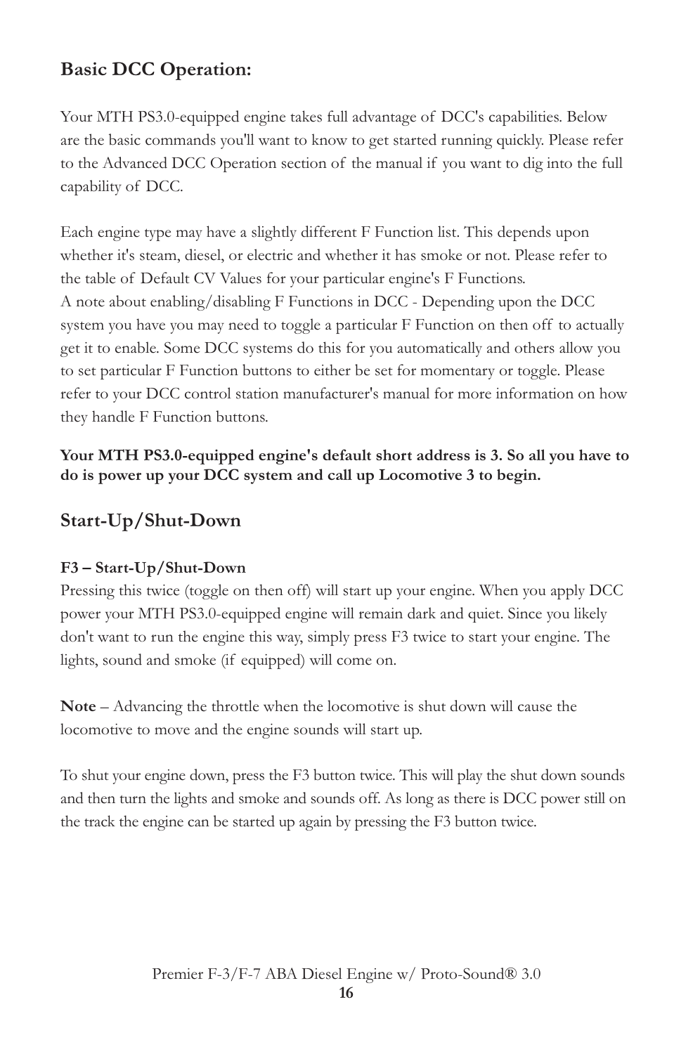## Basic DCC Operation:

Your MTH PS3.0-equipped engine takes full advantage of DCC's capabilities. Below are the basic commands you'll want to know to get started running quickly. Please refer to the Advanced DCC Operation section of the manual if you want to dig into the full capability of DCC.

Each engine type may have a slightly different F Function list. This depends upon whether it's steam, diesel, or electric and whether it has smoke or not. Please refer to the table of Default CV Values for your particular engine's F Functions.
A note about enabling/disabling F Functions in DCC - Depending upon the DCC system you have you may need to toggle a particular F Function on then off to actually get it to enable. Some DCC systems do this for you automatically and others allow you to set particular F Function buttons to either be set for momentary or toggle. Please refer to your DCC control station manufacturer's manual for more information on how they handle F Function buttons.

**Your MTH PS3.0-equipped engine's default short address is 3. So all you have to do is power up your DCC system and call up Locomotive 3 to begin.**

## Start-Up/Shut-Down

#### F3 – Start-Up/Shut-Down

Pressing this twice (toggle on then off) will start up your engine. When you apply DCC power your MTH PS3.0-equipped engine will remain dark and quiet. Since you likely don't want to run the engine this way, simply press F3 twice to start your engine. The lights, sound and smoke (if equipped) will come on.

**Note** – Advancing the throttle when the locomotive is shut down will cause the locomotive to move and the engine sounds will start up.

To shut your engine down, press the F3 button twice. This will play the shut down sounds and then turn the lights and smoke and sounds off. As long as there is DCC power still on the track the engine can be started up again by pressing the F3 button twice.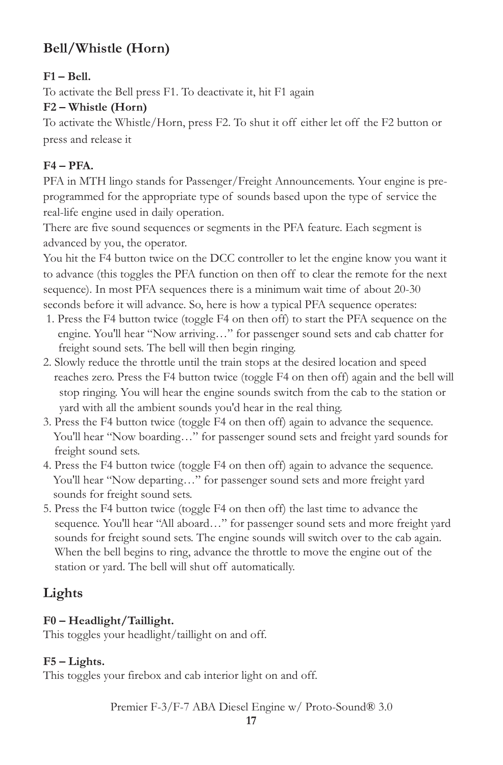## Bell/Whistle (Horn)

**F1 – Bell.**

To activate the Bell press F1. To deactivate it, hit F1 again

**F2 – Whistle (Horn)**

To activate the Whistle/Horn, press F2. To shut it off either let off the F2 button or press and release it

**F4 – PFA.**

PFA in MTH lingo stands for Passenger/Freight Announcements. Your engine is pre-programmed for the appropriate type of sounds based upon the type of service the real-life engine used in daily operation.

There are five sound sequences or segments in the PFA feature. Each segment is advanced by you, the operator.

You hit the F4 button twice on the DCC controller to let the engine know you want it to advance (this toggles the PFA function on then off to clear the remote for the next sequence). In most PFA sequences there is a minimum wait time of about 20-30 seconds before it will advance. So, here is how a typical PFA sequence operates:

1. Press the F4 button twice (toggle F4 on then off) to start the PFA sequence on the engine. You'll hear "Now arriving…" for passenger sound sets and cab chatter for freight sound sets. The bell will then begin ringing.
2. Slowly reduce the throttle until the train stops at the desired location and speed reaches zero. Press the F4 button twice (toggle F4 on then off) again and the bell will stop ringing. You will hear the engine sounds switch from the cab to the station or yard with all the ambient sounds you'd hear in the real thing.
3. Press the F4 button twice (toggle F4 on then off) again to advance the sequence. You'll hear "Now boarding…" for passenger sound sets and freight yard sounds for freight sound sets.
4. Press the F4 button twice (toggle F4 on then off) again to advance the sequence. You'll hear "Now departing…" for passenger sound sets and more freight yard sounds for freight sound sets.
5. Press the F4 button twice (toggle F4 on then off) the last time to advance the sequence. You'll hear "All aboard…" for passenger sound sets and more freight yard sounds for freight sound sets. The engine sounds will switch over to the cab again. When the bell begins to ring, advance the throttle to move the engine out of the station or yard. The bell will shut off automatically.

## Lights

**F0 – Headlight/Taillight.**

This toggles your headlight/taillight on and off.

**F5 – Lights.**

This toggles your firebox and cab interior light on and off.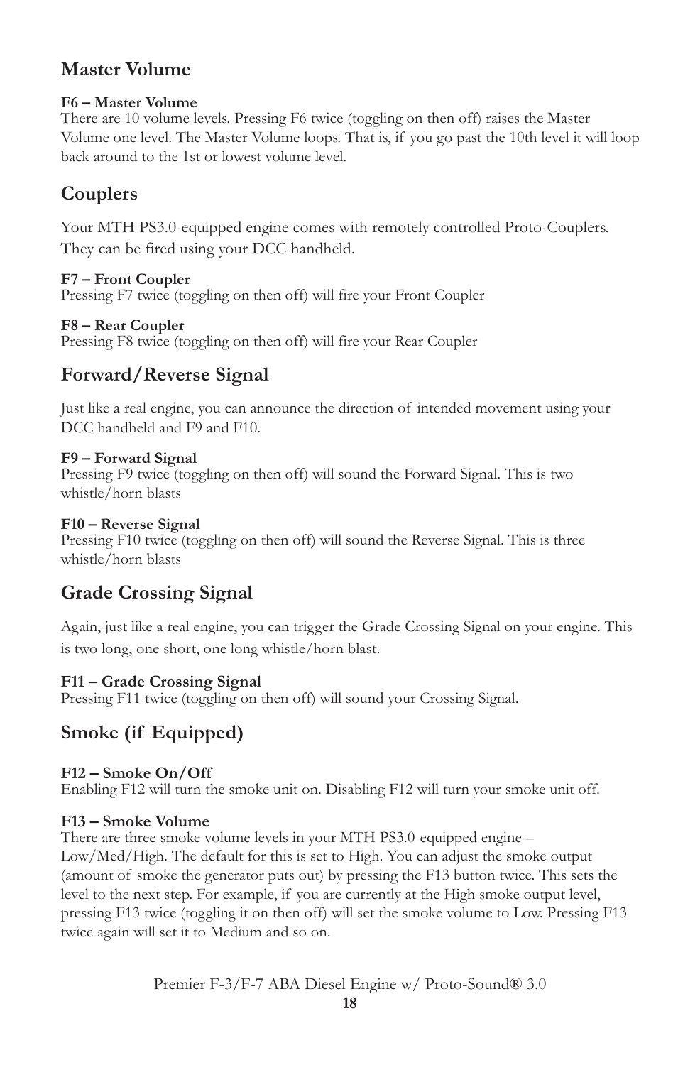## Master Volume

**F6 – Master Volume**
There are 10 volume levels. Pressing F6 twice (toggling on then off) raises the Master Volume one level. The Master Volume loops. That is, if you go past the 10th level it will loop back around to the 1st or lowest volume level.

## Couplers

Your MTH PS3.0-equipped engine comes with remotely controlled Proto-Couplers. They can be fired using your DCC handheld.

**F7 – Front Coupler**
Pressing F7 twice (toggling on then off) will fire your Front Coupler

**F8 – Rear Coupler**
Pressing F8 twice (toggling on then off) will fire your Rear Coupler

## Forward/Reverse Signal

Just like a real engine, you can announce the direction of intended movement using your DCC handheld and F9 and F10.

**F9 – Forward Signal**
Pressing F9 twice (toggling on then off) will sound the Forward Signal. This is two whistle/horn blasts

**F10 – Reverse Signal**
Pressing F10 twice (toggling on then off) will sound the Reverse Signal. This is three whistle/horn blasts

## Grade Crossing Signal

Again, just like a real engine, you can trigger the Grade Crossing Signal on your engine. This is two long, one short, one long whistle/horn blast.

**F11 – Grade Crossing Signal**
Pressing F11 twice (toggling on then off) will sound your Crossing Signal.

## Smoke (if Equipped)

**F12 – Smoke On/Off**
Enabling F12 will turn the smoke unit on. Disabling F12 will turn your smoke unit off.

**F13 – Smoke Volume**
There are three smoke volume levels in your MTH PS3.0-equipped engine – Low/Med/High. The default for this is set to High. You can adjust the smoke output (amount of smoke the generator puts out) by pressing the F13 button twice. This sets the level to the next step. For example, if you are currently at the High smoke output level, pressing F13 twice (toggling it on then off) will set the smoke volume to Low. Pressing F13 twice again will set it to Medium and so on.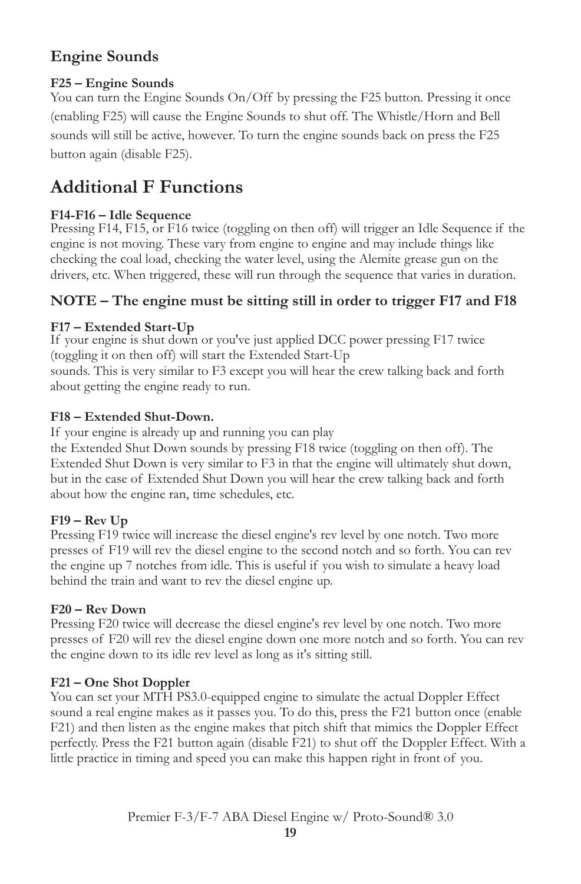## Engine Sounds

**F25 – Engine Sounds**

You can turn the Engine Sounds On/Off by pressing the F25 button. Pressing it once (enabling F25) will cause the Engine Sounds to shut off. The Whistle/Horn and Bell sounds will still be active, however. To turn the engine sounds back on press the F25 button again (disable F25).

# Additional F Functions

**F14-F16 – Idle Sequence**

Pressing F14, F15, or F16 twice (toggling on then off) will trigger an Idle Sequence if the engine is not moving. These vary from engine to engine and may include things like checking the coal load, checking the water level, using the Alemite grease gun on the drivers, etc. When triggered, these will run through the sequence that varies in duration.

### NOTE – The engine must be sitting still in order to trigger F17 and F18

**F17 – Extended Start-Up**

If your engine is shut down or you've just applied DCC power pressing F17 twice (toggling it on then off) will start the Extended Start-Up sounds. This is very similar to F3 except you will hear the crew talking back and forth about getting the engine ready to run.

**F18 – Extended Shut-Down.**

If your engine is already up and running you can play the Extended Shut Down sounds by pressing F18 twice (toggling on then off). The Extended Shut Down is very similar to F3 in that the engine will ultimately shut down, but in the case of Extended Shut Down you will hear the crew talking back and forth about how the engine ran, time schedules, etc.

**F19 – Rev Up**

Pressing F19 twice will increase the diesel engine's rev level by one notch. Two more presses of F19 will rev the diesel engine to the second notch and so forth. You can rev the engine up 7 notches from idle. This is useful if you wish to simulate a heavy load behind the train and want to rev the diesel engine up.

**F20 – Rev Down**

Pressing F20 twice will decrease the diesel engine's rev level by one notch. Two more presses of F20 will rev the diesel engine down one more notch and so forth. You can rev the engine down to its idle rev level as long as it's sitting still.

**F21 – One Shot Doppler**

You can set your MTH PS3.0-equipped engine to simulate the actual Doppler Effect sound a real engine makes as it passes you. To do this, press the F21 button once (enable F21) and then listen as the engine makes that pitch shift that mimics the Doppler Effect perfectly. Press the F21 button again (disable F21) to shut off the Doppler Effect. With a little practice in timing and speed you can make this happen right in front of you.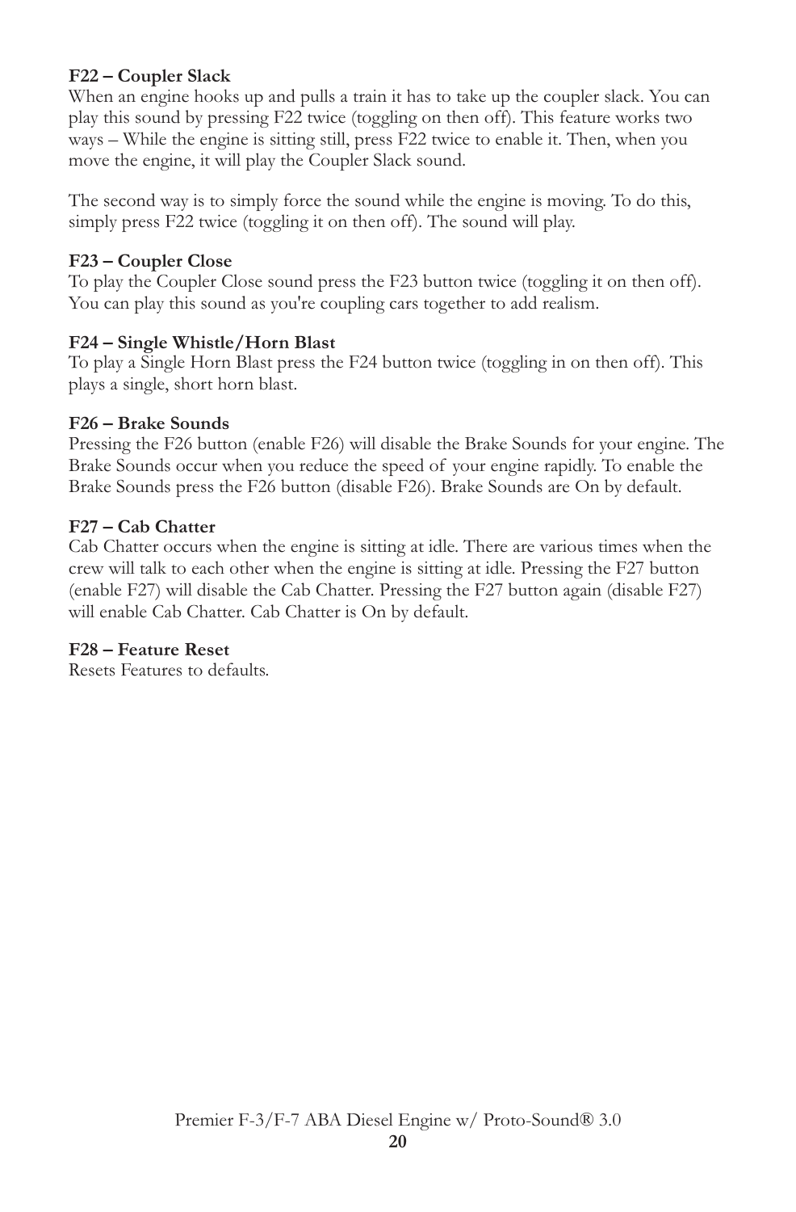**F22 – Coupler Slack**
When an engine hooks up and pulls a train it has to take up the coupler slack. You can play this sound by pressing F22 twice (toggling on then off). This feature works two ways – While the engine is sitting still, press F22 twice to enable it. Then, when you move the engine, it will play the Coupler Slack sound.

The second way is to simply force the sound while the engine is moving. To do this, simply press F22 twice (toggling it on then off). The sound will play.

**F23 – Coupler Close**
To play the Coupler Close sound press the F23 button twice (toggling it on then off). You can play this sound as you're coupling cars together to add realism.

**F24 – Single Whistle/Horn Blast**
To play a Single Horn Blast press the F24 button twice (toggling in on then off). This plays a single, short horn blast.

**F26 – Brake Sounds**
Pressing the F26 button (enable F26) will disable the Brake Sounds for your engine. The Brake Sounds occur when you reduce the speed of your engine rapidly. To enable the Brake Sounds press the F26 button (disable F26). Brake Sounds are On by default.

**F27 – Cab Chatter**
Cab Chatter occurs when the engine is sitting at idle. There are various times when the crew will talk to each other when the engine is sitting at idle. Pressing the F27 button (enable F27) will disable the Cab Chatter. Pressing the F27 button again (disable F27) will enable Cab Chatter. Cab Chatter is On by default.

**F28 – Feature Reset**
Resets Features to defaults.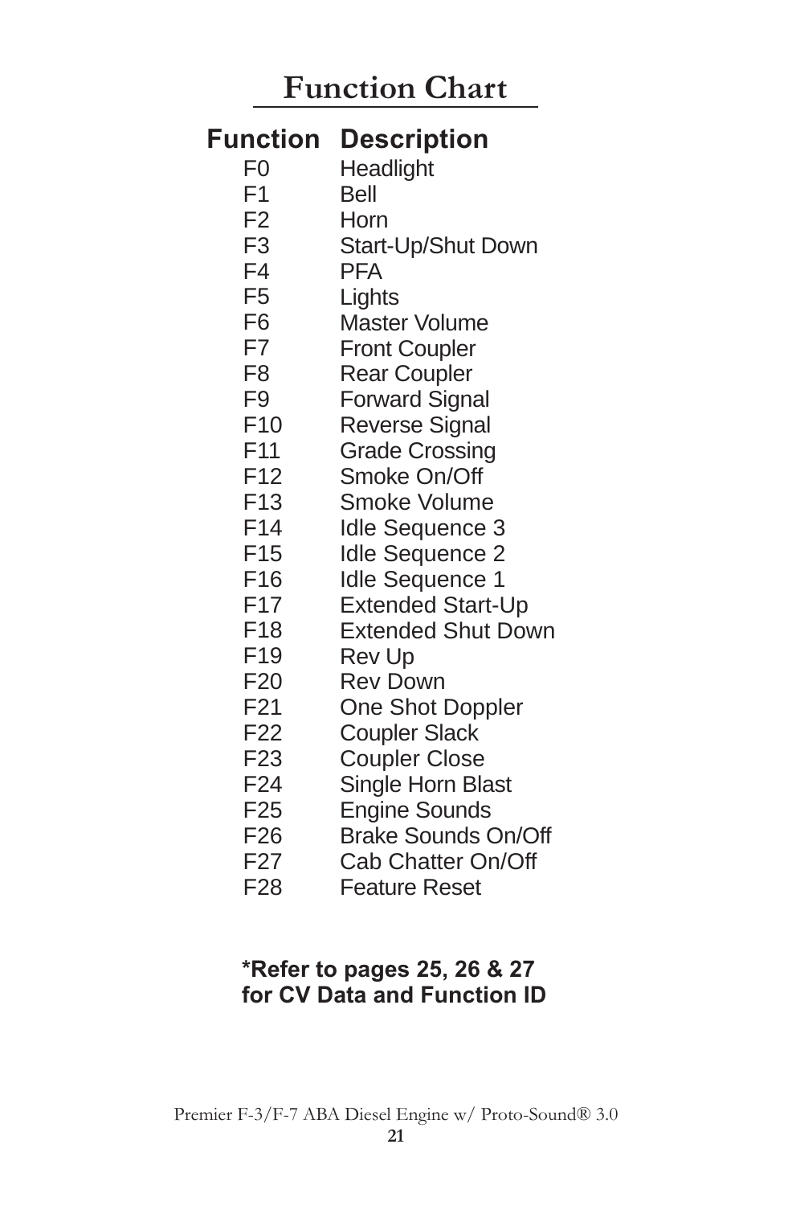# Function Chart

| Function | Description |
| --- | --- |
| F0 | Headlight |
| F1 | Bell |
| F2 | Horn |
| F3 | Start-Up/Shut Down |
| F4 | PFA |
| F5 | Lights |
| F6 | Master Volume |
| F7 | Front Coupler |
| F8 | Rear Coupler |
| F9 | Forward Signal |
| F10 | Reverse Signal |
| F11 | Grade Crossing |
| F12 | Smoke On/Off |
| F13 | Smoke Volume |
| F14 | Idle Sequence 3 |
| F15 | Idle Sequence 2 |
| F16 | Idle Sequence 1 |
| F17 | Extended Start-Up |
| F18 | Extended Shut Down |
| F19 | Rev Up |
| F20 | Rev Down |
| F21 | One Shot Doppler |
| F22 | Coupler Slack |
| F23 | Coupler Close |
| F24 | Single Horn Blast |
| F25 | Engine Sounds |
| F26 | Brake Sounds On/Off |
| F27 | Cab Chatter On/Off |
| F28 | Feature Reset |

**\*Refer to pages 25, 26 & 27 for CV Data and Function ID**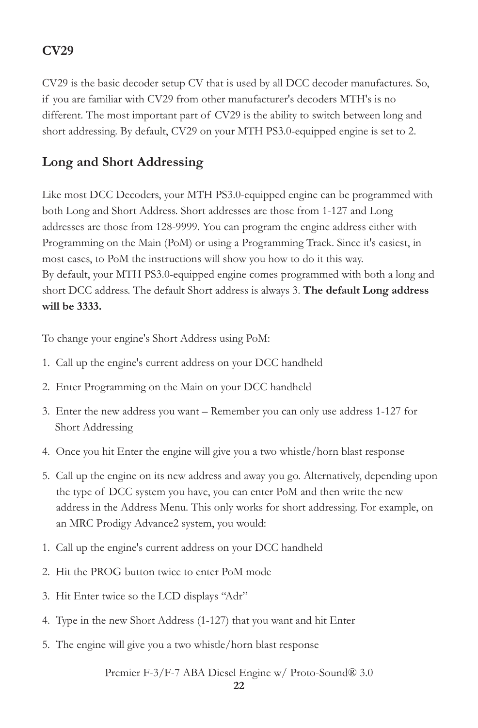## CV29

CV29 is the basic decoder setup CV that is used by all DCC decoder manufactures. So, if you are familiar with CV29 from other manufacturer's decoders MTH's is no different. The most important part of CV29 is the ability to switch between long and short addressing. By default, CV29 on your MTH PS3.0-equipped engine is set to 2.

## Long and Short Addressing

Like most DCC Decoders, your MTH PS3.0-equipped engine can be programmed with both Long and Short Address. Short addresses are those from 1-127 and Long addresses are those from 128-9999. You can program the engine address either with Programming on the Main (PoM) or using a Programming Track. Since it's easiest, in most cases, to PoM the instructions will show you how to do it this way.
By default, your MTH PS3.0-equipped engine comes programmed with both a long and short DCC address. The default Short address is always 3. **The default Long address will be 3333.**

To change your engine's Short Address using PoM:

1. Call up the engine's current address on your DCC handheld
2. Enter Programming on the Main on your DCC handheld
3. Enter the new address you want – Remember you can only use address 1-127 for Short Addressing
4. Once you hit Enter the engine will give you a two whistle/horn blast response
5. Call up the engine on its new address and away you go. Alternatively, depending upon the type of DCC system you have, you can enter PoM and then write the new address in the Address Menu. This only works for short addressing. For example, on an MRC Prodigy Advance2 system, you would:

1. Call up the engine's current address on your DCC handheld
2. Hit the PROG button twice to enter PoM mode
3. Hit Enter twice so the LCD displays "Adr"
4. Type in the new Short Address (1-127) that you want and hit Enter
5. The engine will give you a two whistle/horn blast response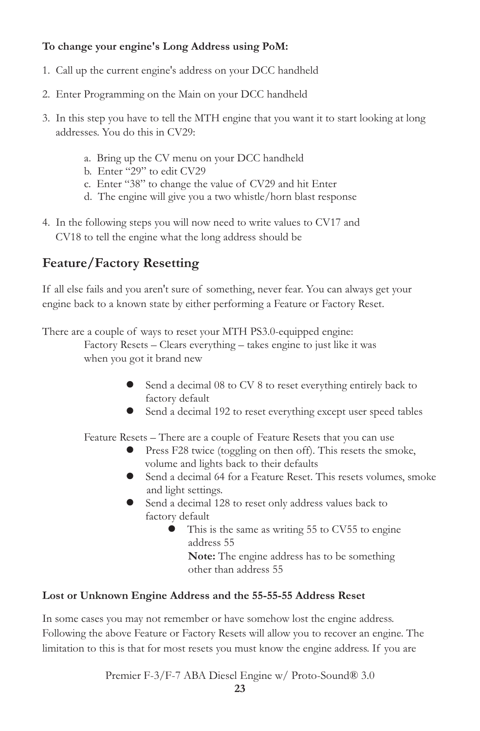**To change your engine's Long Address using PoM:**

1. Call up the current engine's address on your DCC handheld
2. Enter Programming on the Main on your DCC handheld
3. In this step you have to tell the MTH engine that you want it to start looking at long addresses. You do this in CV29:
   a. Bring up the CV menu on your DCC handheld
   b. Enter "29" to edit CV29
   c. Enter "38" to change the value of CV29 and hit Enter
   d. The engine will give you a two whistle/horn blast response
4. In the following steps you will now need to write values to CV17 and CV18 to tell the engine what the long address should be

## Feature/Factory Resetting

If all else fails and you aren't sure of something, never fear. You can always get your engine back to a known state by either performing a Feature or Factory Reset.

There are a couple of ways to reset your MTH PS3.0-equipped engine:

Factory Resets – Clears everything – takes engine to just like it was when you got it brand new

- Send a decimal 08 to CV 8 to reset everything entirely back to factory default
- Send a decimal 192 to reset everything except user speed tables

Feature Resets – There are a couple of Feature Resets that you can use

- Press F28 twice (toggling on then off). This resets the smoke, volume and lights back to their defaults
- Send a decimal 64 for a Feature Reset. This resets volumes, smoke and light settings.
- Send a decimal 128 to reset only address values back to factory default
  - This is the same as writing 55 to CV55 to engine address 55
    **Note:** The engine address has to be something other than address 55

**Lost or Unknown Engine Address and the 55-55-55 Address Reset**

In some cases you may not remember or have somehow lost the engine address. Following the above Feature or Factory Resets will allow you to recover an engine. The limitation to this is that for most resets you must know the engine address. If you are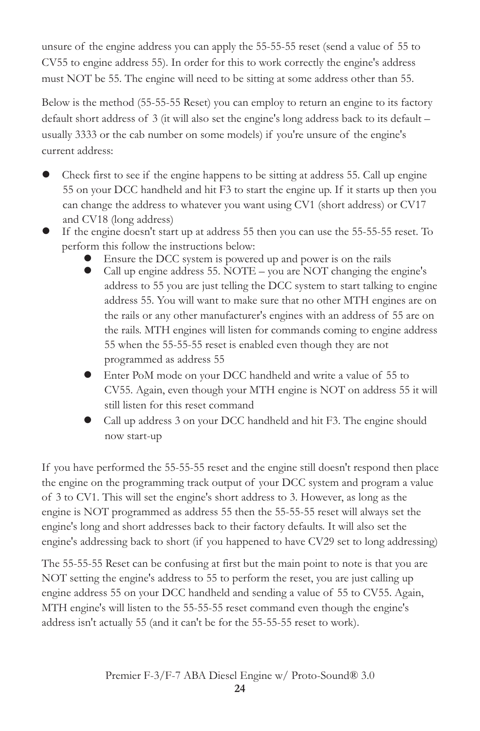unsure of the engine address you can apply the 55-55-55 reset (send a value of 55 to CV55 to engine address 55). In order for this to work correctly the engine's address must NOT be 55. The engine will need to be sitting at some address other than 55.

Below is the method (55-55-55 Reset) you can employ to return an engine to its factory default short address of 3 (it will also set the engine's long address back to its default – usually 3333 or the cab number on some models) if you're unsure of the engine's current address:

- Check first to see if the engine happens to be sitting at address 55. Call up engine 55 on your DCC handheld and hit F3 to start the engine up. If it starts up then you can change the address to whatever you want using CV1 (short address) or CV17 and CV18 (long address)
- If the engine doesn't start up at address 55 then you can use the 55-55-55 reset. To perform this follow the instructions below:
  - Ensure the DCC system is powered up and power is on the rails
  - Call up engine address 55. NOTE – you are NOT changing the engine's address to 55 you are just telling the DCC system to start talking to engine address 55. You will want to make sure that no other MTH engines are on the rails or any other manufacturer's engines with an address of 55 are on the rails. MTH engines will listen for commands coming to engine address 55 when the 55-55-55 reset is enabled even though they are not programmed as address 55
  - Enter PoM mode on your DCC handheld and write a value of 55 to CV55. Again, even though your MTH engine is NOT on address 55 it will still listen for this reset command
  - Call up address 3 on your DCC handheld and hit F3. The engine should now start-up

If you have performed the 55-55-55 reset and the engine still doesn't respond then place the engine on the programming track output of your DCC system and program a value of 3 to CV1. This will set the engine's short address to 3. However, as long as the engine is NOT programmed as address 55 then the 55-55-55 reset will always set the engine's long and short addresses back to their factory defaults. It will also set the engine's addressing back to short (if you happened to have CV29 set to long addressing)

The 55-55-55 Reset can be confusing at first but the main point to note is that you are NOT setting the engine's address to 55 to perform the reset, you are just calling up engine address 55 on your DCC handheld and sending a value of 55 to CV55. Again, MTH engine's will listen to the 55-55-55 reset command even though the engine's address isn't actually 55 (and it can't be for the 55-55-55 reset to work).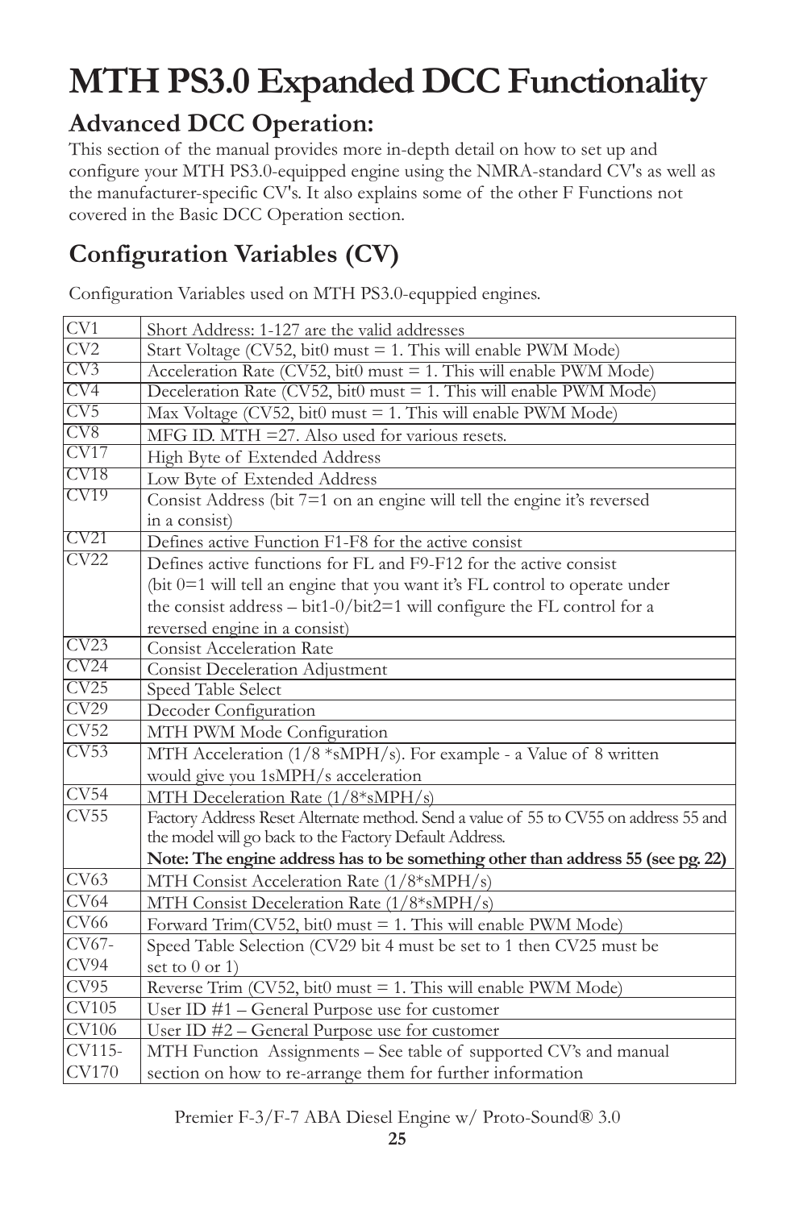# MTH PS3.0 Expanded DCC Functionality

## Advanced DCC Operation:

This section of the manual provides more in-depth detail on how to set up and configure your MTH PS3.0-equipped engine using the NMRA-standard CV's as well as the manufacturer-specific CV's. It also explains some of the other F Functions not covered in the Basic DCC Operation section.

## Configuration Variables (CV)

Configuration Variables used on MTH PS3.0-equuppied engines.

| CV | Description |
|---|---|
| CV1 | Short Address: 1-127 are the valid addresses |
| CV2 | Start Voltage (CV52, bit0 must = 1. This will enable PWM Mode) |
| CV3 | Acceleration Rate (CV52, bit0 must = 1. This will enable PWM Mode) |
| CV4 | Deceleration Rate (CV52, bit0 must = 1. This will enable PWM Mode) |
| CV5 | Max Voltage (CV52, bit0 must = 1. This will enable PWM Mode) |
| CV8 | MFG ID. MTH =27. Also used for various resets. |
| CV17 | High Byte of Extended Address |
| CV18 | Low Byte of Extended Address |
| CV19 | Consist Address (bit 7=1 on an engine will tell the engine it's reversed in a consist) |
| CV21 | Defines active Function F1-F8 for the active consist |
| CV22 | Defines active functions for FL and F9-F12 for the active consist (bit 0=1 will tell an engine that you want it's FL control to operate under the consist address – bit1-0/bit2=1 will configure the FL control for a reversed engine in a consist) |
| CV23 | Consist Acceleration Rate |
| CV24 | Consist Deceleration Adjustment |
| CV25 | Speed Table Select |
| CV29 | Decoder Configuration |
| CV52 | MTH PWM Mode Configuration |
| CV53 | MTH Acceleration (1/8 *sMPH/s). For example - a Value of 8 written would give you 1sMPH/s acceleration |
| CV54 | MTH Deceleration Rate (1/8*sMPH/s) |
| CV55 | Factory Address Reset Alternate method. Send a value of 55 to CV55 on address 55 and the model will go back to the Factory Default Address. **Note: The engine address has to be something other than address 55 (see pg. 22)** |
| CV63 | MTH Consist Acceleration Rate (1/8*sMPH/s) |
| CV64 | MTH Consist Deceleration Rate (1/8*sMPH/s) |
| CV66 | Forward Trim(CV52, bit0 must = 1. This will enable PWM Mode) |
| CV67-CV94 | Speed Table Selection (CV29 bit 4 must be set to 1 then CV25 must be set to 0 or 1) |
| CV95 | Reverse Trim (CV52, bit0 must = 1. This will enable PWM Mode) |
| CV105 | User ID #1 – General Purpose use for customer |
| CV106 | User ID #2 – General Purpose use for customer |
| CV115-CV170 | MTH Function Assignments – See table of supported CV's and manual section on how to re-arrange them for further information |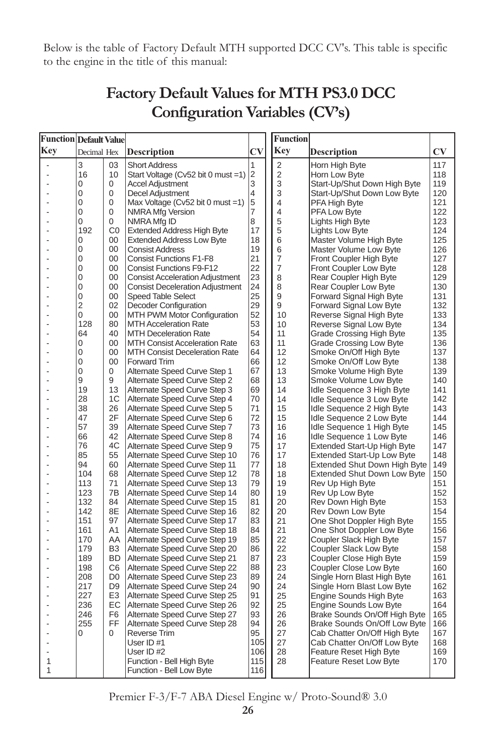Below is the table of Factory Default MTH supported DCC CV's. This table is specific to the engine in the title of this manual:

# Factory Default Values for MTH PS3.0 DCC Configuration Variables (CV's)

| Function Key | Default Value Decimal | Default Value Hex | Description | CV |
|---|---|---|---|---|
| - | 3 | 03 | Short Address | 1 |
| - | 16 | 10 | Start Voltage (Cv52 bit 0 must =1) | 2 |
| - | 0 | 0 | Accel Adjustment | 3 |
| - | 0 | 0 | Decel Adjustment | 4 |
| - | 0 | 0 | Max Voltage (Cv52 bit 0 must =1) | 5 |
| - | 0 | 0 | NMRA Mfg Version | 7 |
| - | 0 | 0 | NMRA Mfg ID | 8 |
| - | 192 | C0 | Extended Address High Byte | 17 |
| - | 0 | 00 | Extended Address Low Byte | 18 |
| - | 0 | 00 | Consist Address | 19 |
| - | 0 | 00 | Consist Functions F1-F8 | 21 |
| - | 0 | 00 | Consist Functions F9-F12 | 22 |
| - | 0 | 00 | Consist Acceleration Adjustment | 23 |
| - | 0 | 00 | Consist Deceleration Adjustment | 24 |
| - | 0 | 00 | Speed Table Select | 25 |
| - | 2 | 02 | Decoder Configuration | 29 |
| - | 0 | 00 | MTH PWM Motor Configuration | 52 |
| - | 128 | 80 | MTH Acceleration Rate | 53 |
| - | 64 | 40 | MTH Deceleration Rate | 54 |
| - | 0 | 00 | MTH Consist Acceleration Rate | 63 |
| - | 0 | 00 | MTH Consist Deceleration Rate | 64 |
| - | 0 | 00 | Forward Trim | 66 |
| - | 0 | 0 | Alternate Speed Curve Step 1 | 67 |
| - | 9 | 9 | Alternate Speed Curve Step 2 | 68 |
| - | 19 | 13 | Alternate Speed Curve Step 3 | 69 |
| - | 28 | 1C | Alternate Speed Curve Step 4 | 70 |
| - | 38 | 26 | Alternate Speed Curve Step 5 | 71 |
| - | 47 | 2F | Alternate Speed Curve Step 6 | 72 |
| - | 57 | 39 | Alternate Speed Curve Step 7 | 73 |
| - | 66 | 42 | Alternate Speed Curve Step 8 | 74 |
| - | 76 | 4C | Alternate Speed Curve Step 9 | 75 |
| - | 85 | 55 | Alternate Speed Curve Step 10 | 76 |
| - | 94 | 60 | Alternate Speed Curve Step 11 | 77 |
| - | 104 | 68 | Alternate Speed Curve Step 12 | 78 |
| - | 113 | 71 | Alternate Speed Curve Step 13 | 79 |
| - | 123 | 7B | Alternate Speed Curve Step 14 | 80 |
| - | 132 | 84 | Alternate Speed Curve Step 15 | 81 |
| - | 142 | 8E | Alternate Speed Curve Step 16 | 82 |
| - | 151 | 97 | Alternate Speed Curve Step 17 | 83 |
| - | 161 | A1 | Alternate Speed Curve Step 18 | 84 |
| - | 170 | AA | Alternate Speed Curve Step 19 | 85 |
| - | 179 | B3 | Alternate Speed Curve Step 20 | 86 |
| - | 189 | BD | Alternate Speed Curve Step 21 | 87 |
| - | 198 | C6 | Alternate Speed Curve Step 22 | 88 |
| - | 208 | D0 | Alternate Speed Curve Step 23 | 89 |
| - | 217 | D9 | Alternate Speed Curve Step 24 | 90 |
| - | 227 | E3 | Alternate Speed Curve Step 25 | 91 |
| - | 236 | EC | Alternate Speed Curve Step 26 | 92 |
| - | 246 | F6 | Alternate Speed Curve Step 27 | 93 |
| - | 255 | FF | Alternate Speed Curve Step 28 | 94 |
| - | 0 | 0 | Reverse Trim | 95 |
| - | | | User ID #1 | 105 |
| - | | | User ID #2 | 106 |
| 1 | | | Function - Bell High Byte | 115 |
| 1 | | | Function - Bell Low Byte | 116 |

| Function Key | Description | CV |
|---|---|---|
| 2 | Horn High Byte | 117 |
| 2 | Horn Low Byte | 118 |
| 3 | Start-Up/Shut Down High Byte | 119 |
| 3 | Start-Up/Shut Down Low Byte | 120 |
| 4 | PFA High Byte | 121 |
| 4 | PFA Low Byte | 122 |
| 5 | Lights High Byte | 123 |
| 5 | Lights Low Byte | 124 |
| 6 | Master Volume High Byte | 125 |
| 6 | Master Volume Low Byte | 126 |
| 7 | Front Coupler High Byte | 127 |
| 7 | Front Coupler Low Byte | 128 |
| 8 | Rear Coupler High Byte | 129 |
| 8 | Rear Coupler Low Byte | 130 |
| 9 | Forward Signal High Byte | 131 |
| 9 | Forward Signal Low Byte | 132 |
| 10 | Reverse Signal High Byte | 133 |
| 10 | Reverse Signal Low Byte | 134 |
| 11 | Grade Crossing High Byte | 135 |
| 11 | Grade Crossing Low Byte | 136 |
| 12 | Smoke On/Off High Byte | 137 |
| 12 | Smoke On/Off Low Byte | 138 |
| 13 | Smoke Volume High Byte | 139 |
| 13 | Smoke Volume Low Byte | 140 |
| 14 | Idle Sequence 3 High Byte | 141 |
| 14 | Idle Sequence 3 Low Byte | 142 |
| 15 | Idle Sequence 2 High Byte | 143 |
| 15 | Idle Sequence 2 Low Byte | 144 |
| 16 | Idle Sequence 1 High Byte | 145 |
| 16 | Idle Sequence 1 Low Byte | 146 |
| 17 | Extended Start-Up High Byte | 147 |
| 17 | Extended Start-Up Low Byte | 148 |
| 18 | Extended Shut Down High Byte | 149 |
| 18 | Extended Shut Down Low Byte | 150 |
| 19 | Rev Up High Byte | 151 |
| 19 | Rev Up Low Byte | 152 |
| 20 | Rev Down High Byte | 153 |
| 20 | Rev Down Low Byte | 154 |
| 21 | One Shot Doppler High Byte | 155 |
| 21 | One Shot Doppler Low Byte | 156 |
| 22 | Coupler Slack High Byte | 157 |
| 22 | Coupler Slack Low Byte | 158 |
| 23 | Coupler Close High Byte | 159 |
| 23 | Coupler Close Low Byte | 160 |
| 24 | Single Horn Blast High Byte | 161 |
| 24 | Single Horn Blast Low Byte | 162 |
| 25 | Engine Sounds High Byte | 163 |
| 25 | Engine Sounds Low Byte | 164 |
| 26 | Brake Sounds On/Off High Byte | 165 |
| 26 | Brake Sounds On/Off Low Byte | 166 |
| 27 | Cab Chatter On/Off High Byte | 167 |
| 27 | Cab Chatter On/Off Low Byte | 168 |
| 28 | Feature Reset High Byte | 169 |
| 28 | Feature Reset Low Byte | 170 |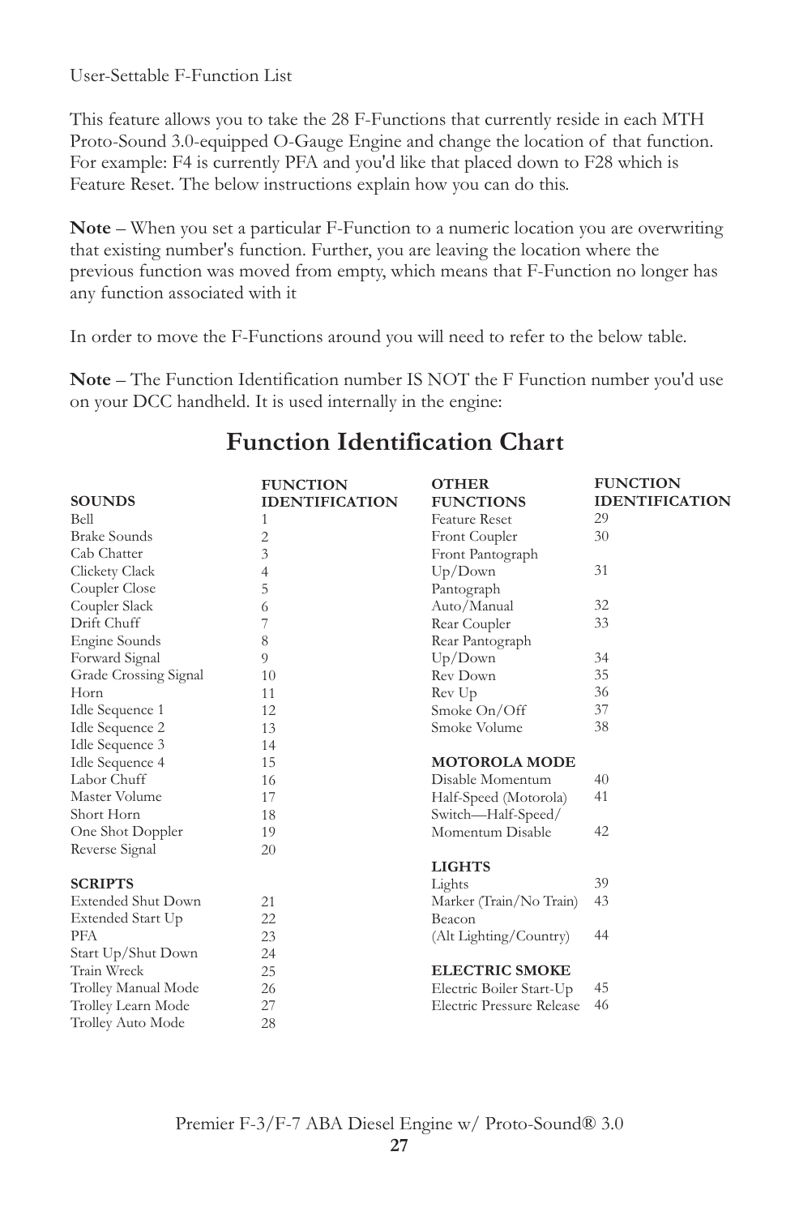User-Settable F-Function List

This feature allows you to take the 28 F-Functions that currently reside in each MTH Proto-Sound 3.0-equipped O-Gauge Engine and change the location of that function. For example: F4 is currently PFA and you'd like that placed down to F28 which is Feature Reset. The below instructions explain how you can do this.

**Note** – When you set a particular F-Function to a numeric location you are overwriting that existing number's function. Further, you are leaving the location where the previous function was moved from empty, which means that F-Function no longer has any function associated with it

In order to move the F-Functions around you will need to refer to the below table.

**Note** – The Function Identification number IS NOT the F Function number you'd use on your DCC handheld. It is used internally in the engine:

# Function Identification Chart

| **SOUNDS** | **FUNCTION IDENTIFICATION** |
|---|---|
| Bell | 1 |
| Brake Sounds | 2 |
| Cab Chatter | 3 |
| Clickety Clack | 4 |
| Coupler Close | 5 |
| Coupler Slack | 6 |
| Drift Chuff | 7 |
| Engine Sounds | 8 |
| Forward Signal | 9 |
| Grade Crossing Signal | 10 |
| Horn | 11 |
| Idle Sequence 1 | 12 |
| Idle Sequence 2 | 13 |
| Idle Sequence 3 | 14 |
| Idle Sequence 4 | 15 |
| Labor Chuff | 16 |
| Master Volume | 17 |
| Short Horn | 18 |
| One Shot Doppler | 19 |
| Reverse Signal | 20 |
| **SCRIPTS** | |
| Extended Shut Down | 21 |
| Extended Start Up | 22 |
| PFA | 23 |
| Start Up/Shut Down | 24 |
| Train Wreck | 25 |
| Trolley Manual Mode | 26 |
| Trolley Learn Mode | 27 |
| Trolley Auto Mode | 28 |

| **OTHER FUNCTIONS** | **FUNCTION IDENTIFICATION** |
|---|---|
| Feature Reset | 29 |
| Front Coupler | 30 |
| Front Pantograph Up/Down | 31 |
| Pantograph Auto/Manual | 32 |
| Rear Coupler | 33 |
| Rear Pantograph Up/Down | 34 |
| Rev Down | 35 |
| Rev Up | 36 |
| Smoke On/Off | 37 |
| Smoke Volume | 38 |
| **MOTOROLA MODE** | |
| Disable Momentum | 40 |
| Half-Speed (Motorola) | 41 |
| Switch—Half-Speed/ Momentum Disable | 42 |
| **LIGHTS** | |
| Lights | 39 |
| Marker (Train/No Train) | 43 |
| Beacon (Alt Lighting/Country) | 44 |
| **ELECTRIC SMOKE** | |
| Electric Boiler Start-Up | 45 |
| Electric Pressure Release | 46 |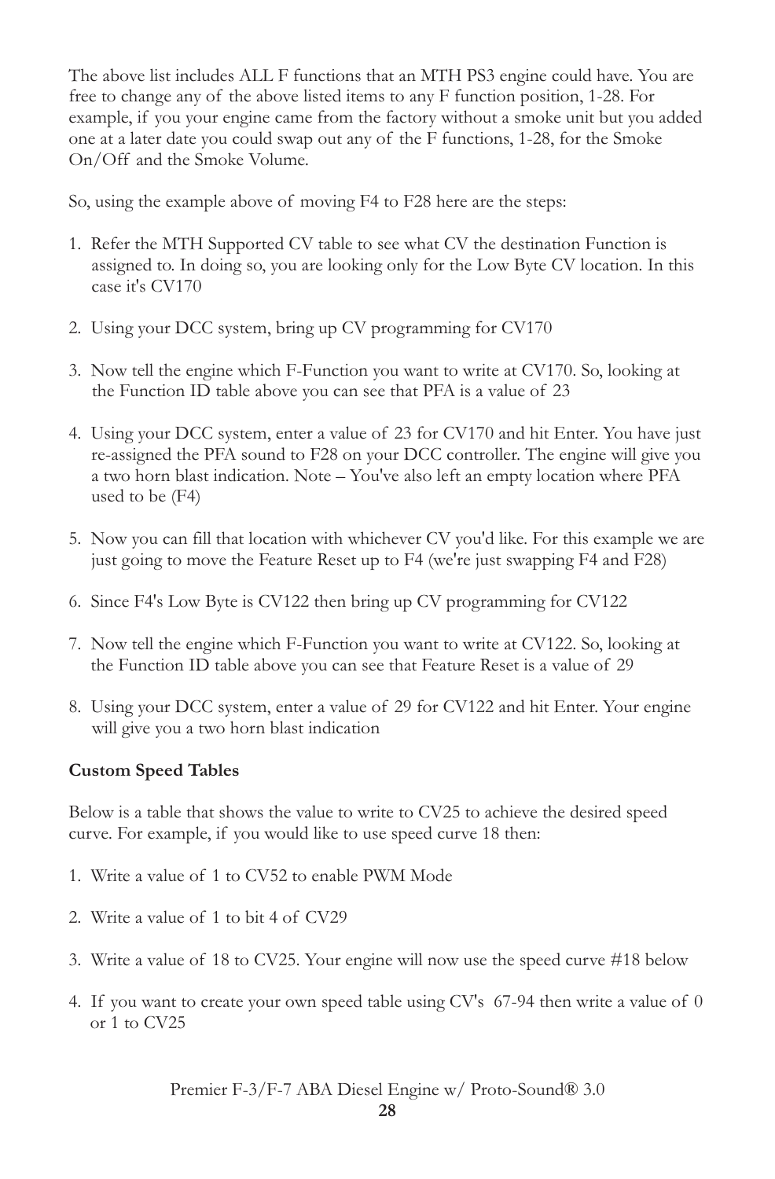The above list includes ALL F functions that an MTH PS3 engine could have. You are free to change any of the above listed items to any F function position, 1-28. For example, if you your engine came from the factory without a smoke unit but you added one at a later date you could swap out any of the F functions, 1-28, for the Smoke On/Off and the Smoke Volume.

So, using the example above of moving F4 to F28 here are the steps:

1. Refer the MTH Supported CV table to see what CV the destination Function is assigned to. In doing so, you are looking only for the Low Byte CV location. In this case it's CV170

2. Using your DCC system, bring up CV programming for CV170

3. Now tell the engine which F-Function you want to write at CV170. So, looking at the Function ID table above you can see that PFA is a value of 23

4. Using your DCC system, enter a value of 23 for CV170 and hit Enter. You have just re-assigned the PFA sound to F28 on your DCC controller. The engine will give you a two horn blast indication. Note – You've also left an empty location where PFA used to be (F4)

5. Now you can fill that location with whichever CV you'd like. For this example we are just going to move the Feature Reset up to F4 (we're just swapping F4 and F28)

6. Since F4's Low Byte is CV122 then bring up CV programming for CV122

7. Now tell the engine which F-Function you want to write at CV122. So, looking at the Function ID table above you can see that Feature Reset is a value of 29

8. Using your DCC system, enter a value of 29 for CV122 and hit Enter. Your engine will give you a two horn blast indication

**Custom Speed Tables**

Below is a table that shows the value to write to CV25 to achieve the desired speed curve. For example, if you would like to use speed curve 18 then:

1. Write a value of 1 to CV52 to enable PWM Mode

2. Write a value of 1 to bit 4 of CV29

3. Write a value of 18 to CV25. Your engine will now use the speed curve #18 below

4. If you want to create your own speed table using CV's 67-94 then write a value of 0 or 1 to CV25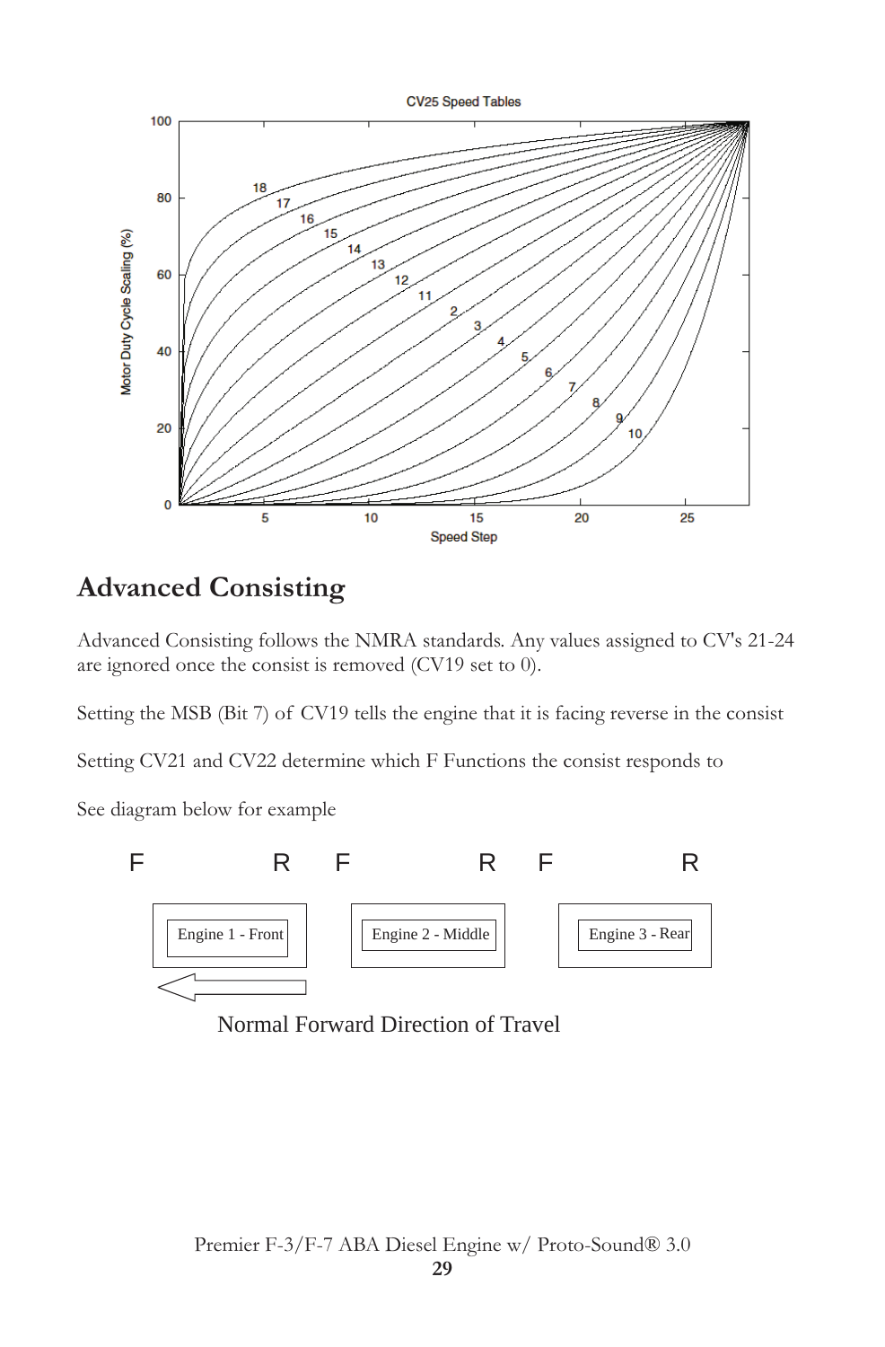## Advanced Consisting

Advanced Consisting follows the NMRA standards. Any values assigned to CV's 21-24 are ignored once the consist is removed (CV19 set to 0).

Setting the MSB (Bit 7) of CV19 tells the engine that it is facing reverse in the consist

Setting CV21 and CV22 determine which F Functions the consist responds to

See diagram below for example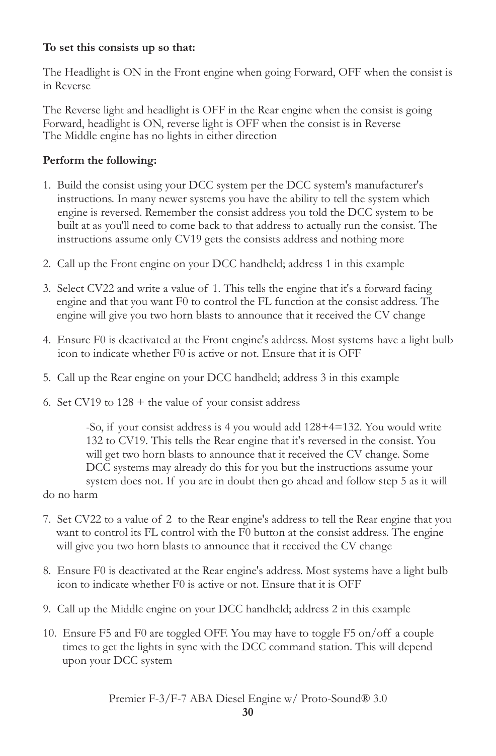**To set this consists up so that:**

The Headlight is ON in the Front engine when going Forward, OFF when the consist is in Reverse

The Reverse light and headlight is OFF in the Rear engine when the consist is going Forward, headlight is ON, reverse light is OFF when the consist is in Reverse
The Middle engine has no lights in either direction

**Perform the following:**

1. Build the consist using your DCC system per the DCC system's manufacturer's instructions. In many newer systems you have the ability to tell the system which engine is reversed. Remember the consist address you told the DCC system to be built at as you'll need to come back to that address to actually run the consist. The instructions assume only CV19 gets the consists address and nothing more

2. Call up the Front engine on your DCC handheld; address 1 in this example

3. Select CV22 and write a value of 1. This tells the engine that it's a forward facing engine and that you want F0 to control the FL function at the consist address. The engine will give you two horn blasts to announce that it received the CV change

4. Ensure F0 is deactivated at the Front engine's address. Most systems have a light bulb icon to indicate whether F0 is active or not. Ensure that it is OFF

5. Call up the Rear engine on your DCC handheld; address 3 in this example

6. Set CV19 to 128 + the value of your consist address

   -So, if your consist address is 4 you would add 128+4=132. You would write 132 to CV19. This tells the Rear engine that it's reversed in the consist. You will get two horn blasts to announce that it received the CV change. Some DCC systems may already do this for you but the instructions assume your system does not. If you are in doubt then go ahead and follow step 5 as it will do no harm

7. Set CV22 to a value of 2 to the Rear engine's address to tell the Rear engine that you want to control its FL control with the F0 button at the consist address. The engine will give you two horn blasts to announce that it received the CV change

8. Ensure F0 is deactivated at the Rear engine's address. Most systems have a light bulb icon to indicate whether F0 is active or not. Ensure that it is OFF

9. Call up the Middle engine on your DCC handheld; address 2 in this example

10. Ensure F5 and F0 are toggled OFF. You may have to toggle F5 on/off a couple times to get the lights in sync with the DCC command station. This will depend upon your DCC system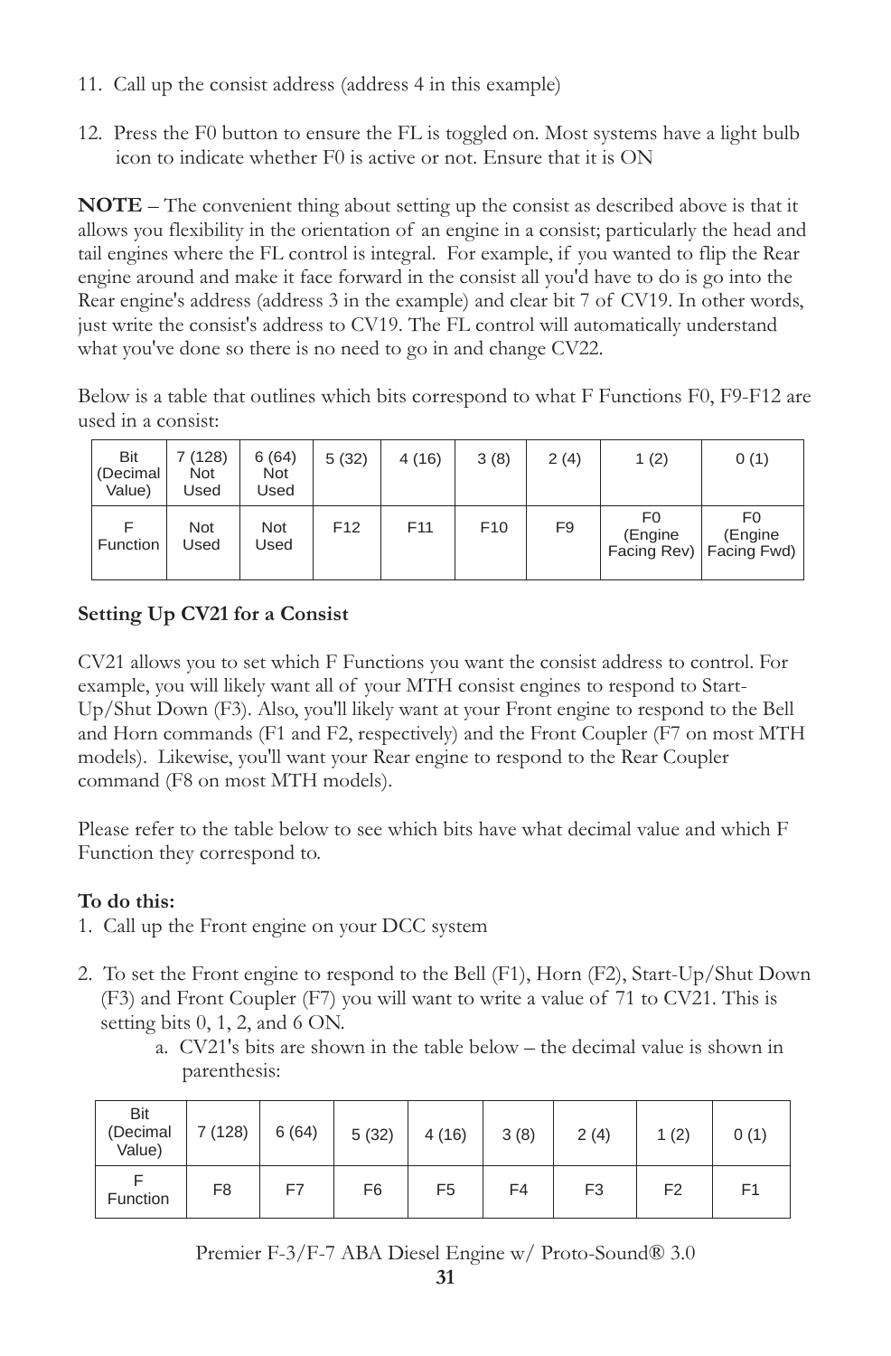11. Call up the consist address (address 4 in this example)

12. Press the F0 button to ensure the FL is toggled on. Most systems have a light bulb icon to indicate whether F0 is active or not. Ensure that it is ON

**NOTE** – The convenient thing about setting up the consist as described above is that it allows you flexibility in the orientation of an engine in a consist; particularly the head and tail engines where the FL control is integral. For example, if you wanted to flip the Rear engine around and make it face forward in the consist all you'd have to do is go into the Rear engine's address (address 3 in the example) and clear bit 7 of CV19. In other words, just write the consist's address to CV19. The FL control will automatically understand what you've done so there is no need to go in and change CV22.

Below is a table that outlines which bits correspond to what F Functions F0, F9-F12 are used in a consist:

| Bit (Decimal Value) | 7 (128) Not Used | 6 (64) Not Used | 5 (32) | 4 (16) | 3 (8) | 2 (4) | 1 (2) | 0 (1) |
|---|---|---|---|---|---|---|---|---|
| F Function | Not Used | Not Used | F12 | F11 | F10 | F9 | F0 (Engine Facing Rev) | F0 (Engine Facing Fwd) |

**Setting Up CV21 for a Consist**

CV21 allows you to set which F Functions you want the consist address to control. For example, you will likely want all of your MTH consist engines to respond to Start-Up/Shut Down (F3). Also, you'll likely want at your Front engine to respond to the Bell and Horn commands (F1 and F2, respectively) and the Front Coupler (F7 on most MTH models). Likewise, you'll want your Rear engine to respond to the Rear Coupler command (F8 on most MTH models).

Please refer to the table below to see which bits have what decimal value and which F Function they correspond to.

**To do this:**

1. Call up the Front engine on your DCC system

2. To set the Front engine to respond to the Bell (F1), Horn (F2), Start-Up/Shut Down (F3) and Front Coupler (F7) you will want to write a value of 71 to CV21. This is setting bits 0, 1, 2, and 6 ON.
   a. CV21's bits are shown in the table below – the decimal value is shown in parenthesis:

| Bit (Decimal Value) | 7 (128) | 6 (64) | 5 (32) | 4 (16) | 3 (8) | 2 (4) | 1 (2) | 0 (1) |
|---|---|---|---|---|---|---|---|---|
| F Function | F8 | F7 | F6 | F5 | F4 | F3 | F2 | F1 |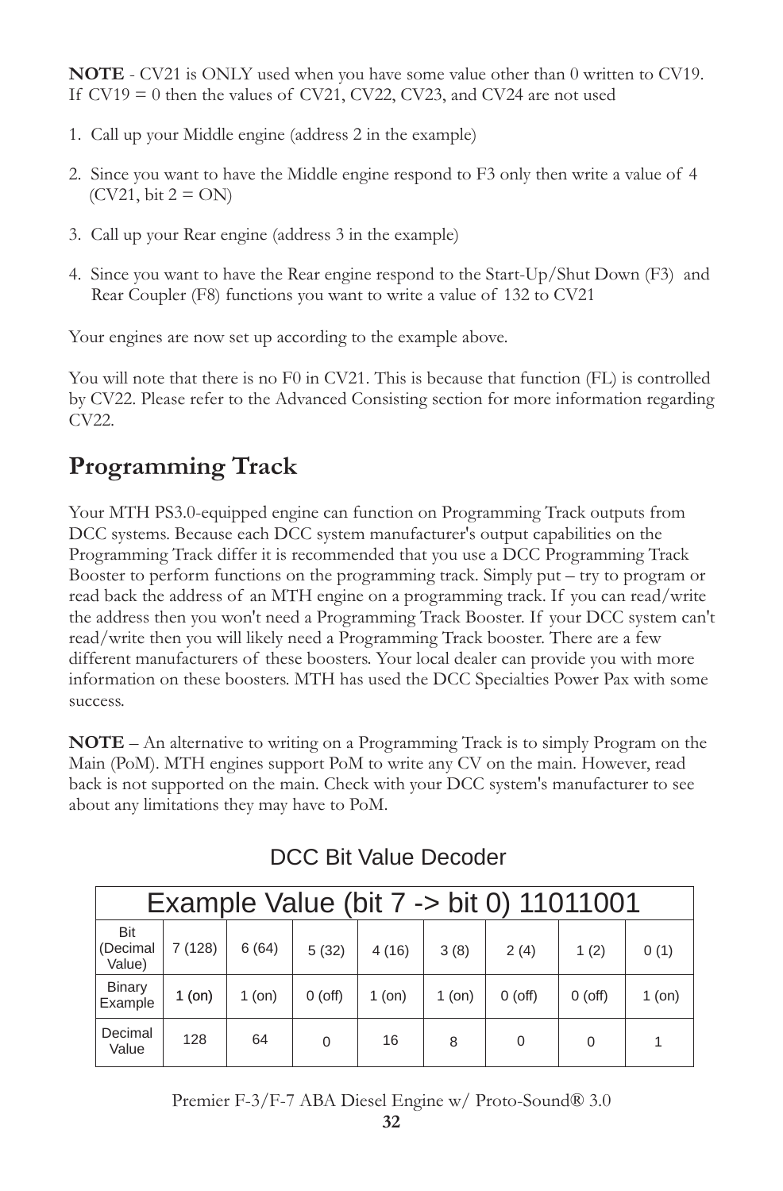**NOTE** - CV21 is ONLY used when you have some value other than 0 written to CV19. If CV19 = 0 then the values of CV21, CV22, CV23, and CV24 are not used

1. Call up your Middle engine (address 2 in the example)

2. Since you want to have the Middle engine respond to F3 only then write a value of 4 (CV21, bit 2 = ON)

3. Call up your Rear engine (address 3 in the example)

4. Since you want to have the Rear engine respond to the Start-Up/Shut Down (F3) and Rear Coupler (F8) functions you want to write a value of 132 to CV21

Your engines are now set up according to the example above.

You will note that there is no F0 in CV21. This is because that function (FL) is controlled by CV22. Please refer to the Advanced Consisting section for more information regarding CV22.

## Programming Track

Your MTH PS3.0-equipped engine can function on Programming Track outputs from DCC systems. Because each DCC system manufacturer's output capabilities on the Programming Track differ it is recommended that you use a DCC Programming Track Booster to perform functions on the programming track. Simply put – try to program or read back the address of an MTH engine on a programming track. If you can read/write the address then you won't need a Programming Track Booster. If your DCC system can't read/write then you will likely need a Programming Track booster. There are a few different manufacturers of these boosters. Your local dealer can provide you with more information on these boosters. MTH has used the DCC Specialties Power Pax with some success.

**NOTE** – An alternative to writing on a Programming Track is to simply Program on the Main (PoM). MTH engines support PoM to write any CV on the main. However, read back is not supported on the main. Check with your DCC system's manufacturer to see about any limitations they may have to PoM.

### DCC Bit Value Decoder

| Example Value (bit 7 -> bit 0) 11011001 | | | | | | | | |
|---|---|---|---|---|---|---|---|---|
| Bit (Decimal Value) | 7 (128) | 6 (64) | 5 (32) | 4 (16) | 3 (8) | 2 (4) | 1 (2) | 0 (1) |
| Binary Example | 1 (on) | 1 (on) | 0 (off) | 1 (on) | 1 (on) | 0 (off) | 0 (off) | 1 (on) |
| Decimal Value | 128 | 64 | 0 | 16 | 8 | 0 | 0 | 1 |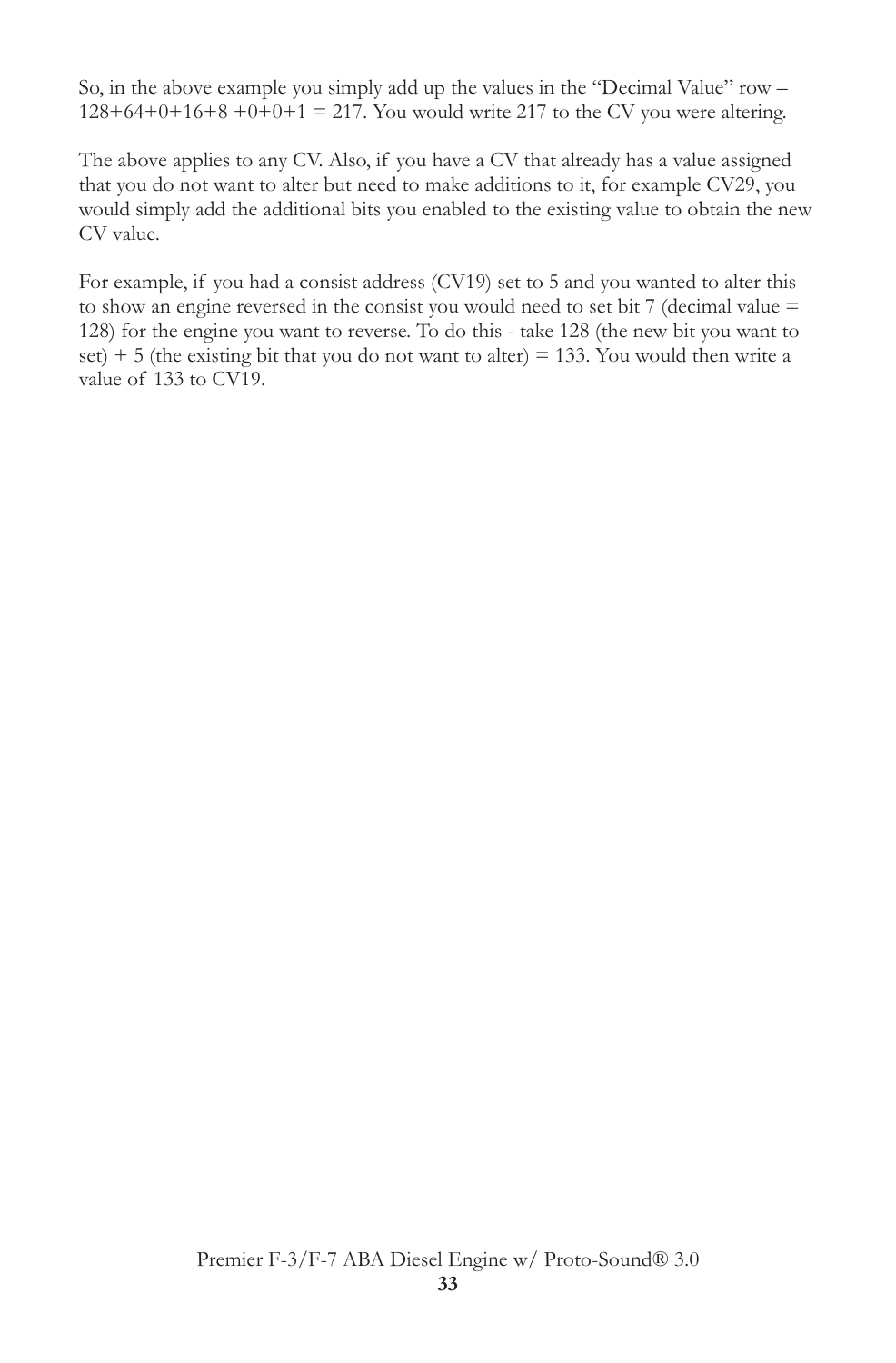So, in the above example you simply add up the values in the "Decimal Value" row – 128+64+0+16+8 +0+0+1 = 217. You would write 217 to the CV you were altering.

The above applies to any CV. Also, if you have a CV that already has a value assigned that you do not want to alter but need to make additions to it, for example CV29, you would simply add the additional bits you enabled to the existing value to obtain the new CV value.

For example, if you had a consist address (CV19) set to 5 and you wanted to alter this to show an engine reversed in the consist you would need to set bit 7 (decimal value = 128) for the engine you want to reverse. To do this - take 128 (the new bit you want to set) + 5 (the existing bit that you do not want to alter) = 133. You would then write a value of 133 to CV19.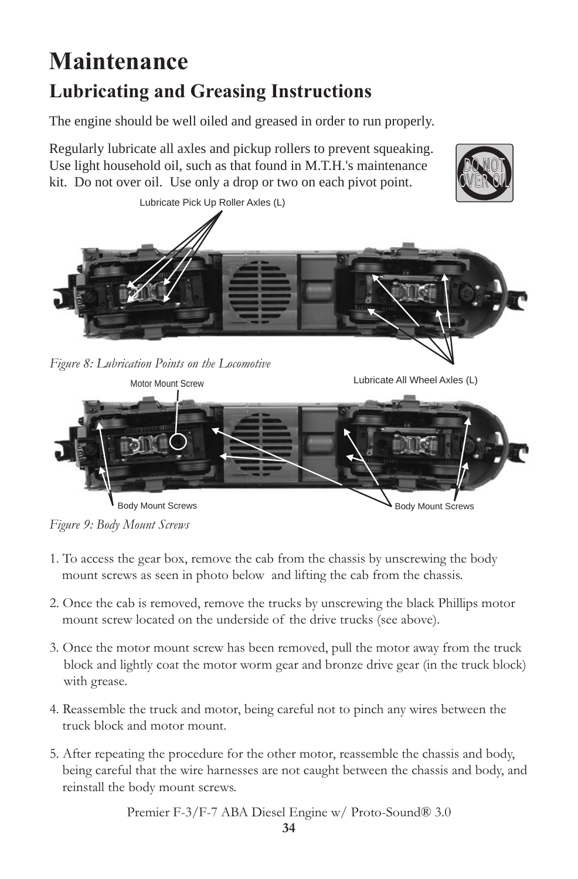# Maintenance

## Lubricating and Greasing Instructions

The engine should be well oiled and greased in order to run properly.

Regularly lubricate all axles and pickup rollers to prevent squeaking. Use light household oil, such as that found in M.T.H.'s maintenance kit. Do not over oil. Use only a drop or two on each pivot point.

*Figure 8: Lubrication Points on the Locomotive*

*Figure 9: Body Mount Screws*

1. To access the gear box, remove the cab from the chassis by unscrewing the body mount screws as seen in photo below and lifting the cab from the chassis.

2. Once the cab is removed, remove the trucks by unscrewing the black Phillips motor mount screw located on the underside of the drive trucks (see above).

3. Once the motor mount screw has been removed, pull the motor away from the truck block and lightly coat the motor worm gear and bronze drive gear (in the truck block) with grease.

4. Reassemble the truck and motor, being careful not to pinch any wires between the truck block and motor mount.

5. After repeating the procedure for the other motor, reassemble the chassis and body, being careful that the wire harnesses are not caught between the chassis and body, and reinstall the body mount screws.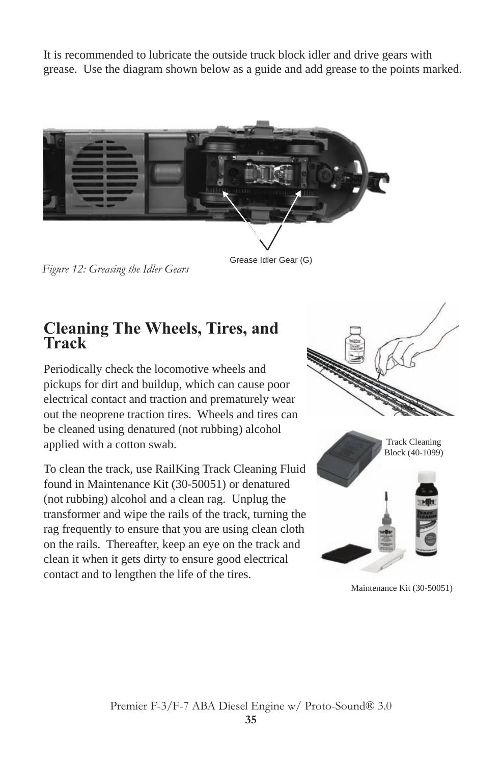It is recommended to lubricate the outside truck block idler and drive gears with grease. Use the diagram shown below as a guide and add grease to the points marked.

Grease Idler Gear (G)

*Figure 12: Greasing the Idler Gears*

## Cleaning The Wheels, Tires, and Track

Periodically check the locomotive wheels and pickups for dirt and buildup, which can cause poor electrical contact and traction and prematurely wear out the neoprene traction tires. Wheels and tires can be cleaned using denatured (not rubbing) alcohol applied with a cotton swab.

To clean the track, use RailKing Track Cleaning Fluid found in Maintenance Kit (30-50051) or denatured (not rubbing) alcohol and a clean rag. Unplug the transformer and wipe the rails of the track, turning the rag frequently to ensure that you are using clean cloth on the rails. Thereafter, keep an eye on the track and clean it when it gets dirty to ensure good electrical contact and to lengthen the life of the tires.

Track Cleaning Block (40-1099)

Maintenance Kit (30-50051)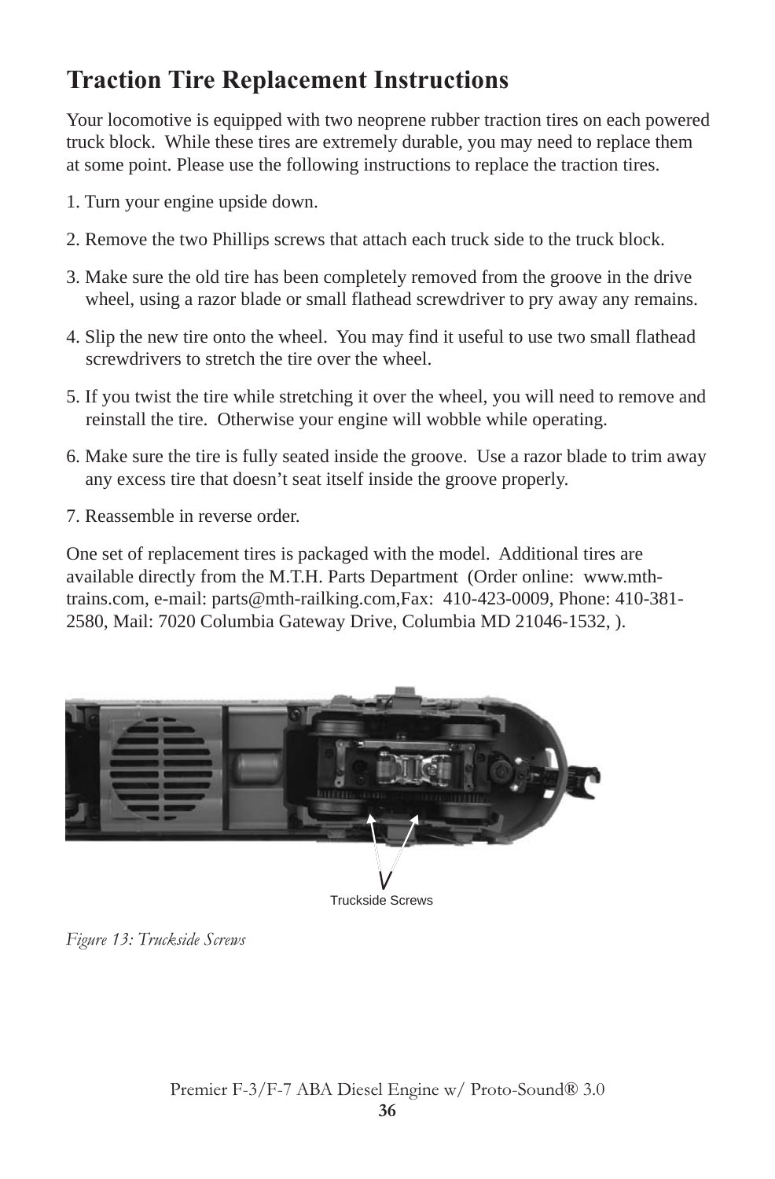# Traction Tire Replacement Instructions

Your locomotive is equipped with two neoprene rubber traction tires on each powered truck block. While these tires are extremely durable, you may need to replace them at some point. Please use the following instructions to replace the traction tires.

1. Turn your engine upside down.
2. Remove the two Phillips screws that attach each truck side to the truck block.
3. Make sure the old tire has been completely removed from the groove in the drive wheel, using a razor blade or small flathead screwdriver to pry away any remains.
4. Slip the new tire onto the wheel. You may find it useful to use two small flathead screwdrivers to stretch the tire over the wheel.
5. If you twist the tire while stretching it over the wheel, you will need to remove and reinstall the tire. Otherwise your engine will wobble while operating.
6. Make sure the tire is fully seated inside the groove. Use a razor blade to trim away any excess tire that doesn't seat itself inside the groove properly.
7. Reassemble in reverse order.

One set of replacement tires is packaged with the model. Additional tires are available directly from the M.T.H. Parts Department (Order online: www.mth-trains.com, e-mail: parts@mth-railking.com,Fax: 410-423-0009, Phone: 410-381-2580, Mail: 7020 Columbia Gateway Drive, Columbia MD 21046-1532, ).

Truckside Screws

*Figure 13: Truckside Screws*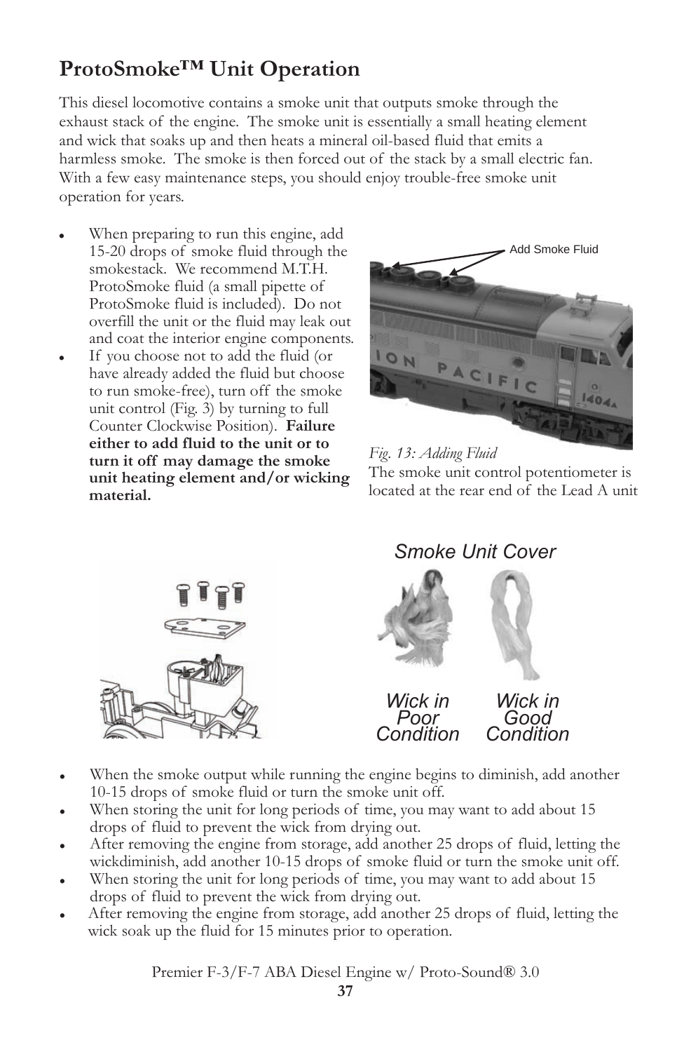# ProtoSmoke™ Unit Operation

This diesel locomotive contains a smoke unit that outputs smoke through the exhaust stack of the engine. The smoke unit is essentially a small heating element and wick that soaks up and then heats a mineral oil-based fluid that emits a harmless smoke. The smoke is then forced out of the stack by a small electric fan. With a few easy maintenance steps, you should enjoy trouble-free smoke unit operation for years.

- When preparing to run this engine, add 15-20 drops of smoke fluid through the smokestack. We recommend M.T.H. ProtoSmoke fluid (a small pipette of ProtoSmoke fluid is included). Do not overfill the unit or the fluid may leak out and coat the interior engine components.
- If you choose not to add the fluid (or have already added the fluid but choose to run smoke-free), turn off the smoke unit control (Fig. 3) by turning to full Counter Clockwise Position). **Failure either to add fluid to the unit or to turn it off may damage the smoke unit heating element and/or wicking material.**

Add Smoke Fluid

*Fig. 13: Adding Fluid*
The smoke unit control potentiometer is located at the rear end of the Lead A unit

Smoke Unit Cover

Wick in Poor Condition

Wick in Good Condition

- When the smoke output while running the engine begins to diminish, add another 10-15 drops of smoke fluid or turn the smoke unit off.
- When storing the unit for long periods of time, you may want to add about 15 drops of fluid to prevent the wick from drying out.
- After removing the engine from storage, add another 25 drops of fluid, letting the wickdiminish, add another 10-15 drops of smoke fluid or turn the smoke unit off.
- When storing the unit for long periods of time, you may want to add about 15 drops of fluid to prevent the wick from drying out.
- After removing the engine from storage, add another 25 drops of fluid, letting the wick soak up the fluid for 15 minutes prior to operation.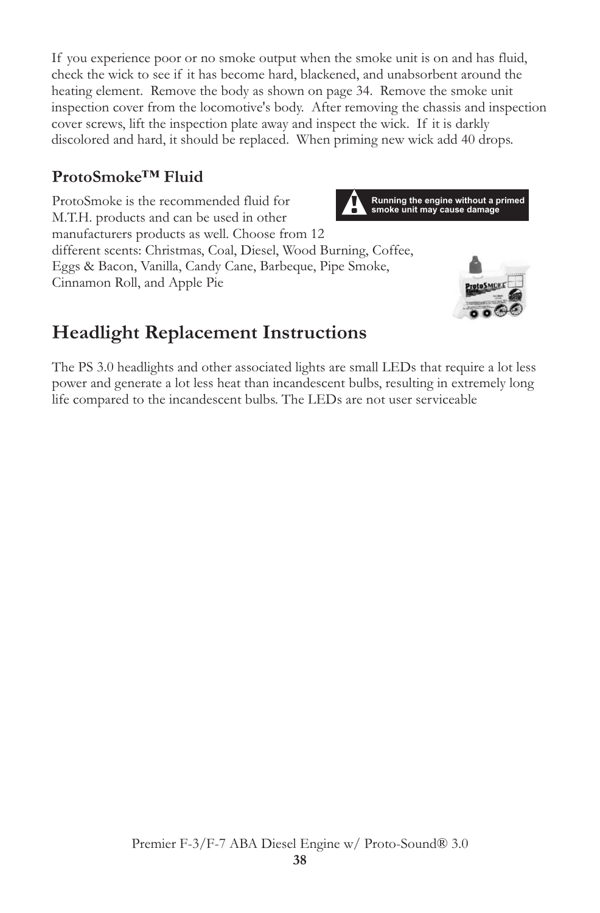If you experience poor or no smoke output when the smoke unit is on and has fluid, check the wick to see if it has become hard, blackened, and unabsorbent around the heating element. Remove the body as shown on page 34. Remove the smoke unit inspection cover from the locomotive's body. After removing the chassis and inspection cover screws, lift the inspection plate away and inspect the wick. If it is darkly discolored and hard, it should be replaced. When priming new wick add 40 drops.

### ProtoSmoke™ Fluid

**Running the engine without a primed smoke unit may cause damage**

ProtoSmoke is the recommended fluid for M.T.H. products and can be used in other manufacturers products as well. Choose from 12 different scents: Christmas, Coal, Diesel, Wood Burning, Coffee, Eggs & Bacon, Vanilla, Candy Cane, Barbeque, Pipe Smoke, Cinnamon Roll, and Apple Pie

## Headlight Replacement Instructions

The PS 3.0 headlights and other associated lights are small LEDs that require a lot less power and generate a lot less heat than incandescent bulbs, resulting in extremely long life compared to the incandescent bulbs. The LEDs are not user serviceable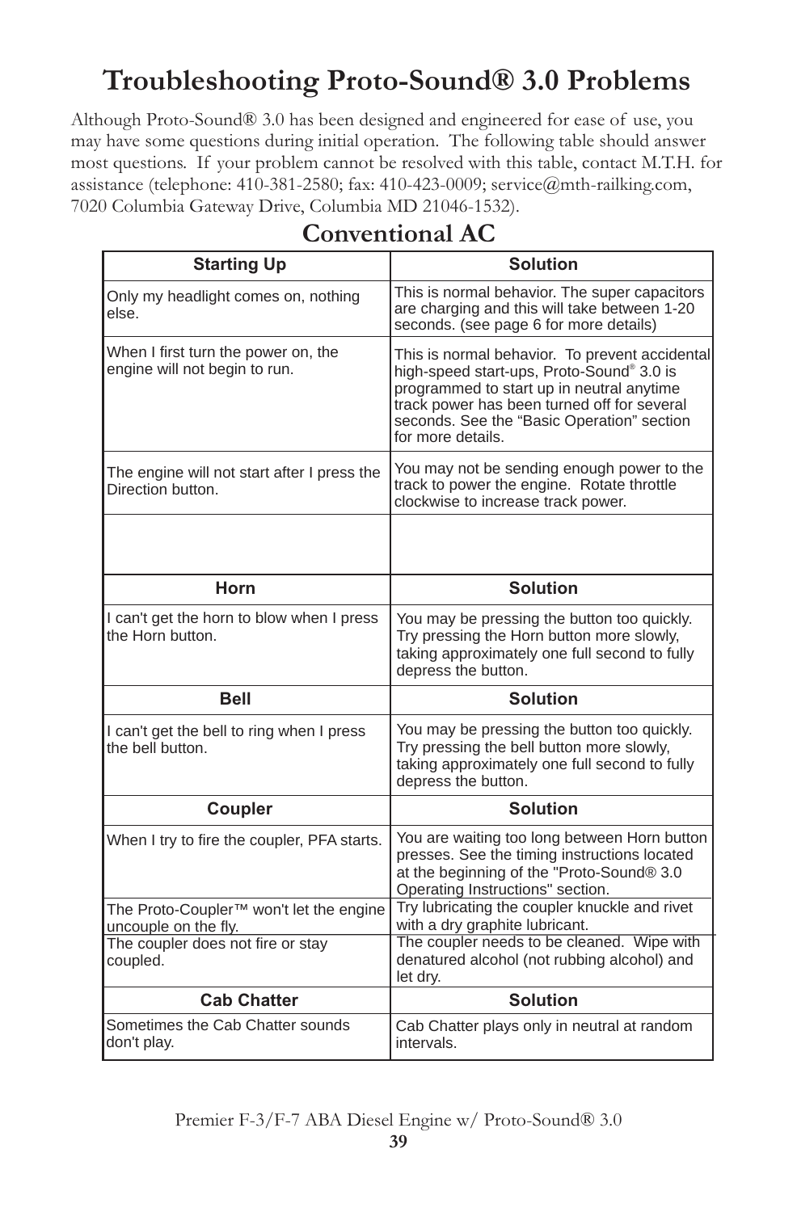# Troubleshooting Proto-Sound® 3.0 Problems

Although Proto-Sound® 3.0 has been designed and engineered for ease of use, you may have some questions during initial operation. The following table should answer most questions. If your problem cannot be resolved with this table, contact M.T.H. for assistance (telephone: 410-381-2580; fax: 410-423-0009; service@mth-railking.com, 7020 Columbia Gateway Drive, Columbia MD 21046-1532).

## Conventional AC

| Starting Up | Solution |
|---|---|
| Only my headlight comes on, nothing else. | This is normal behavior. The super capacitors are charging and this will take between 1-20 seconds. (see page 6 for more details) |
| When I first turn the power on, the engine will not begin to run. | This is normal behavior. To prevent accidental high-speed start-ups, Proto-Sound® 3.0 is programmed to start up in neutral anytime track power has been turned off for several seconds. See the "Basic Operation" section for more details. |
| The engine will not start after I press the Direction button. | You may not be sending enough power to the track to power the engine. Rotate throttle clockwise to increase track power. |
| | |
| **Horn** | **Solution** |
| I can't get the horn to blow when I press the Horn button. | You may be pressing the button too quickly. Try pressing the Horn button more slowly, taking approximately one full second to fully depress the button. |
| **Bell** | **Solution** |
| I can't get the bell to ring when I press the bell button. | You may be pressing the button too quickly. Try pressing the bell button more slowly, taking approximately one full second to fully depress the button. |
| **Coupler** | **Solution** |
| When I try to fire the coupler, PFA starts. | You are waiting too long between Horn button presses. See the timing instructions located at the beginning of the "Proto-Sound® 3.0 Operating Instructions" section. |
| The Proto-Coupler™ won't let the engine uncouple on the fly. | Try lubricating the coupler knuckle and rivet with a dry graphite lubricant. |
| The coupler does not fire or stay coupled. | The coupler needs to be cleaned. Wipe with denatured alcohol (not rubbing alcohol) and let dry. |
| **Cab Chatter** | **Solution** |
| Sometimes the Cab Chatter sounds don't play. | Cab Chatter plays only in neutral at random intervals. |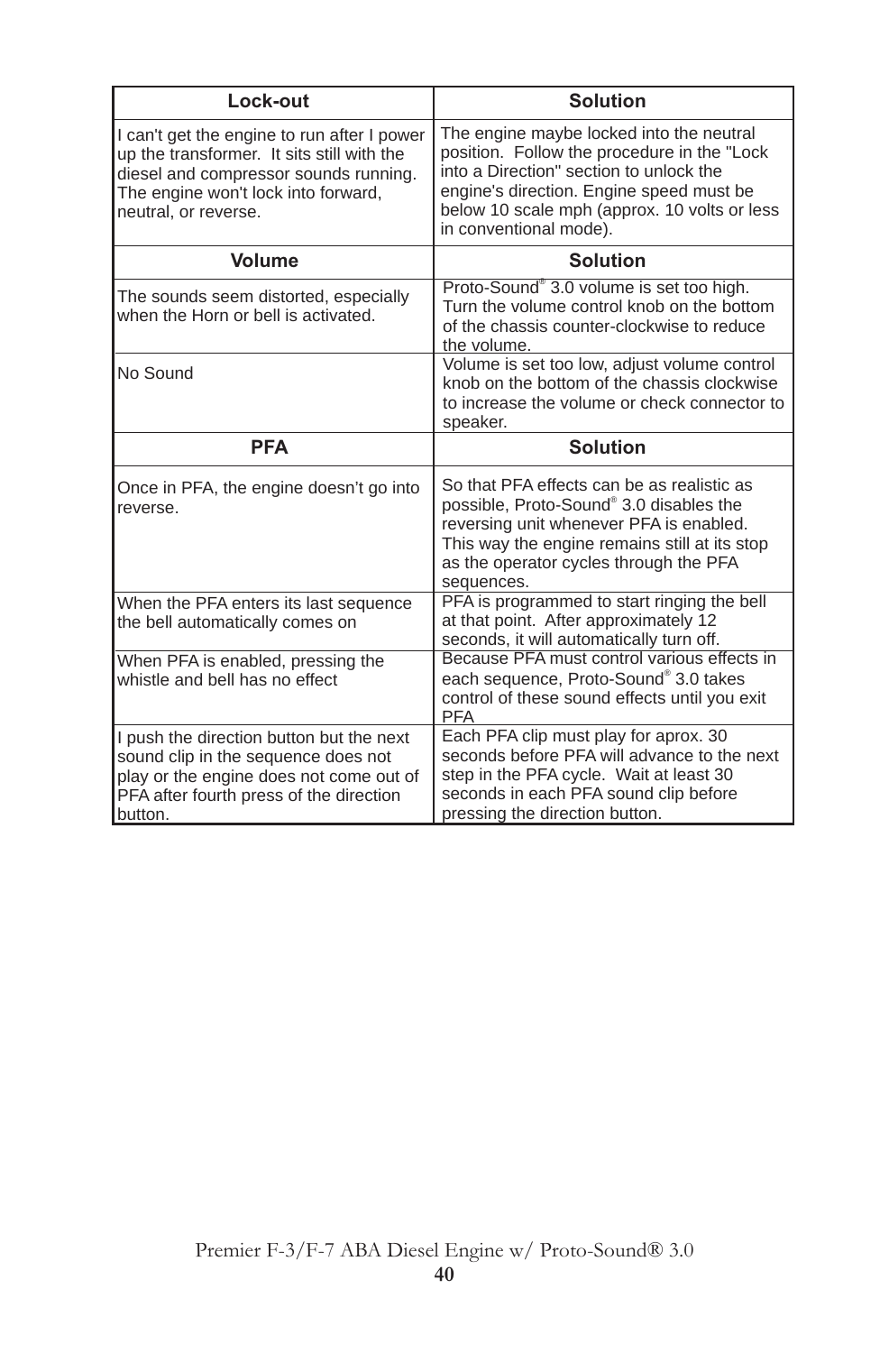| Lock-out | Solution |
|---|---|
| I can't get the engine to run after I power up the transformer. It sits still with the diesel and compressor sounds running. The engine won't lock into forward, neutral, or reverse. | The engine maybe locked into the neutral position. Follow the procedure in the "Lock into a Direction" section to unlock the engine's direction. Engine speed must be below 10 scale mph (approx. 10 volts or less in conventional mode). |
| **Volume** | **Solution** |
| The sounds seem distorted, especially when the Horn or bell is activated. | Proto-Sound® 3.0 volume is set too high. Turn the volume control knob on the bottom of the chassis counter-clockwise to reduce the volume. |
| No Sound | Volume is set too low, adjust volume control knob on the bottom of the chassis clockwise to increase the volume or check connector to speaker. |
| **PFA** | **Solution** |
| Once in PFA, the engine doesn't go into reverse. | So that PFA effects can be as realistic as possible, Proto-Sound® 3.0 disables the reversing unit whenever PFA is enabled. This way the engine remains still at its stop as the operator cycles through the PFA sequences. |
| When the PFA enters its last sequence the bell automatically comes on | PFA is programmed to start ringing the bell at that point. After approximately 12 seconds, it will automatically turn off. |
| When PFA is enabled, pressing the whistle and bell has no effect | Because PFA must control various effects in each sequence, Proto-Sound® 3.0 takes control of these sound effects until you exit PFA |
| I push the direction button but the next sound clip in the sequence does not play or the engine does not come out of PFA after fourth press of the direction button. | Each PFA clip must play for aprox. 30 seconds before PFA will advance to the next step in the PFA cycle. Wait at least 30 seconds in each PFA sound clip before pressing the direction button. |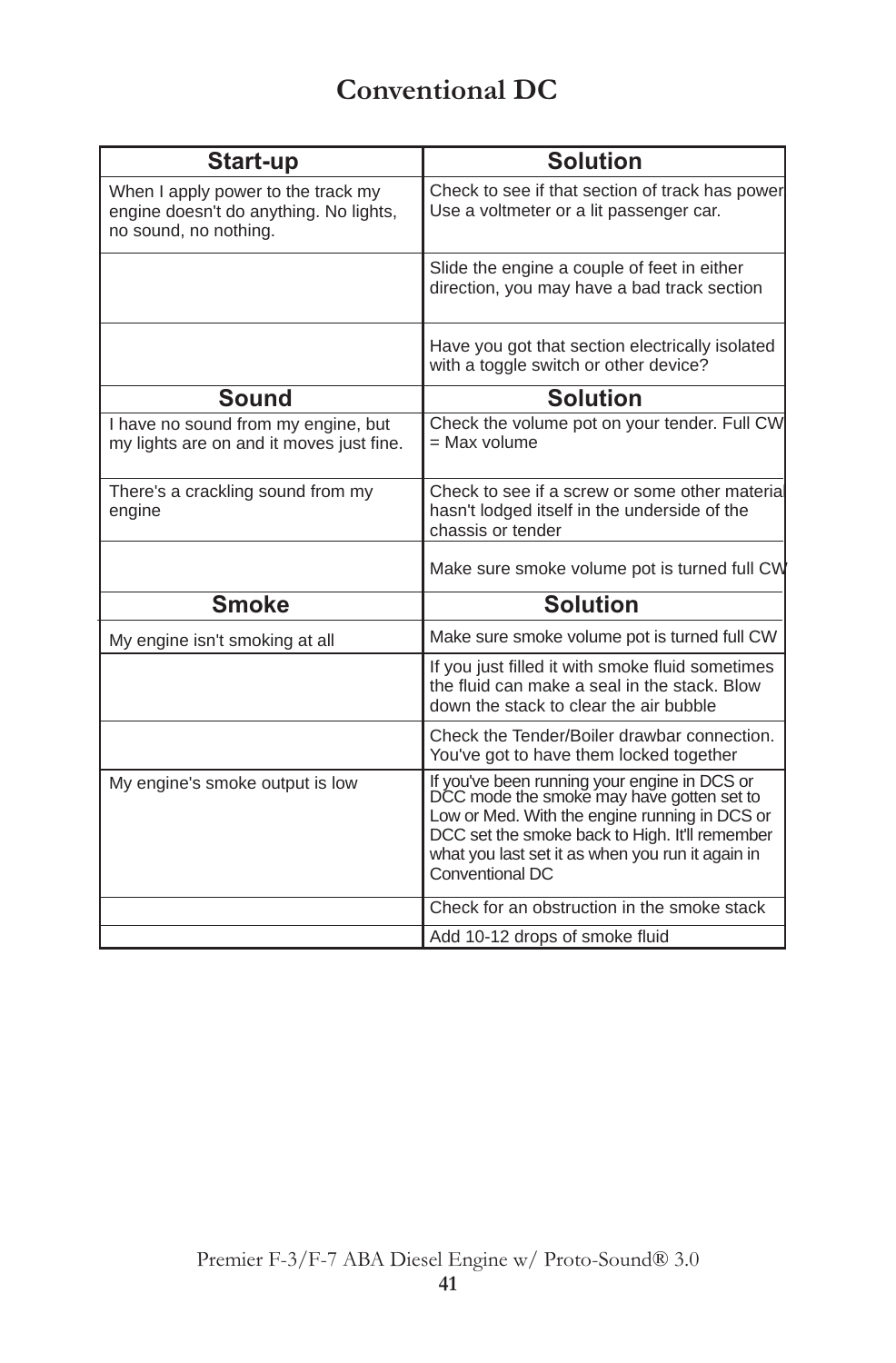# Conventional DC

| Start-up | Solution |
| --- | --- |
| When I apply power to the track my engine doesn't do anything. No lights, no sound, no nothing. | Check to see if that section of track has power Use a voltmeter or a lit passenger car. |
| | Slide the engine a couple of feet in either direction, you may have a bad track section |
| | Have you got that section electrically isolated with a toggle switch or other device? |
| **Sound** | **Solution** |
| I have no sound from my engine, but my lights are on and it moves just fine. | Check the volume pot on your tender. Full CW = Max volume |
| There's a crackling sound from my engine | Check to see if a screw or some other material hasn't lodged itself in the underside of the chassis or tender |
| | Make sure smoke volume pot is turned full CW |
| **Smoke** | **Solution** |
| My engine isn't smoking at all | Make sure smoke volume pot is turned full CW |
| | If you just filled it with smoke fluid sometimes the fluid can make a seal in the stack. Blow down the stack to clear the air bubble |
| | Check the Tender/Boiler drawbar connection. You've got to have them locked together |
| My engine's smoke output is low | If you've been running your engine in DCS or DCC mode the smoke may have gotten set to Low or Med. With the engine running in DCS or DCC set the smoke back to High. It'll remember what you last set it as when you run it again in Conventional DC |
| | Check for an obstruction in the smoke stack |
| | Add 10-12 drops of smoke fluid |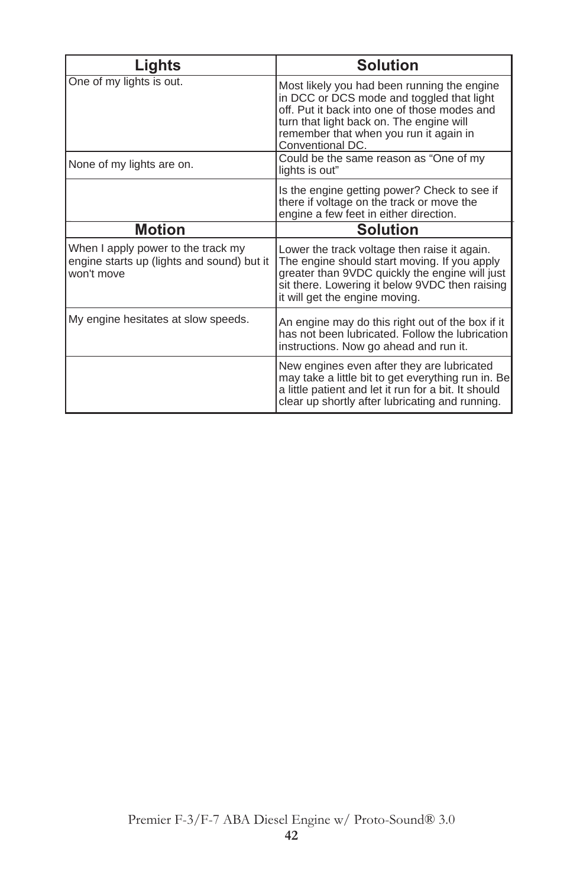| Lights | Solution |
| --- | --- |
| One of my lights is out. | Most likely you had been running the engine in DCC or DCS mode and toggled that light off. Put it back into one of those modes and turn that light back on. The engine will remember that when you run it again in Conventional DC. |
| None of my lights are on. | Could be the same reason as “One of my lights is out” |
| | Is the engine getting power? Check to see if there if voltage on the track or move the engine a few feet in either direction. |
| **Motion** | **Solution** |
| When I apply power to the track my engine starts up (lights and sound) but it won't move | Lower the track voltage then raise it again. The engine should start moving. If you apply greater than 9VDC quickly the engine will just sit there. Lowering it below 9VDC then raising it will get the engine moving. |
| My engine hesitates at slow speeds. | An engine may do this right out of the box if it has not been lubricated. Follow the lubrication instructions. Now go ahead and run it. |
| | New engines even after they are lubricated may take a little bit to get everything run in. Be a little patient and let it run for a bit. It should clear up shortly after lubricating and running. |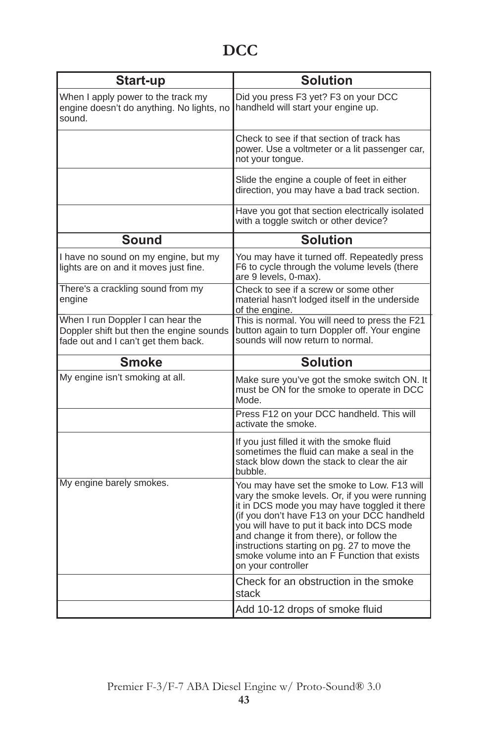# DCC

| Start-up | Solution |
|---|---|
| When I apply power to the track my engine doesn't do anything. No lights, no sound. | Did you press F3 yet? F3 on your DCC handheld will start your engine up. |
| | Check to see if that section of track has power. Use a voltmeter or a lit passenger car, not your tongue. |
| | Slide the engine a couple of feet in either direction, you may have a bad track section. |
| | Have you got that section electrically isolated with a toggle switch or other device? |
| **Sound** | **Solution** |
| I have no sound on my engine, but my lights are on and it moves just fine. | You may have it turned off. Repeatedly press F6 to cycle through the volume levels (there are 9 levels, 0-max). |
| There's a crackling sound from my engine | Check to see if a screw or some other material hasn't lodged itself in the underside of the engine. |
| When I run Doppler I can hear the Doppler shift but then the engine sounds fade out and I can't get them back. | This is normal. You will need to press the F21 button again to turn Doppler off. Your engine sounds will now return to normal. |
| **Smoke** | **Solution** |
| My engine isn't smoking at all. | Make sure you've got the smoke switch ON. It must be ON for the smoke to operate in DCC Mode. |
| | Press F12 on your DCC handheld. This will activate the smoke. |
| | If you just filled it with the smoke fluid sometimes the fluid can make a seal in the stack blow down the stack to clear the air bubble. |
| My engine barely smokes. | You may have set the smoke to Low. F13 will vary the smoke levels. Or, if you were running it in DCS mode you may have toggled it there (if you don't have F13 on your DCC handheld you will have to put it back into DCS mode and change it from there), or follow the instructions starting on pg. 27 to move the smoke volume into an F Function that exists on your controller |
| | Check for an obstruction in the smoke stack |
| | Add 10-12 drops of smoke fluid |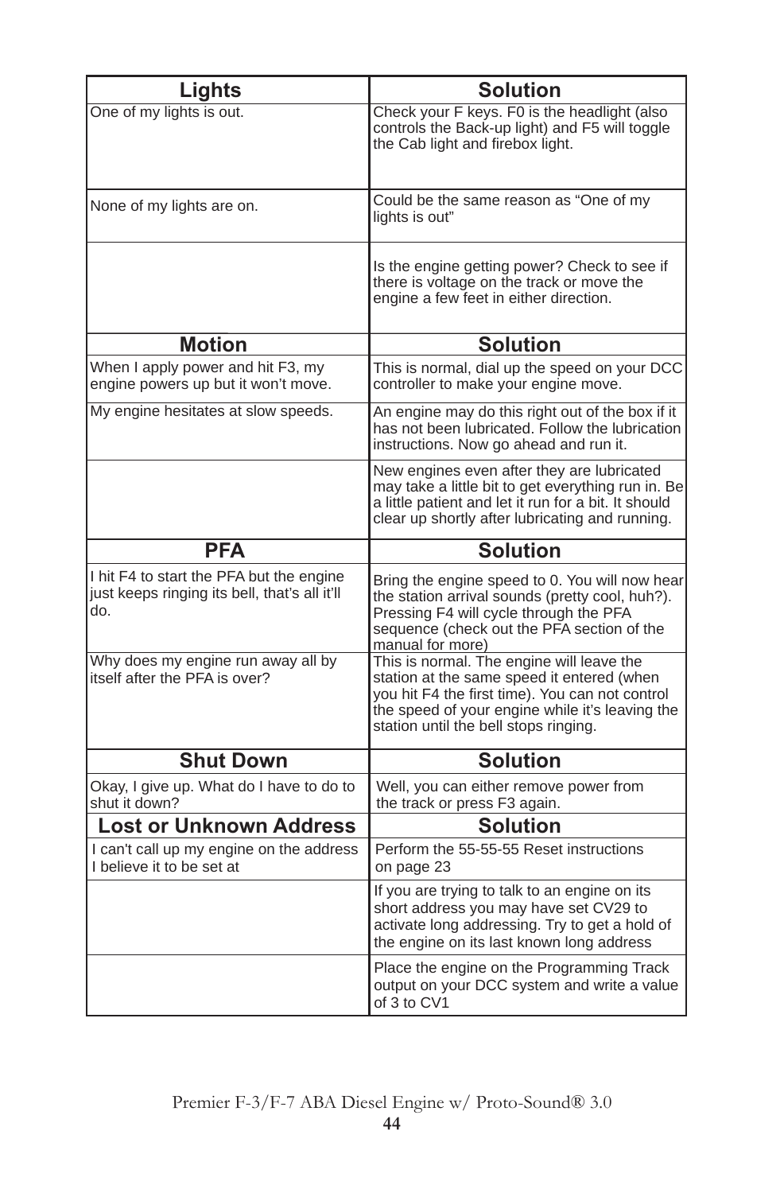| Lights | Solution |
|---|---|
| One of my lights is out. | Check your F keys. F0 is the headlight (also controls the Back-up light) and F5 will toggle the Cab light and firebox light. |
| None of my lights are on. | Could be the same reason as "One of my lights is out" |
| | Is the engine getting power? Check to see if there is voltage on the track or move the engine a few feet in either direction. |
| **Motion** | **Solution** |
| When I apply power and hit F3, my engine powers up but it won't move. | This is normal, dial up the speed on your DCC controller to make your engine move. |
| My engine hesitates at slow speeds. | An engine may do this right out of the box if it has not been lubricated. Follow the lubrication instructions. Now go ahead and run it. |
| | New engines even after they are lubricated may take a little bit to get everything run in. Be a little patient and let it run for a bit. It should clear up shortly after lubricating and running. |
| **PFA** | **Solution** |
| I hit F4 to start the PFA but the engine just keeps ringing its bell, that's all it'll do. | Bring the engine speed to 0. You will now hear the station arrival sounds (pretty cool, huh?). Pressing F4 will cycle through the PFA sequence (check out the PFA section of the manual for more) |
| Why does my engine run away all by itself after the PFA is over? | This is normal. The engine will leave the station at the same speed it entered (when you hit F4 the first time). You can not control the speed of your engine while it's leaving the station until the bell stops ringing. |
| **Shut Down** | **Solution** |
| Okay, I give up. What do I have to do to shut it down? | Well, you can either remove power from the track or press F3 again. |
| **Lost or Unknown Address** | **Solution** |
| I can't call up my engine on the address I believe it to be set at | Perform the 55-55-55 Reset instructions on page 23 |
| | If you are trying to talk to an engine on its short address you may have set CV29 to activate long addressing. Try to get a hold of the engine on its last known long address |
| | Place the engine on the Programming Track output on your DCC system and write a value of 3 to CV1 |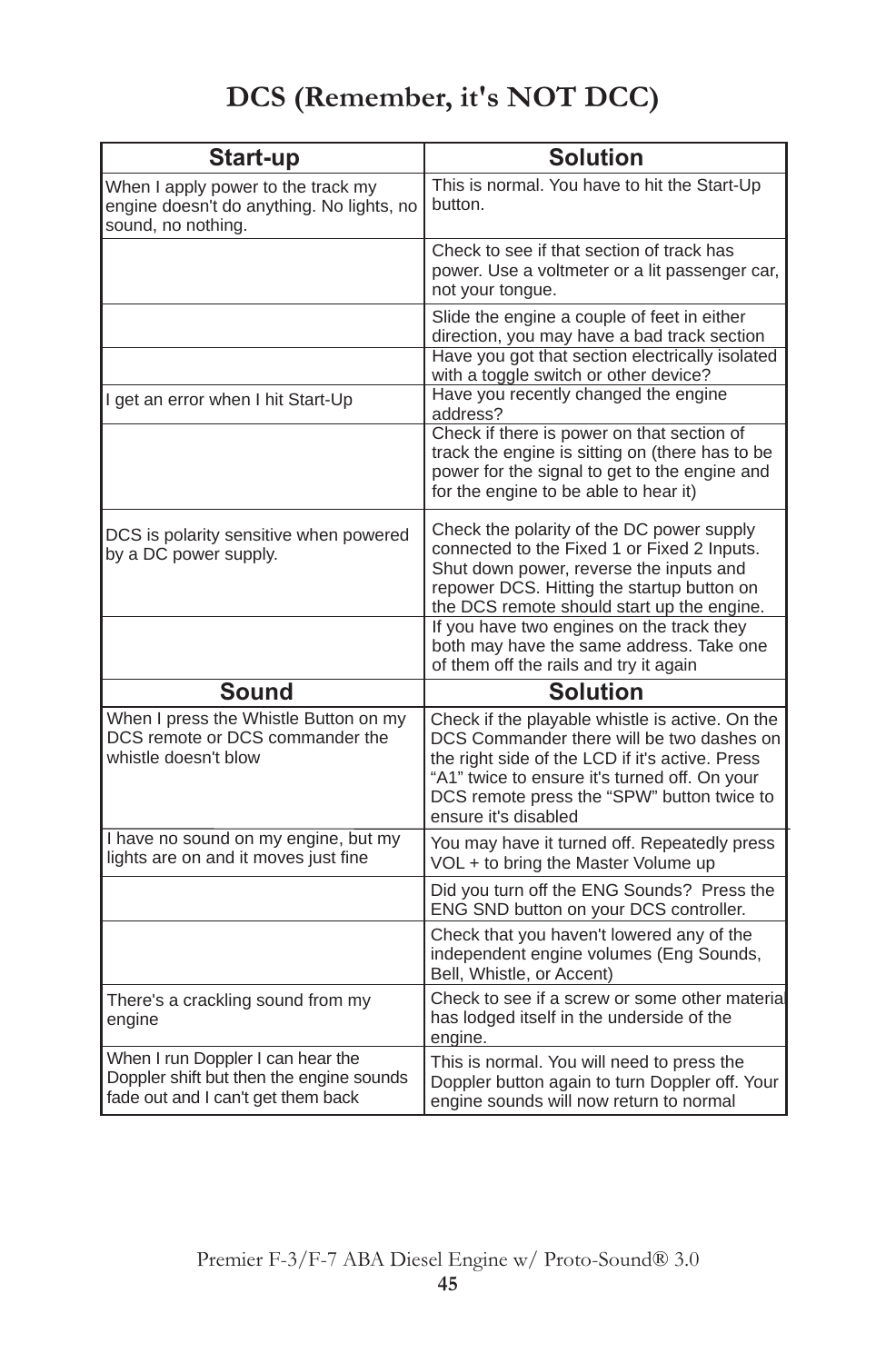# DCS (Remember, it's NOT DCC)

| Start-up | Solution |
|---|---|
| When I apply power to the track my engine doesn't do anything. No lights, no sound, no nothing. | This is normal. You have to hit the Start-Up button. |
| | Check to see if that section of track has power. Use a voltmeter or a lit passenger car, not your tongue. |
| | Slide the engine a couple of feet in either direction, you may have a bad track section |
| | Have you got that section electrically isolated with a toggle switch or other device? |
| I get an error when I hit Start-Up | Have you recently changed the engine address? |
| | Check if there is power on that section of track the engine is sitting on (there has to be power for the signal to get to the engine and for the engine to be able to hear it) |
| DCS is polarity sensitive when powered by a DC power supply. | Check the polarity of the DC power supply connected to the Fixed 1 or Fixed 2 Inputs. Shut down power, reverse the inputs and repower DCS. Hitting the startup button on the DCS remote should start up the engine. |
| | If you have two engines on the track they both may have the same address. Take one of them off the rails and try it again |
| **Sound** | **Solution** |
| When I press the Whistle Button on my DCS remote or DCS commander the whistle doesn't blow | Check if the playable whistle is active. On the DCS Commander there will be two dashes on the right side of the LCD if it's active. Press “A1” twice to ensure it's turned off. On your DCS remote press the “SPW” button twice to ensure it's disabled |
| I have no sound on my engine, but my lights are on and it moves just fine | You may have it turned off. Repeatedly press VOL + to bring the Master Volume up |
| | Did you turn off the ENG Sounds? Press the ENG SND button on your DCS controller. |
| | Check that you haven't lowered any of the independent engine volumes (Eng Sounds, Bell, Whistle, or Accent) |
| There's a crackling sound from my engine | Check to see if a screw or some other material has lodged itself in the underside of the engine. |
| When I run Doppler I can hear the Doppler shift but then the engine sounds fade out and I can't get them back | This is normal. You will need to press the Doppler button again to turn Doppler off. Your engine sounds will now return to normal |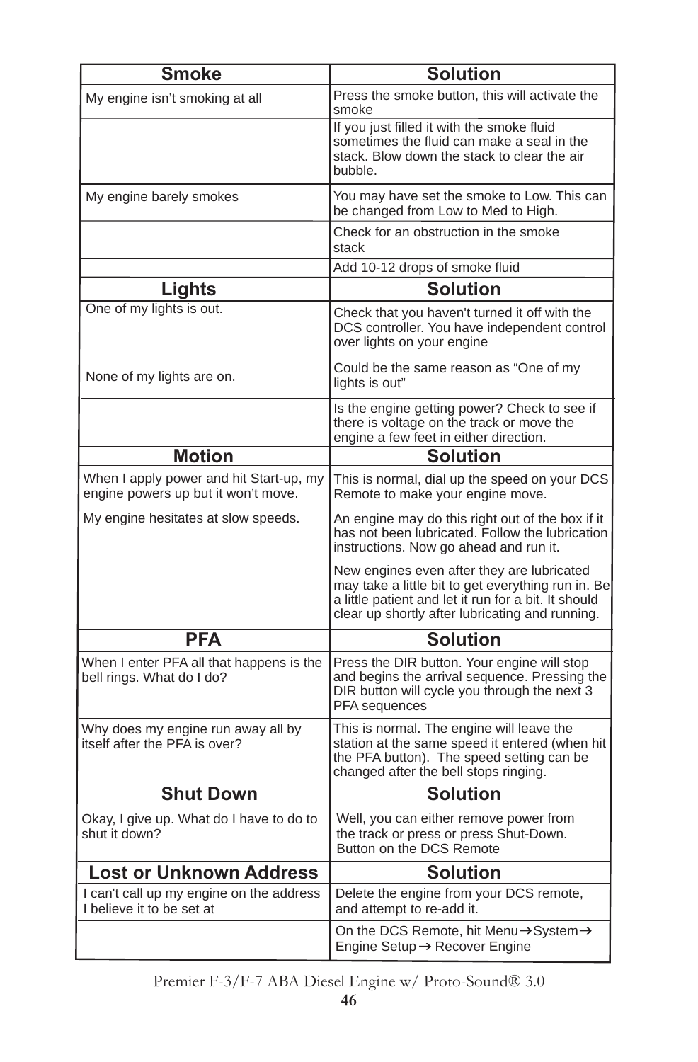| Smoke | Solution |
| --- | --- |
| My engine isn’t smoking at all | Press the smoke button, this will activate the smoke |
| | If you just filled it with the smoke fluid sometimes the fluid can make a seal in the stack. Blow down the stack to clear the air bubble. |
| My engine barely smokes | You may have set the smoke to Low. This can be changed from Low to Med to High. |
| | Check for an obstruction in the smoke stack |
| | Add 10-12 drops of smoke fluid |
| **Lights** | **Solution** |
| One of my lights is out. | Check that you haven't turned it off with the DCS controller. You have independent control over lights on your engine |
| None of my lights are on. | Could be the same reason as “One of my lights is out” |
| | Is the engine getting power? Check to see if there is voltage on the track or move the engine a few feet in either direction. |
| **Motion** | **Solution** |
| When I apply power and hit Start-up, my engine powers up but it won’t move. | This is normal, dial up the speed on your DCS Remote to make your engine move. |
| My engine hesitates at slow speeds. | An engine may do this right out of the box if it has not been lubricated. Follow the lubrication instructions. Now go ahead and run it. |
| | New engines even after they are lubricated may take a little bit to get everything run in. Be a little patient and let it run for a bit. It should clear up shortly after lubricating and running. |
| **PFA** | **Solution** |
| When I enter PFA all that happens is the bell rings. What do I do? | Press the DIR button. Your engine will stop and begins the arrival sequence. Pressing the DIR button will cycle you through the next 3 PFA sequences |
| Why does my engine run away all by itself after the PFA is over? | This is normal. The engine will leave the station at the same speed it entered (when hit the PFA button). The speed setting can be changed after the bell stops ringing. |
| **Shut Down** | **Solution** |
| Okay, I give up. What do I have to do to shut it down? | Well, you can either remove power from the track or press or press Shut-Down. Button on the DCS Remote |
| **Lost or Unknown Address** | **Solution** |
| I can't call up my engine on the address I believe it to be set at | Delete the engine from your DCS remote, and attempt to re-add it. |
| | On the DCS Remote, hit Menu→System→ Engine Setup→ Recover Engine |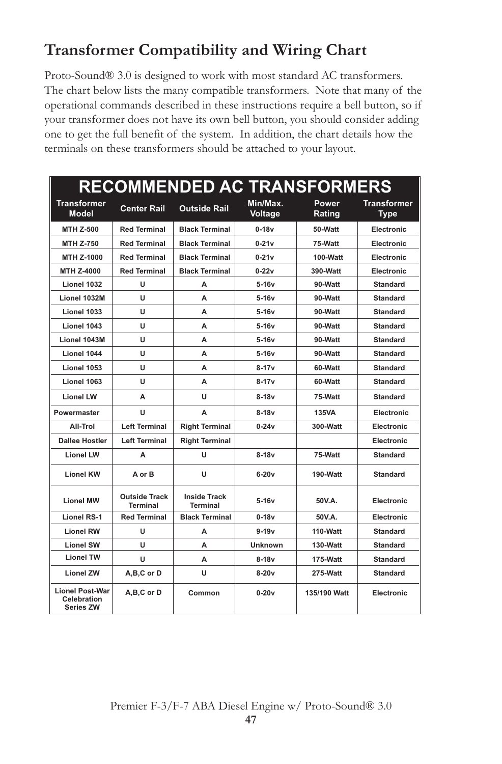# Transformer Compatibility and Wiring Chart

Proto-Sound® 3.0 is designed to work with most standard AC transformers. The chart below lists the many compatible transformers. Note that many of the operational commands described in these instructions require a bell button, so if your transformer does not have its own bell button, you should consider adding one to get the full benefit of the system. In addition, the chart details how the terminals on these transformers should be attached to your layout.

**RECOMMENDED AC TRANSFORMERS**

| Transformer Model | Center Rail | Outside Rail | Min/Max. Voltage | Power Rating | Transformer Type |
|---|---|---|---|---|---|
| MTH Z-500 | Red Terminal | Black Terminal | 0-18v | 50-Watt | Electronic |
| MTH Z-750 | Red Terminal | Black Terminal | 0-21v | 75-Watt | Electronic |
| MTH Z-1000 | Red Terminal | Black Terminal | 0-21v | 100-Watt | Electronic |
| MTH Z-4000 | Red Terminal | Black Terminal | 0-22v | 390-Watt | Electronic |
| Lionel 1032 | U | A | 5-16v | 90-Watt | Standard |
| Lionel 1032M | U | A | 5-16v | 90-Watt | Standard |
| Lionel 1033 | U | A | 5-16v | 90-Watt | Standard |
| Lionel 1043 | U | A | 5-16v | 90-Watt | Standard |
| Lionel 1043M | U | A | 5-16v | 90-Watt | Standard |
| Lionel 1044 | U | A | 5-16v | 90-Watt | Standard |
| Lionel 1053 | U | A | 8-17v | 60-Watt | Standard |
| Lionel 1063 | U | A | 8-17v | 60-Watt | Standard |
| Lionel LW | A | U | 8-18v | 75-Watt | Standard |
| Powermaster | U | A | 8-18v | 135VA | Electronic |
| All-Trol | Left Terminal | Right Terminal | 0-24v | 300-Watt | Electronic |
| Dallee Hostler | Left Terminal | Right Terminal | | | Electronic |
| Lionel LW | A | U | 8-18v | 75-Watt | Standard |
| Lionel KW | A or B | U | 6-20v | 190-Watt | Standard |
| Lionel MW | Outside Track Terminal | Inside Track Terminal | 5-16v | 50V.A. | Electronic |
| Lionel RS-1 | Red Terminal | Black Terminal | 0-18v | 50V.A. | Electronic |
| Lionel RW | U | A | 9-19v | 110-Watt | Standard |
| Lionel SW | U | A | Unknown | 130-Watt | Standard |
| Lionel TW | U | A | 8-18v | 175-Watt | Standard |
| Lionel ZW | A,B,C or D | U | 8-20v | 275-Watt | Standard |
| Lionel Post-War Celebration Series ZW | A,B,C or D | Common | 0-20v | 135/190 Watt | Electronic |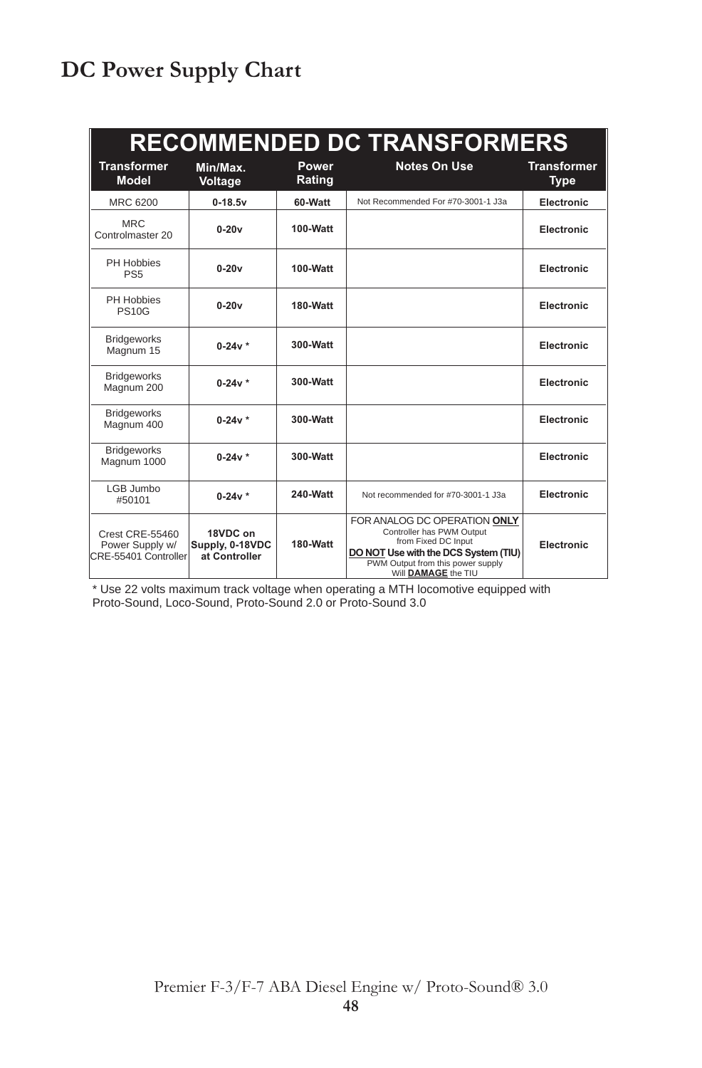# DC Power Supply Chart

| RECOMMENDED DC TRANSFORMERS | | | | |
|---|---|---|---|---|
| **Transformer Model** | **Min/Max. Voltage** | **Power Rating** | **Notes On Use** | **Transformer Type** |
| MRC 6200 | **0-18.5v** | **60-Watt** | Not Recommended For #70-3001-1 J3a | **Electronic** |
| MRC Controlmaster 20 | **0-20v** | **100-Watt** | | **Electronic** |
| PH Hobbies PS5 | **0-20v** | **100-Watt** | | **Electronic** |
| PH Hobbies PS10G | **0-20v** | **180-Watt** | | **Electronic** |
| Bridgeworks Magnum 15 | **0-24v *** | **300-Watt** | | **Electronic** |
| Bridgeworks Magnum 200 | **0-24v *** | **300-Watt** | | **Electronic** |
| Bridgeworks Magnum 400 | **0-24v *** | **300-Watt** | | **Electronic** |
| Bridgeworks Magnum 1000 | **0-24v *** | **300-Watt** | | **Electronic** |
| LGB Jumbo #50101 | **0-24v *** | **240-Watt** | Not recommended for #70-3001-1 J3a | **Electronic** |
| Crest CRE-55460 Power Supply w/ CRE-55401 Controller | **18VDC on Supply, 0-18VDC at Controller** | **180-Watt** | FOR ANALOG DC OPERATION **ONLY** Controller has PWM Output from Fixed DC Input **DO NOT Use with the DCS System (TIU)** PWM Output from this power supply Will **DAMAGE** the TIU | **Electronic** |

* Use 22 volts maximum track voltage when operating a MTH locomotive equipped with Proto-Sound, Loco-Sound, Proto-Sound 2.0 or Proto-Sound 3.0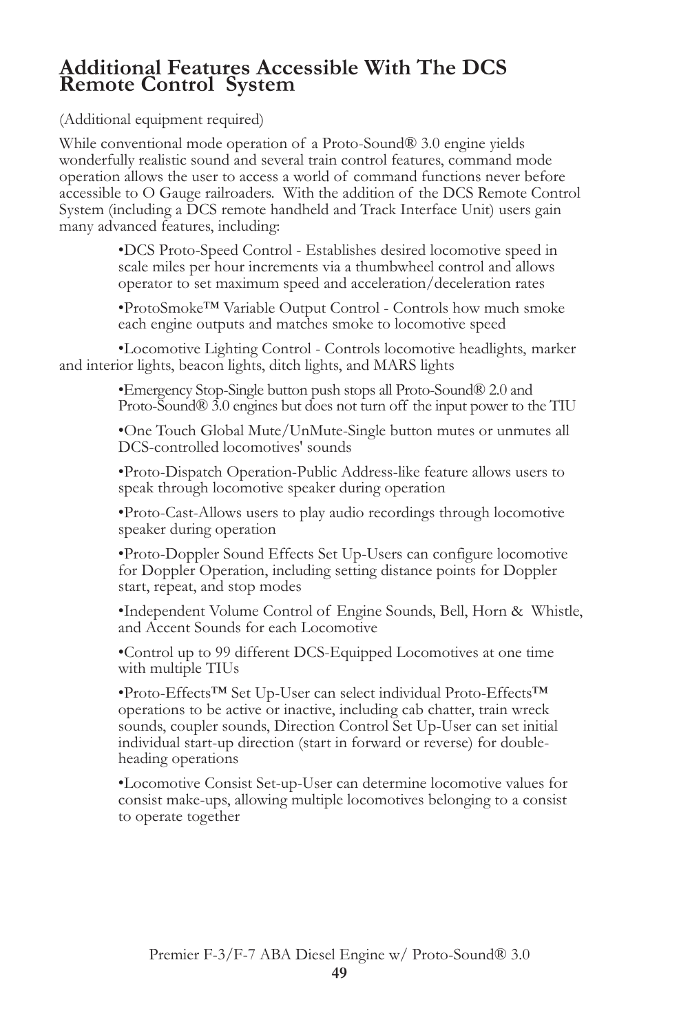## Additional Features Accessible With The DCS Remote Control System

(Additional equipment required)

While conventional mode operation of a Proto-Sound® 3.0 engine yields wonderfully realistic sound and several train control features, command mode operation allows the user to access a world of command functions never before accessible to O Gauge railroaders. With the addition of the DCS Remote Control System (including a DCS remote handheld and Track Interface Unit) users gain many advanced features, including:

- DCS Proto-Speed Control - Establishes desired locomotive speed in scale miles per hour increments via a thumbwheel control and allows operator to set maximum speed and acceleration/deceleration rates
- ProtoSmoke™ Variable Output Control - Controls how much smoke each engine outputs and matches smoke to locomotive speed
- Locomotive Lighting Control - Controls locomotive headlights, marker and interior lights, beacon lights, ditch lights, and MARS lights
- Emergency Stop-Single button push stops all Proto-Sound® 2.0 and Proto-Sound® 3.0 engines but does not turn off the input power to the TIU
- One Touch Global Mute/UnMute-Single button mutes or unmutes all DCS-controlled locomotives' sounds
- Proto-Dispatch Operation-Public Address-like feature allows users to speak through locomotive speaker during operation
- Proto-Cast-Allows users to play audio recordings through locomotive speaker during operation
- Proto-Doppler Sound Effects Set Up-Users can configure locomotive for Doppler Operation, including setting distance points for Doppler start, repeat, and stop modes
- Independent Volume Control of Engine Sounds, Bell, Horn & Whistle, and Accent Sounds for each Locomotive
- Control up to 99 different DCS-Equipped Locomotives at one time with multiple TIUs
- Proto-Effects™ Set Up-User can select individual Proto-Effects™ operations to be active or inactive, including cab chatter, train wreck sounds, coupler sounds, Direction Control Set Up-User can set initial individual start-up direction (start in forward or reverse) for double-heading operations
- Locomotive Consist Set-up-User can determine locomotive values for consist make-ups, allowing multiple locomotives belonging to a consist to operate together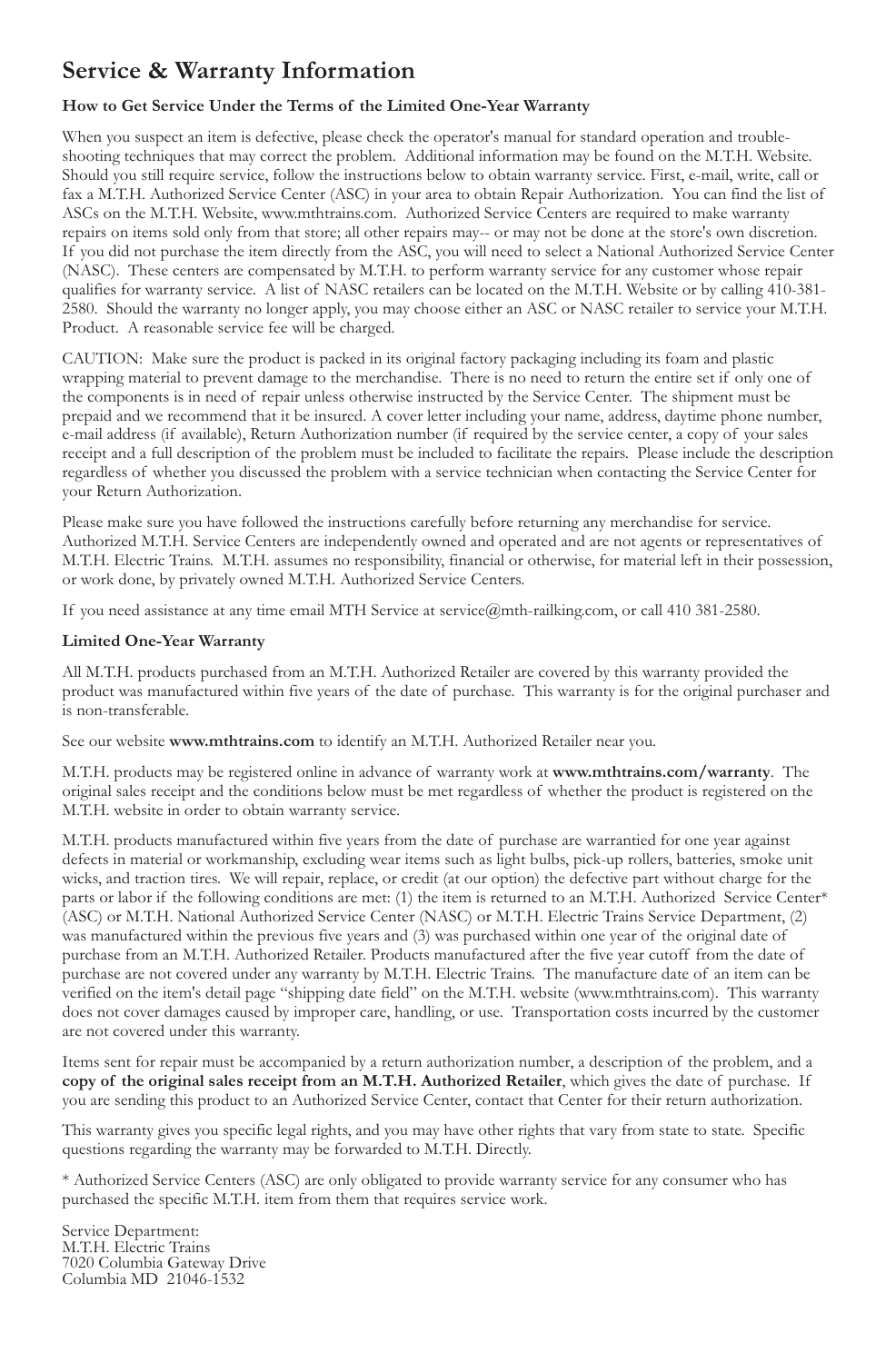# Service & Warranty Information

**How to Get Service Under the Terms of the Limited One-Year Warranty**

When you suspect an item is defective, please check the operator's manual for standard operation and trouble-shooting techniques that may correct the problem. Additional information may be found on the M.T.H. Website. Should you still require service, follow the instructions below to obtain warranty service. First, e-mail, write, call or fax a M.T.H. Authorized Service Center (ASC) in your area to obtain Repair Authorization. You can find the list of ASCs on the M.T.H. Website, www.mthtrains.com. Authorized Service Centers are required to make warranty repairs on items sold only from that store; all other repairs may-- or may not be done at the store's own discretion. If you did not purchase the item directly from the ASC, you will need to select a National Authorized Service Center (NASC). These centers are compensated by M.T.H. to perform warranty service for any customer whose repair qualifies for warranty service. A list of NASC retailers can be located on the M.T.H. Website or by calling 410-381-2580. Should the warranty no longer apply, you may choose either an ASC or NASC retailer to service your M.T.H. Product. A reasonable service fee will be charged.

CAUTION: Make sure the product is packed in its original factory packaging including its foam and plastic wrapping material to prevent damage to the merchandise. There is no need to return the entire set if only one of the components is in need of repair unless otherwise instructed by the Service Center. The shipment must be prepaid and we recommend that it be insured. A cover letter including your name, address, daytime phone number, e-mail address (if available), Return Authorization number (if required by the service center, a copy of your sales receipt and a full description of the problem must be included to facilitate the repairs. Please include the description regardless of whether you discussed the problem with a service technician when contacting the Service Center for your Return Authorization.

Please make sure you have followed the instructions carefully before returning any merchandise for service. Authorized M.T.H. Service Centers are independently owned and operated and are not agents or representatives of M.T.H. Electric Trains. M.T.H. assumes no responsibility, financial or otherwise, for material left in their possession, or work done, by privately owned M.T.H. Authorized Service Centers.

If you need assistance at any time email MTH Service at service@mth-railking.com, or call 410 381-2580.

**Limited One-Year Warranty**

All M.T.H. products purchased from an M.T.H. Authorized Retailer are covered by this warranty provided the product was manufactured within five years of the date of purchase. This warranty is for the original purchaser and is non-transferable.

See our website **www.mthtrains.com** to identify an M.T.H. Authorized Retailer near you.

M.T.H. products may be registered online in advance of warranty work at **www.mthtrains.com/warranty**. The original sales receipt and the conditions below must be met regardless of whether the product is registered on the M.T.H. website in order to obtain warranty service.

M.T.H. products manufactured within five years from the date of purchase are warrantied for one year against defects in material or workmanship, excluding wear items such as light bulbs, pick-up rollers, batteries, smoke unit wicks, and traction tires. We will repair, replace, or credit (at our option) the defective part without charge for the parts or labor if the following conditions are met: (1) the item is returned to an M.T.H. Authorized Service Center* (ASC) or M.T.H. National Authorized Service Center (NASC) or M.T.H. Electric Trains Service Department, (2) was manufactured within the previous five years and (3) was purchased within one year of the original date of purchase from an M.T.H. Authorized Retailer. Products manufactured after the five year cutoff from the date of purchase are not covered under any warranty by M.T.H. Electric Trains. The manufacture date of an item can be verified on the item's detail page "shipping date field" on the M.T.H. website (www.mthtrains.com). This warranty does not cover damages caused by improper care, handling, or use. Transportation costs incurred by the customer are not covered under this warranty.

Items sent for repair must be accompanied by a return authorization number, a description of the problem, and a **copy of the original sales receipt from an M.T.H. Authorized Retailer**, which gives the date of purchase. If you are sending this product to an Authorized Service Center, contact that Center for their return authorization.

This warranty gives you specific legal rights, and you may have other rights that vary from state to state. Specific questions regarding the warranty may be forwarded to M.T.H. Directly.

* Authorized Service Centers (ASC) are only obligated to provide warranty service for any consumer who has purchased the specific M.T.H. item from them that requires service work.

Service Department:
M.T.H. Electric Trains
7020 Columbia Gateway Drive
Columbia MD 21046-1532